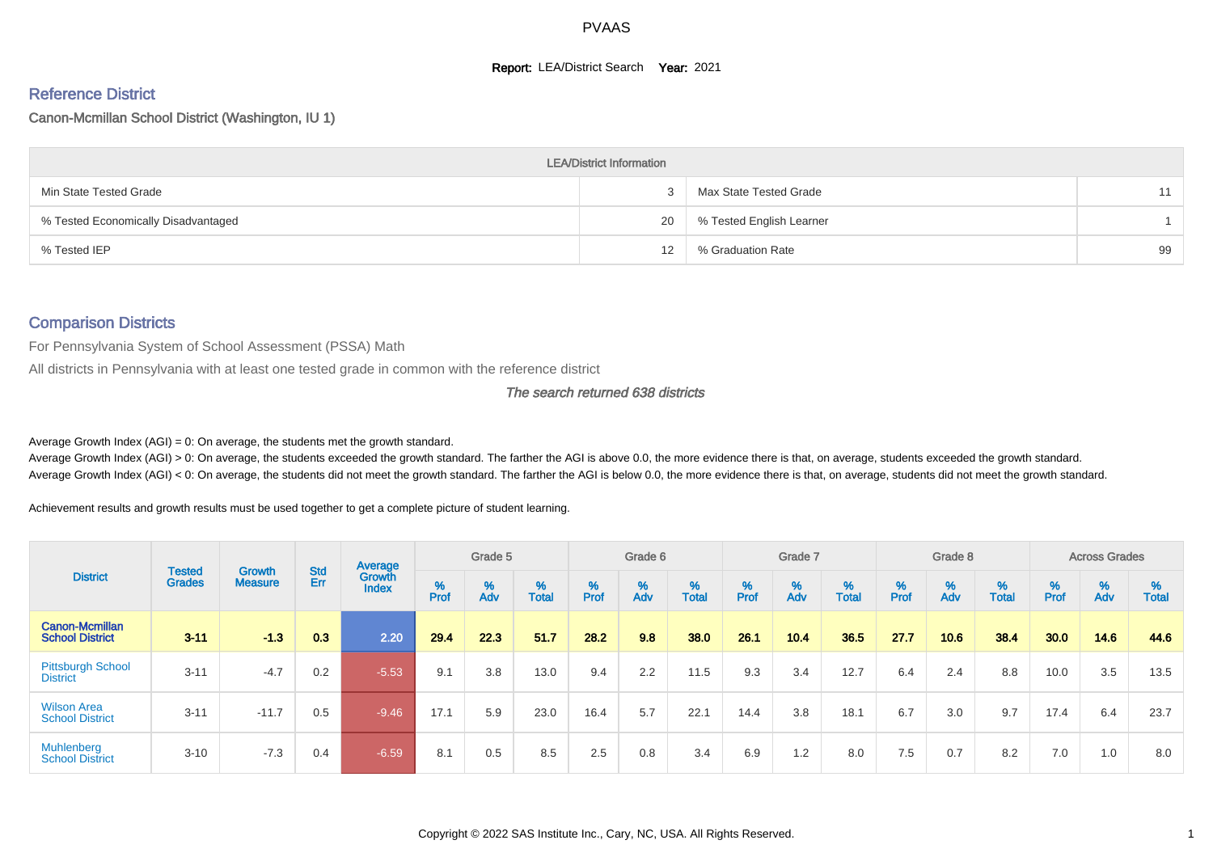# PVAAS

**Report:** LEA/District Search **Year:** 2021

## Reference District

Canon-Mcmillan School District (Washington, IU 1)

| LEA/District Information | | | |
|---|---|---|---|
| Min State Tested Grade | 3 | Max State Tested Grade | 11 |
| % Tested Economically Disadvantaged | 20 | % Tested English Learner | 1 |
| % Tested IEP | 12 | % Graduation Rate | 99 |

## Comparison Districts

For Pennsylvania System of School Assessment (PSSA) Math

All districts in Pennsylvania with at least one tested grade in common with the reference district

*The search returned 638 districts*

Average Growth Index (AGI) = 0: On average, the students met the growth standard.

Average Growth Index (AGI) > 0: On average, the students exceeded the growth standard. The farther the AGI is above 0.0, the more evidence there is that, on average, students exceeded the growth standard.

Average Growth Index (AGI) < 0: On average, the students did not meet the growth standard. The farther the AGI is below 0.0, the more evidence there is that, on average, students did not meet the growth standard.

Achievement results and growth results must be used together to get a complete picture of student learning.

| District | Tested Grades | Growth Measure | Std Err | Average Growth Index | Grade 5 | | | Grade 6 | | | Grade 7 | | | Grade 8 | | | Across Grades | | |
|---|---|---|---|---|---|---|---|---|---|---|---|---|---|---|---|---|---|---|---|
| | | | | | % Prof | % Adv | % Total | % Prof | % Adv | % Total | % Prof | % Adv | % Total | % Prof | % Adv | % Total | % Prof | % Adv | % Total |
| **Canon-Mcmillan School District** | **3-11** | **-1.3** | **0.3** | **2.20** | **29.4** | **22.3** | **51.7** | **28.2** | **9.8** | **38.0** | **26.1** | **10.4** | **36.5** | **27.7** | **10.6** | **38.4** | **30.0** | **14.6** | **44.6** |
| Pittsburgh School District | 3-11 | -4.7 | 0.2 | -5.53 | 9.1 | 3.8 | 13.0 | 9.4 | 2.2 | 11.5 | 9.3 | 3.4 | 12.7 | 6.4 | 2.4 | 8.8 | 10.0 | 3.5 | 13.5 |
| Wilson Area School District | 3-11 | -11.7 | 0.5 | -9.46 | 17.1 | 5.9 | 23.0 | 16.4 | 5.7 | 22.1 | 14.4 | 3.8 | 18.1 | 6.7 | 3.0 | 9.7 | 17.4 | 6.4 | 23.7 |
| Muhlenberg School District | 3-10 | -7.3 | 0.4 | -6.59 | 8.1 | 0.5 | 8.5 | 2.5 | 0.8 | 3.4 | 6.9 | 1.2 | 8.0 | 7.5 | 0.7 | 8.2 | 7.0 | 1.0 | 8.0 |

Copyright © 2022 SAS Institute Inc., Cary, NC, USA. All Rights Reserved.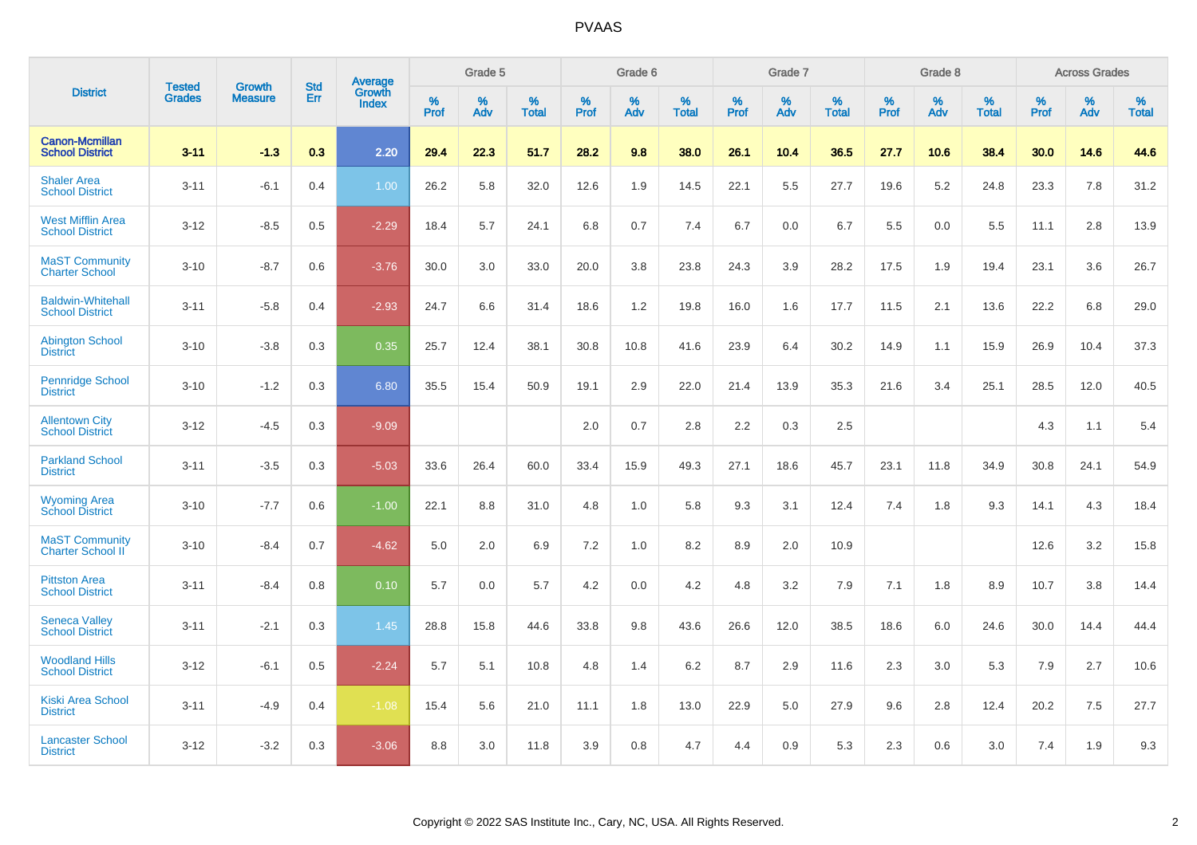# PVAAS

| District | Tested Grades | Growth Measure | Std Err | Average Growth Index | Grade 5 | | | Grade 6 | | | Grade 7 | | | Grade 8 | | | Across Grades | | |
|---|---|---|---|---|---|---|---|---|---|---|---|---|---|---|---|---|---|---|---|
| | | | | | % Prof | % Adv | % Total | % Prof | % Adv | % Total | % Prof | % Adv | % Total | % Prof | % Adv | % Total | % Prof | % Adv | % Total |
| **Canon-Mcmillan School District** | **3-11** | **-1.3** | **0.3** | **2.20** | **29.4** | **22.3** | **51.7** | **28.2** | **9.8** | **38.0** | **26.1** | **10.4** | **36.5** | **27.7** | **10.6** | **38.4** | **30.0** | **14.6** | **44.6** |
| Shaler Area School District | 3-11 | -6.1 | 0.4 | 1.00 | 26.2 | 5.8 | 32.0 | 12.6 | 1.9 | 14.5 | 22.1 | 5.5 | 27.7 | 19.6 | 5.2 | 24.8 | 23.3 | 7.8 | 31.2 |
| West Mifflin Area School District | 3-12 | -8.5 | 0.5 | -2.29 | 18.4 | 5.7 | 24.1 | 6.8 | 0.7 | 7.4 | 6.7 | 0.0 | 6.7 | 5.5 | 0.0 | 5.5 | 11.1 | 2.8 | 13.9 |
| MaST Community Charter School | 3-10 | -8.7 | 0.6 | -3.76 | 30.0 | 3.0 | 33.0 | 20.0 | 3.8 | 23.8 | 24.3 | 3.9 | 28.2 | 17.5 | 1.9 | 19.4 | 23.1 | 3.6 | 26.7 |
| Baldwin-Whitehall School District | 3-11 | -5.8 | 0.4 | -2.93 | 24.7 | 6.6 | 31.4 | 18.6 | 1.2 | 19.8 | 16.0 | 1.6 | 17.7 | 11.5 | 2.1 | 13.6 | 22.2 | 6.8 | 29.0 |
| Abington School District | 3-10 | -3.8 | 0.3 | 0.35 | 25.7 | 12.4 | 38.1 | 30.8 | 10.8 | 41.6 | 23.9 | 6.4 | 30.2 | 14.9 | 1.1 | 15.9 | 26.9 | 10.4 | 37.3 |
| Pennridge School District | 3-10 | -1.2 | 0.3 | 6.80 | 35.5 | 15.4 | 50.9 | 19.1 | 2.9 | 22.0 | 21.4 | 13.9 | 35.3 | 21.6 | 3.4 | 25.1 | 28.5 | 12.0 | 40.5 |
| Allentown City School District | 3-12 | -4.5 | 0.3 | -9.09 | | | | 2.0 | 0.7 | 2.8 | 2.2 | 0.3 | 2.5 | | | | 4.3 | 1.1 | 5.4 |
| Parkland School District | 3-11 | -3.5 | 0.3 | -5.03 | 33.6 | 26.4 | 60.0 | 33.4 | 15.9 | 49.3 | 27.1 | 18.6 | 45.7 | 23.1 | 11.8 | 34.9 | 30.8 | 24.1 | 54.9 |
| Wyoming Area School District | 3-10 | -7.7 | 0.6 | -1.00 | 22.1 | 8.8 | 31.0 | 4.8 | 1.0 | 5.8 | 9.3 | 3.1 | 12.4 | 7.4 | 1.8 | 9.3 | 14.1 | 4.3 | 18.4 |
| MaST Community Charter School II | 3-10 | -8.4 | 0.7 | -4.62 | 5.0 | 2.0 | 6.9 | 7.2 | 1.0 | 8.2 | 8.9 | 2.0 | 10.9 | | | | 12.6 | 3.2 | 15.8 |
| Pittston Area School District | 3-11 | -8.4 | 0.8 | 0.10 | 5.7 | 0.0 | 5.7 | 4.2 | 0.0 | 4.2 | 4.8 | 3.2 | 7.9 | 7.1 | 1.8 | 8.9 | 10.7 | 3.8 | 14.4 |
| Seneca Valley School District | 3-11 | -2.1 | 0.3 | 1.45 | 28.8 | 15.8 | 44.6 | 33.8 | 9.8 | 43.6 | 26.6 | 12.0 | 38.5 | 18.6 | 6.0 | 24.6 | 30.0 | 14.4 | 44.4 |
| Woodland Hills School District | 3-12 | -6.1 | 0.5 | -2.24 | 5.7 | 5.1 | 10.8 | 4.8 | 1.4 | 6.2 | 8.7 | 2.9 | 11.6 | 2.3 | 3.0 | 5.3 | 7.9 | 2.7 | 10.6 |
| Kiski Area School District | 3-11 | -4.9 | 0.4 | -1.08 | 15.4 | 5.6 | 21.0 | 11.1 | 1.8 | 13.0 | 22.9 | 5.0 | 27.9 | 9.6 | 2.8 | 12.4 | 20.2 | 7.5 | 27.7 |
| Lancaster School District | 3-12 | -3.2 | 0.3 | -3.06 | 8.8 | 3.0 | 11.8 | 3.9 | 0.8 | 4.7 | 4.4 | 0.9 | 5.3 | 2.3 | 0.6 | 3.0 | 7.4 | 1.9 | 9.3 |

Copyright © 2022 SAS Institute Inc., Cary, NC, USA. All Rights Reserved.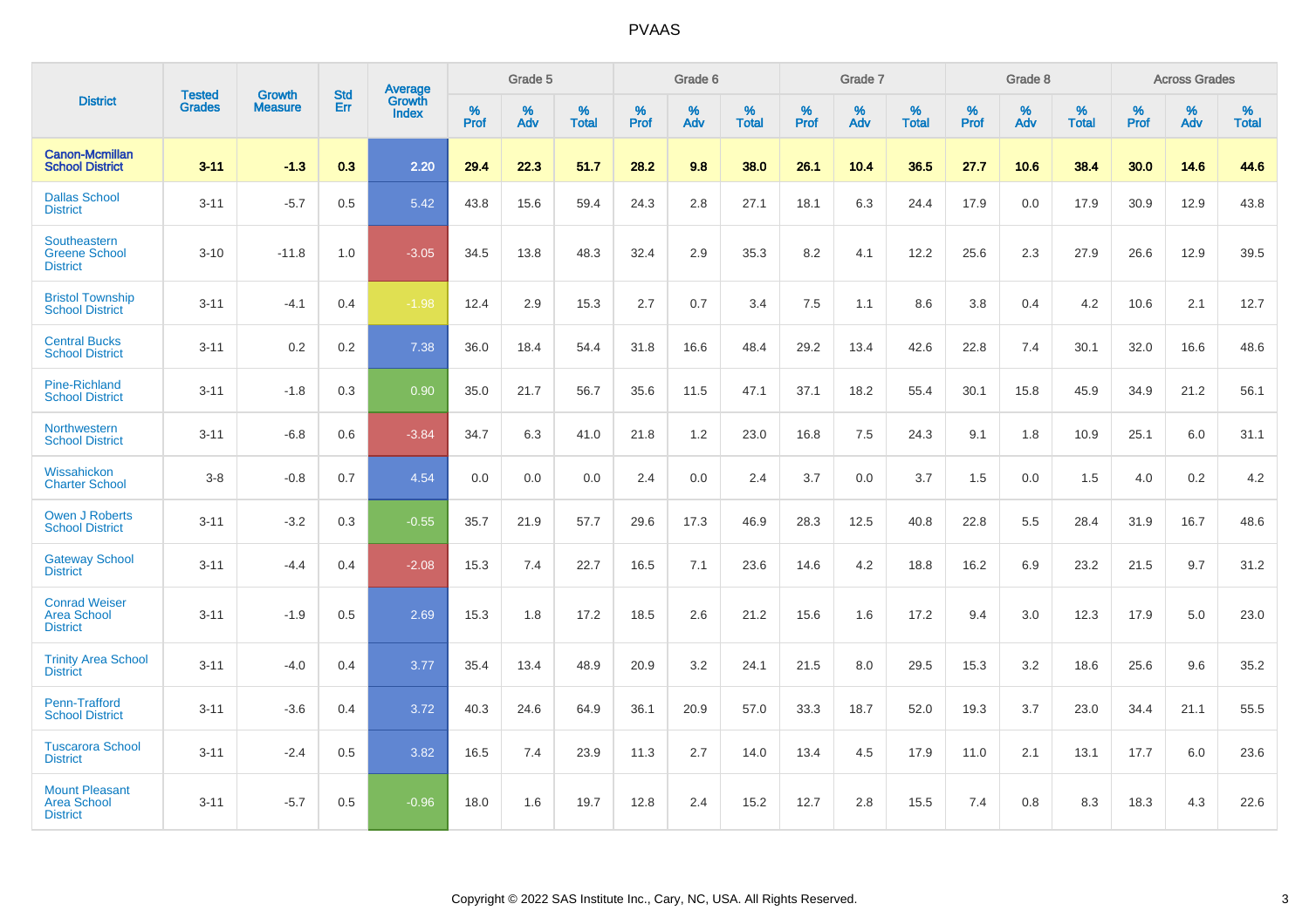# PVAAS

| District | Tested Grades | Growth Measure | Std Err | Average Growth Index | Grade 5 | | | Grade 6 | | | Grade 7 | | | Grade 8 | | | Across Grades | | |
|---|---|---|---|---|---|---|---|---|---|---|---|---|---|---|---|---|---|---|---|
| | | | | | % Prof | % Adv | % Total | % Prof | % Adv | % Total | % Prof | % Adv | % Total | % Prof | % Adv | % Total | % Prof | % Adv | % Total |
| **Canon-Mcmillan School District** | **3-11** | **-1.3** | **0.3** | **2.20** | **29.4** | **22.3** | **51.7** | **28.2** | **9.8** | **38.0** | **26.1** | **10.4** | **36.5** | **27.7** | **10.6** | **38.4** | **30.0** | **14.6** | **44.6** |
| Dallas School District | 3-11 | -5.7 | 0.5 | 5.42 | 43.8 | 15.6 | 59.4 | 24.3 | 2.8 | 27.1 | 18.1 | 6.3 | 24.4 | 17.9 | 0.0 | 17.9 | 30.9 | 12.9 | 43.8 |
| Southeastern Greene School District | 3-10 | -11.8 | 1.0 | -3.05 | 34.5 | 13.8 | 48.3 | 32.4 | 2.9 | 35.3 | 8.2 | 4.1 | 12.2 | 25.6 | 2.3 | 27.9 | 26.6 | 12.9 | 39.5 |
| Bristol Township School District | 3-11 | -4.1 | 0.4 | -1.98 | 12.4 | 2.9 | 15.3 | 2.7 | 0.7 | 3.4 | 7.5 | 1.1 | 8.6 | 3.8 | 0.4 | 4.2 | 10.6 | 2.1 | 12.7 |
| Central Bucks School District | 3-11 | 0.2 | 0.2 | 7.38 | 36.0 | 18.4 | 54.4 | 31.8 | 16.6 | 48.4 | 29.2 | 13.4 | 42.6 | 22.8 | 7.4 | 30.1 | 32.0 | 16.6 | 48.6 |
| Pine-Richland School District | 3-11 | -1.8 | 0.3 | 0.90 | 35.0 | 21.7 | 56.7 | 35.6 | 11.5 | 47.1 | 37.1 | 18.2 | 55.4 | 30.1 | 15.8 | 45.9 | 34.9 | 21.2 | 56.1 |
| Northwestern School District | 3-11 | -6.8 | 0.6 | -3.84 | 34.7 | 6.3 | 41.0 | 21.8 | 1.2 | 23.0 | 16.8 | 7.5 | 24.3 | 9.1 | 1.8 | 10.9 | 25.1 | 6.0 | 31.1 |
| Wissahickon Charter School | 3-8 | -0.8 | 0.7 | 4.54 | 0.0 | 0.0 | 0.0 | 2.4 | 0.0 | 2.4 | 3.7 | 0.0 | 3.7 | 1.5 | 0.0 | 1.5 | 4.0 | 0.2 | 4.2 |
| Owen J Roberts School District | 3-11 | -3.2 | 0.3 | -0.55 | 35.7 | 21.9 | 57.7 | 29.6 | 17.3 | 46.9 | 28.3 | 12.5 | 40.8 | 22.8 | 5.5 | 28.4 | 31.9 | 16.7 | 48.6 |
| Gateway School District | 3-11 | -4.4 | 0.4 | -2.08 | 15.3 | 7.4 | 22.7 | 16.5 | 7.1 | 23.6 | 14.6 | 4.2 | 18.8 | 16.2 | 6.9 | 23.2 | 21.5 | 9.7 | 31.2 |
| Conrad Weiser Area School District | 3-11 | -1.9 | 0.5 | 2.69 | 15.3 | 1.8 | 17.2 | 18.5 | 2.6 | 21.2 | 15.6 | 1.6 | 17.2 | 9.4 | 3.0 | 12.3 | 17.9 | 5.0 | 23.0 |
| Trinity Area School District | 3-11 | -4.0 | 0.4 | 3.77 | 35.4 | 13.4 | 48.9 | 20.9 | 3.2 | 24.1 | 21.5 | 8.0 | 29.5 | 15.3 | 3.2 | 18.6 | 25.6 | 9.6 | 35.2 |
| Penn-Trafford School District | 3-11 | -3.6 | 0.4 | 3.72 | 40.3 | 24.6 | 64.9 | 36.1 | 20.9 | 57.0 | 33.3 | 18.7 | 52.0 | 19.3 | 3.7 | 23.0 | 34.4 | 21.1 | 55.5 |
| Tuscarora School District | 3-11 | -2.4 | 0.5 | 3.82 | 16.5 | 7.4 | 23.9 | 11.3 | 2.7 | 14.0 | 13.4 | 4.5 | 17.9 | 11.0 | 2.1 | 13.1 | 17.7 | 6.0 | 23.6 |
| Mount Pleasant Area School District | 3-11 | -5.7 | 0.5 | -0.96 | 18.0 | 1.6 | 19.7 | 12.8 | 2.4 | 15.2 | 12.7 | 2.8 | 15.5 | 7.4 | 0.8 | 8.3 | 18.3 | 4.3 | 22.6 |

Copyright © 2022 SAS Institute Inc., Cary, NC, USA. All Rights Reserved.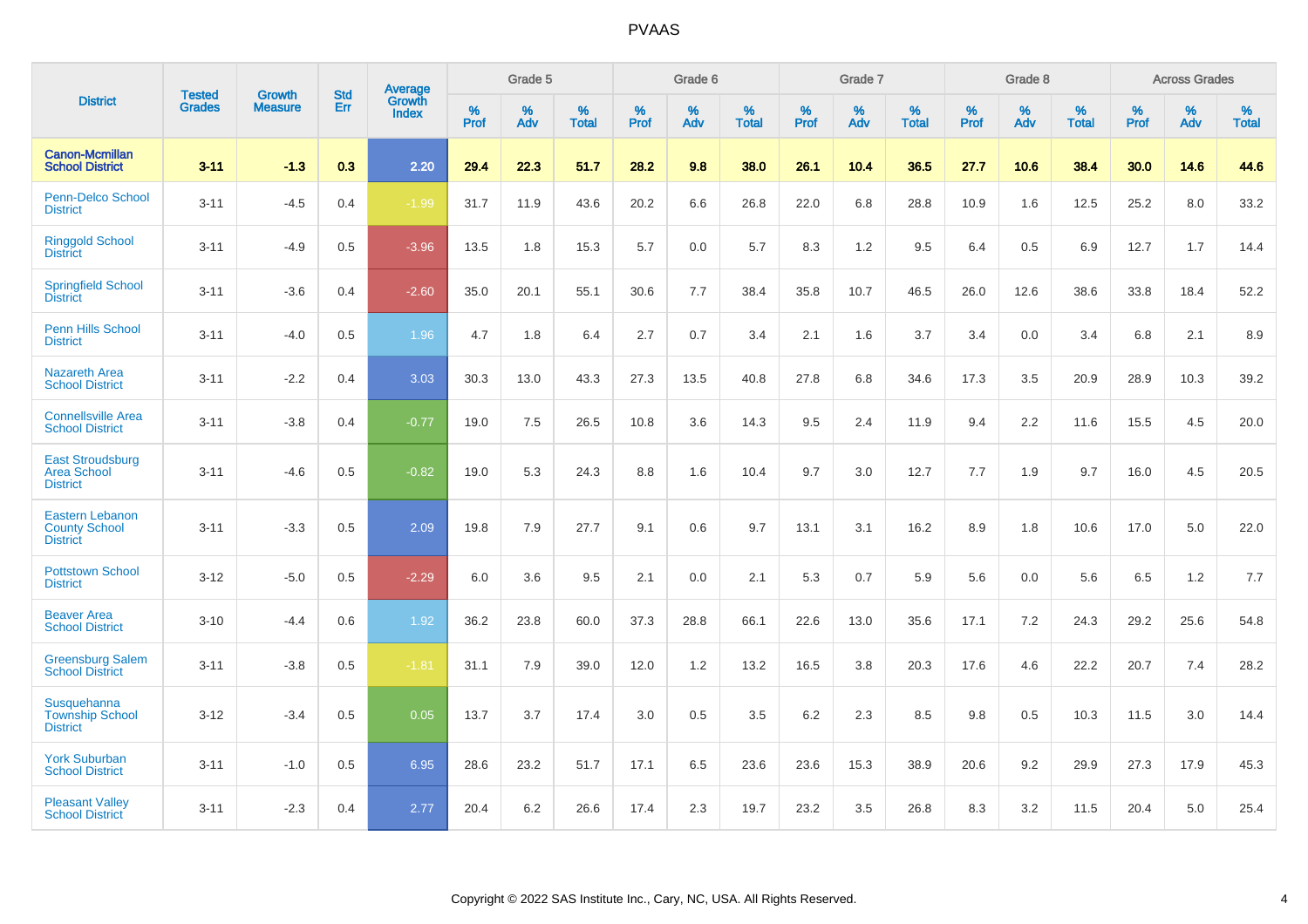# PVAAS

| District | Tested Grades | Growth Measure | Std Err | Average Growth Index | Grade 5 | | | Grade 6 | | | Grade 7 | | | Grade 8 | | | Across Grades | | |
|---|---|---|---|---|---|---|---|---|---|---|---|---|---|---|---|---|---|---|---|
| | | | | | % Prof | % Adv | % Total | % Prof | % Adv | % Total | % Prof | % Adv | % Total | % Prof | % Adv | % Total | % Prof | % Adv | % Total |
| **Canon-Mcmillan School District** | **3-11** | **-1.3** | **0.3** | **2.20** | **29.4** | **22.3** | **51.7** | **28.2** | **9.8** | **38.0** | **26.1** | **10.4** | **36.5** | **27.7** | **10.6** | **38.4** | **30.0** | **14.6** | **44.6** |
| Penn-Delco School District | 3-11 | -4.5 | 0.4 | -1.99 | 31.7 | 11.9 | 43.6 | 20.2 | 6.6 | 26.8 | 22.0 | 6.8 | 28.8 | 10.9 | 1.6 | 12.5 | 25.2 | 8.0 | 33.2 |
| Ringgold School District | 3-11 | -4.9 | 0.5 | -3.96 | 13.5 | 1.8 | 15.3 | 5.7 | 0.0 | 5.7 | 8.3 | 1.2 | 9.5 | 6.4 | 0.5 | 6.9 | 12.7 | 1.7 | 14.4 |
| Springfield School District | 3-11 | -3.6 | 0.4 | -2.60 | 35.0 | 20.1 | 55.1 | 30.6 | 7.7 | 38.4 | 35.8 | 10.7 | 46.5 | 26.0 | 12.6 | 38.6 | 33.8 | 18.4 | 52.2 |
| Penn Hills School District | 3-11 | -4.0 | 0.5 | 1.96 | 4.7 | 1.8 | 6.4 | 2.7 | 0.7 | 3.4 | 2.1 | 1.6 | 3.7 | 3.4 | 0.0 | 3.4 | 6.8 | 2.1 | 8.9 |
| Nazareth Area School District | 3-11 | -2.2 | 0.4 | 3.03 | 30.3 | 13.0 | 43.3 | 27.3 | 13.5 | 40.8 | 27.8 | 6.8 | 34.6 | 17.3 | 3.5 | 20.9 | 28.9 | 10.3 | 39.2 |
| Connellsville Area School District | 3-11 | -3.8 | 0.4 | -0.77 | 19.0 | 7.5 | 26.5 | 10.8 | 3.6 | 14.3 | 9.5 | 2.4 | 11.9 | 9.4 | 2.2 | 11.6 | 15.5 | 4.5 | 20.0 |
| East Stroudsburg Area School District | 3-11 | -4.6 | 0.5 | -0.82 | 19.0 | 5.3 | 24.3 | 8.8 | 1.6 | 10.4 | 9.7 | 3.0 | 12.7 | 7.7 | 1.9 | 9.7 | 16.0 | 4.5 | 20.5 |
| Eastern Lebanon County School District | 3-11 | -3.3 | 0.5 | 2.09 | 19.8 | 7.9 | 27.7 | 9.1 | 0.6 | 9.7 | 13.1 | 3.1 | 16.2 | 8.9 | 1.8 | 10.6 | 17.0 | 5.0 | 22.0 |
| Pottstown School District | 3-12 | -5.0 | 0.5 | -2.29 | 6.0 | 3.6 | 9.5 | 2.1 | 0.0 | 2.1 | 5.3 | 0.7 | 5.9 | 5.6 | 0.0 | 5.6 | 6.5 | 1.2 | 7.7 |
| Beaver Area School District | 3-10 | -4.4 | 0.6 | 1.92 | 36.2 | 23.8 | 60.0 | 37.3 | 28.8 | 66.1 | 22.6 | 13.0 | 35.6 | 17.1 | 7.2 | 24.3 | 29.2 | 25.6 | 54.8 |
| Greensburg Salem School District | 3-11 | -3.8 | 0.5 | -1.81 | 31.1 | 7.9 | 39.0 | 12.0 | 1.2 | 13.2 | 16.5 | 3.8 | 20.3 | 17.6 | 4.6 | 22.2 | 20.7 | 7.4 | 28.2 |
| Susquehanna Township School District | 3-12 | -3.4 | 0.5 | 0.05 | 13.7 | 3.7 | 17.4 | 3.0 | 0.5 | 3.5 | 6.2 | 2.3 | 8.5 | 9.8 | 0.5 | 10.3 | 11.5 | 3.0 | 14.4 |
| York Suburban School District | 3-11 | -1.0 | 0.5 | 6.95 | 28.6 | 23.2 | 51.7 | 17.1 | 6.5 | 23.6 | 23.6 | 15.3 | 38.9 | 20.6 | 9.2 | 29.9 | 27.3 | 17.9 | 45.3 |
| Pleasant Valley School District | 3-11 | -2.3 | 0.4 | 2.77 | 20.4 | 6.2 | 26.6 | 17.4 | 2.3 | 19.7 | 23.2 | 3.5 | 26.8 | 8.3 | 3.2 | 11.5 | 20.4 | 5.0 | 25.4 |

Copyright © 2022 SAS Institute Inc., Cary, NC, USA. All Rights Reserved.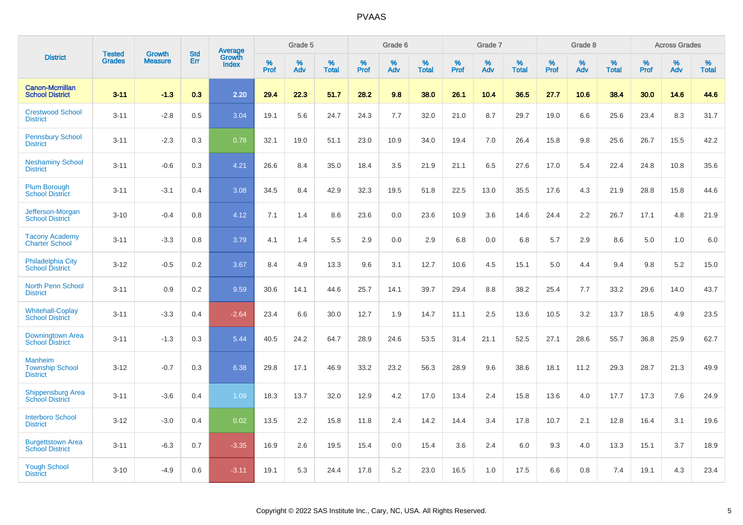# PVAAS

| District | Tested Grades | Growth Measure | Std Err | Average Growth Index | Grade 5 | | | Grade 6 | | | Grade 7 | | | Grade 8 | | | Across Grades | | |
|---|---|---|---|---|---|---|---|---|---|---|---|---|---|---|---|---|---|---|---|
| | | | | | % Prof | % Adv | % Total | % Prof | % Adv | % Total | % Prof | % Adv | % Total | % Prof | % Adv | % Total | % Prof | % Adv | % Total |
| **Canon-Mcmillan School District** | **3-11** | **-1.3** | **0.3** | **2.20** | **29.4** | **22.3** | **51.7** | **28.2** | **9.8** | **38.0** | **26.1** | **10.4** | **36.5** | **27.7** | **10.6** | **38.4** | **30.0** | **14.6** | **44.6** |
| Crestwood School District | 3-11 | -2.8 | 0.5 | 3.04 | 19.1 | 5.6 | 24.7 | 24.3 | 7.7 | 32.0 | 21.0 | 8.7 | 29.7 | 19.0 | 6.6 | 25.6 | 23.4 | 8.3 | 31.7 |
| Pennsbury School District | 3-11 | -2.3 | 0.3 | 0.78 | 32.1 | 19.0 | 51.1 | 23.0 | 10.9 | 34.0 | 19.4 | 7.0 | 26.4 | 15.8 | 9.8 | 25.6 | 26.7 | 15.5 | 42.2 |
| Neshaminy School District | 3-11 | -0.6 | 0.3 | 4.21 | 26.6 | 8.4 | 35.0 | 18.4 | 3.5 | 21.9 | 21.1 | 6.5 | 27.6 | 17.0 | 5.4 | 22.4 | 24.8 | 10.8 | 35.6 |
| Plum Borough School District | 3-11 | -3.1 | 0.4 | 3.08 | 34.5 | 8.4 | 42.9 | 32.3 | 19.5 | 51.8 | 22.5 | 13.0 | 35.5 | 17.6 | 4.3 | 21.9 | 28.8 | 15.8 | 44.6 |
| Jefferson-Morgan School District | 3-10 | -0.4 | 0.8 | 4.12 | 7.1 | 1.4 | 8.6 | 23.6 | 0.0 | 23.6 | 10.9 | 3.6 | 14.6 | 24.4 | 2.2 | 26.7 | 17.1 | 4.8 | 21.9 |
| Tacony Academy Charter School | 3-11 | -3.3 | 0.8 | 3.79 | 4.1 | 1.4 | 5.5 | 2.9 | 0.0 | 2.9 | 6.8 | 0.0 | 6.8 | 5.7 | 2.9 | 8.6 | 5.0 | 1.0 | 6.0 |
| Philadelphia City School District | 3-12 | -0.5 | 0.2 | 3.67 | 8.4 | 4.9 | 13.3 | 9.6 | 3.1 | 12.7 | 10.6 | 4.5 | 15.1 | 5.0 | 4.4 | 9.4 | 9.8 | 5.2 | 15.0 |
| North Penn School District | 3-11 | 0.9 | 0.2 | 9.59 | 30.6 | 14.1 | 44.6 | 25.7 | 14.1 | 39.7 | 29.4 | 8.8 | 38.2 | 25.4 | 7.7 | 33.2 | 29.6 | 14.0 | 43.7 |
| Whitehall-Coplay School District | 3-11 | -3.3 | 0.4 | -2.64 | 23.4 | 6.6 | 30.0 | 12.7 | 1.9 | 14.7 | 11.1 | 2.5 | 13.6 | 10.5 | 3.2 | 13.7 | 18.5 | 4.9 | 23.5 |
| Downingtown Area School District | 3-11 | -1.3 | 0.3 | 5.44 | 40.5 | 24.2 | 64.7 | 28.9 | 24.6 | 53.5 | 31.4 | 21.1 | 52.5 | 27.1 | 28.6 | 55.7 | 36.8 | 25.9 | 62.7 |
| Manheim Township School District | 3-12 | -0.7 | 0.3 | 6.38 | 29.8 | 17.1 | 46.9 | 33.2 | 23.2 | 56.3 | 28.9 | 9.6 | 38.6 | 18.1 | 11.2 | 29.3 | 28.7 | 21.3 | 49.9 |
| Shippensburg Area School District | 3-11 | -3.6 | 0.4 | 1.09 | 18.3 | 13.7 | 32.0 | 12.9 | 4.2 | 17.0 | 13.4 | 2.4 | 15.8 | 13.6 | 4.0 | 17.7 | 17.3 | 7.6 | 24.9 |
| Interboro School District | 3-12 | -3.0 | 0.4 | 0.02 | 13.5 | 2.2 | 15.8 | 11.8 | 2.4 | 14.2 | 14.4 | 3.4 | 17.8 | 10.7 | 2.1 | 12.8 | 16.4 | 3.1 | 19.6 |
| Burgettstown Area School District | 3-11 | -6.3 | 0.7 | -3.35 | 16.9 | 2.6 | 19.5 | 15.4 | 0.0 | 15.4 | 3.6 | 2.4 | 6.0 | 9.3 | 4.0 | 13.3 | 15.1 | 3.7 | 18.9 |
| Yough School District | 3-10 | -4.9 | 0.6 | -3.11 | 19.1 | 5.3 | 24.4 | 17.8 | 5.2 | 23.0 | 16.5 | 1.0 | 17.5 | 6.6 | 0.8 | 7.4 | 19.1 | 4.3 | 23.4 |

Copyright © 2022 SAS Institute Inc., Cary, NC, USA. All Rights Reserved.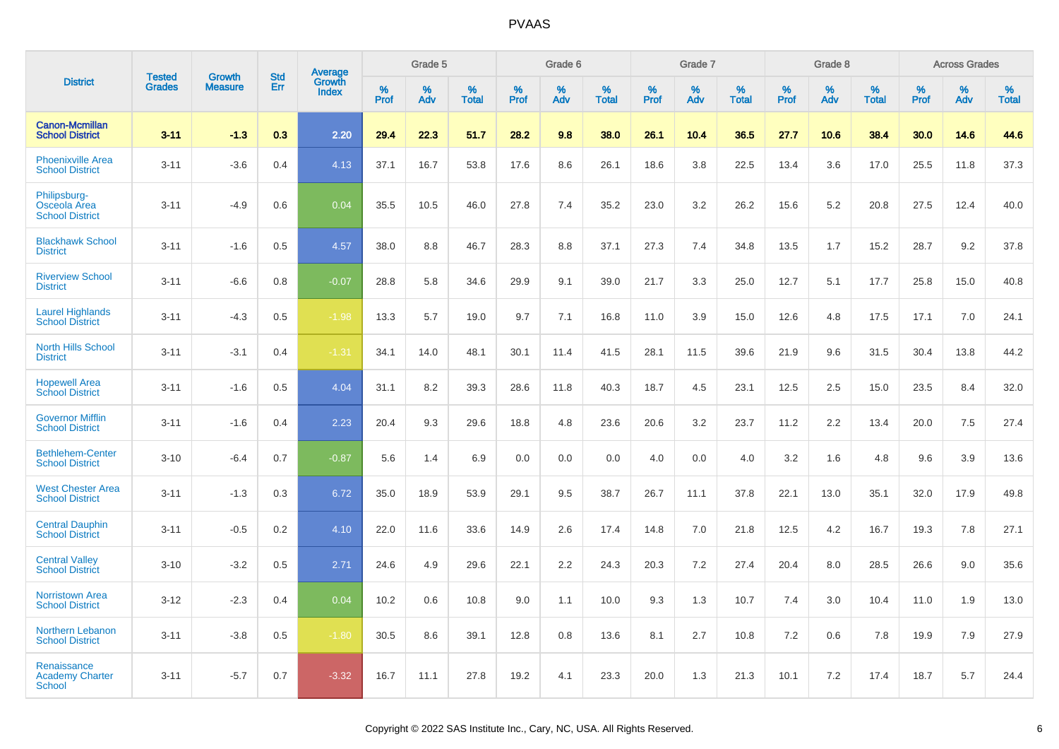# PVAAS

| District | Tested Grades | Growth Measure | Std Err | Average Growth Index | Grade 5 | | | Grade 6 | | | Grade 7 | | | Grade 8 | | | Across Grades | | |
|---|---|---|---|---|---|---|---|---|---|---|---|---|---|---|---|---|---|---|---|
| | | | | | % Prof | % Adv | % Total | % Prof | % Adv | % Total | % Prof | % Adv | % Total | % Prof | % Adv | % Total | % Prof | % Adv | % Total |
| **Canon-Mcmillan School District** | **3-11** | **-1.3** | **0.3** | **2.20** | **29.4** | **22.3** | **51.7** | **28.2** | **9.8** | **38.0** | **26.1** | **10.4** | **36.5** | **27.7** | **10.6** | **38.4** | **30.0** | **14.6** | **44.6** |
| Phoenixville Area School District | 3-11 | -3.6 | 0.4 | 4.13 | 37.1 | 16.7 | 53.8 | 17.6 | 8.6 | 26.1 | 18.6 | 3.8 | 22.5 | 13.4 | 3.6 | 17.0 | 25.5 | 11.8 | 37.3 |
| Philipsburg-Osceola Area School District | 3-11 | -4.9 | 0.6 | 0.04 | 35.5 | 10.5 | 46.0 | 27.8 | 7.4 | 35.2 | 23.0 | 3.2 | 26.2 | 15.6 | 5.2 | 20.8 | 27.5 | 12.4 | 40.0 |
| Blackhawk School District | 3-11 | -1.6 | 0.5 | 4.57 | 38.0 | 8.8 | 46.7 | 28.3 | 8.8 | 37.1 | 27.3 | 7.4 | 34.8 | 13.5 | 1.7 | 15.2 | 28.7 | 9.2 | 37.8 |
| Riverview School District | 3-11 | -6.6 | 0.8 | -0.07 | 28.8 | 5.8 | 34.6 | 29.9 | 9.1 | 39.0 | 21.7 | 3.3 | 25.0 | 12.7 | 5.1 | 17.7 | 25.8 | 15.0 | 40.8 |
| Laurel Highlands School District | 3-11 | -4.3 | 0.5 | -1.98 | 13.3 | 5.7 | 19.0 | 9.7 | 7.1 | 16.8 | 11.0 | 3.9 | 15.0 | 12.6 | 4.8 | 17.5 | 17.1 | 7.0 | 24.1 |
| North Hills School District | 3-11 | -3.1 | 0.4 | -1.31 | 34.1 | 14.0 | 48.1 | 30.1 | 11.4 | 41.5 | 28.1 | 11.5 | 39.6 | 21.9 | 9.6 | 31.5 | 30.4 | 13.8 | 44.2 |
| Hopewell Area School District | 3-11 | -1.6 | 0.5 | 4.04 | 31.1 | 8.2 | 39.3 | 28.6 | 11.8 | 40.3 | 18.7 | 4.5 | 23.1 | 12.5 | 2.5 | 15.0 | 23.5 | 8.4 | 32.0 |
| Governor Mifflin School District | 3-11 | -1.6 | 0.4 | 2.23 | 20.4 | 9.3 | 29.6 | 18.8 | 4.8 | 23.6 | 20.6 | 3.2 | 23.7 | 11.2 | 2.2 | 13.4 | 20.0 | 7.5 | 27.4 |
| Bethlehem-Center School District | 3-10 | -6.4 | 0.7 | -0.87 | 5.6 | 1.4 | 6.9 | 0.0 | 0.0 | 0.0 | 4.0 | 0.0 | 4.0 | 3.2 | 1.6 | 4.8 | 9.6 | 3.9 | 13.6 |
| West Chester Area School District | 3-11 | -1.3 | 0.3 | 6.72 | 35.0 | 18.9 | 53.9 | 29.1 | 9.5 | 38.7 | 26.7 | 11.1 | 37.8 | 22.1 | 13.0 | 35.1 | 32.0 | 17.9 | 49.8 |
| Central Dauphin School District | 3-11 | -0.5 | 0.2 | 4.10 | 22.0 | 11.6 | 33.6 | 14.9 | 2.6 | 17.4 | 14.8 | 7.0 | 21.8 | 12.5 | 4.2 | 16.7 | 19.3 | 7.8 | 27.1 |
| Central Valley School District | 3-10 | -3.2 | 0.5 | 2.71 | 24.6 | 4.9 | 29.6 | 22.1 | 2.2 | 24.3 | 20.3 | 7.2 | 27.4 | 20.4 | 8.0 | 28.5 | 26.6 | 9.0 | 35.6 |
| Norristown Area School District | 3-12 | -2.3 | 0.4 | 0.04 | 10.2 | 0.6 | 10.8 | 9.0 | 1.1 | 10.0 | 9.3 | 1.3 | 10.7 | 7.4 | 3.0 | 10.4 | 11.0 | 1.9 | 13.0 |
| Northern Lebanon School District | 3-11 | -3.8 | 0.5 | -1.80 | 30.5 | 8.6 | 39.1 | 12.8 | 0.8 | 13.6 | 8.1 | 2.7 | 10.8 | 7.2 | 0.6 | 7.8 | 19.9 | 7.9 | 27.9 |
| Renaissance Academy Charter School | 3-11 | -5.7 | 0.7 | -3.32 | 16.7 | 11.1 | 27.8 | 19.2 | 4.1 | 23.3 | 20.0 | 1.3 | 21.3 | 10.1 | 7.2 | 17.4 | 18.7 | 5.7 | 24.4 |

Copyright © 2022 SAS Institute Inc., Cary, NC, USA. All Rights Reserved.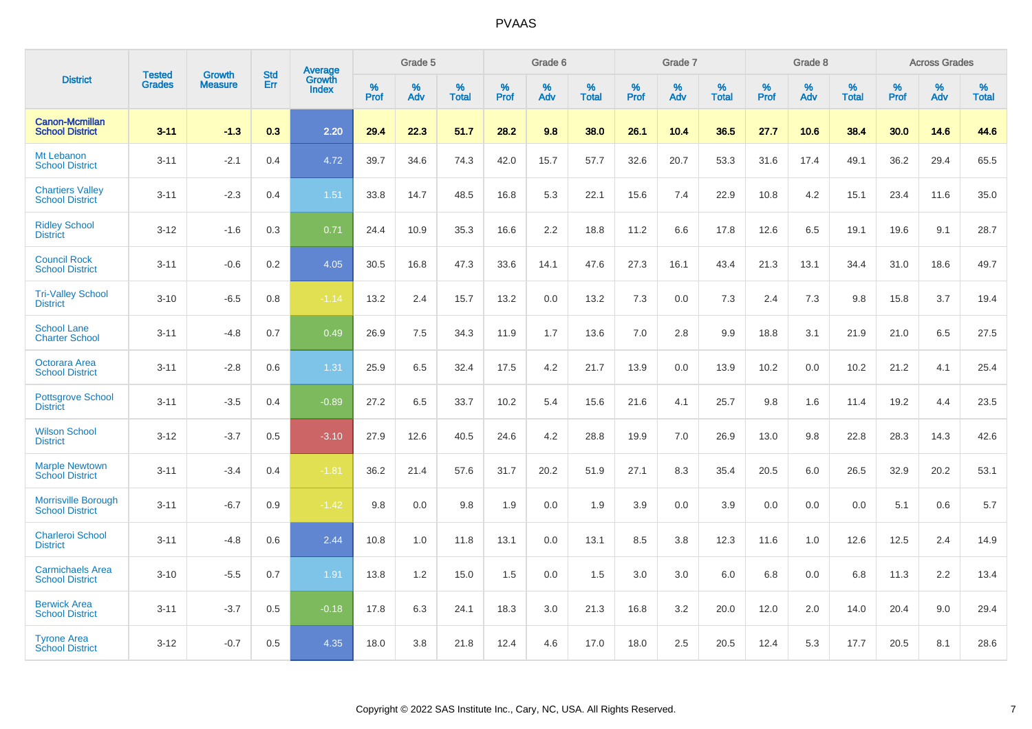# PVAAS

| District | Tested Grades | Growth Measure | Std Err | Average Growth Index | Grade 5 | | | Grade 6 | | | Grade 7 | | | Grade 8 | | | Across Grades | | |
|---|---|---|---|---|---|---|---|---|---|---|---|---|---|---|---|---|---|---|---|
| | | | | | % Prof | % Adv | % Total | % Prof | % Adv | % Total | % Prof | % Adv | % Total | % Prof | % Adv | % Total | % Prof | % Adv | % Total |
| **Canon-Mcmillan School District** | **3-11** | **-1.3** | **0.3** | **2.20** | **29.4** | **22.3** | **51.7** | **28.2** | **9.8** | **38.0** | **26.1** | **10.4** | **36.5** | **27.7** | **10.6** | **38.4** | **30.0** | **14.6** | **44.6** |
| Mt Lebanon School District | 3-11 | -2.1 | 0.4 | 4.72 | 39.7 | 34.6 | 74.3 | 42.0 | 15.7 | 57.7 | 32.6 | 20.7 | 53.3 | 31.6 | 17.4 | 49.1 | 36.2 | 29.4 | 65.5 |
| Chartiers Valley School District | 3-11 | -2.3 | 0.4 | 1.51 | 33.8 | 14.7 | 48.5 | 16.8 | 5.3 | 22.1 | 15.6 | 7.4 | 22.9 | 10.8 | 4.2 | 15.1 | 23.4 | 11.6 | 35.0 |
| Ridley School District | 3-12 | -1.6 | 0.3 | 0.71 | 24.4 | 10.9 | 35.3 | 16.6 | 2.2 | 18.8 | 11.2 | 6.6 | 17.8 | 12.6 | 6.5 | 19.1 | 19.6 | 9.1 | 28.7 |
| Council Rock School District | 3-11 | -0.6 | 0.2 | 4.05 | 30.5 | 16.8 | 47.3 | 33.6 | 14.1 | 47.6 | 27.3 | 16.1 | 43.4 | 21.3 | 13.1 | 34.4 | 31.0 | 18.6 | 49.7 |
| Tri-Valley School District | 3-10 | -6.5 | 0.8 | -1.14 | 13.2 | 2.4 | 15.7 | 13.2 | 0.0 | 13.2 | 7.3 | 0.0 | 7.3 | 2.4 | 7.3 | 9.8 | 15.8 | 3.7 | 19.4 |
| School Lane Charter School | 3-11 | -4.8 | 0.7 | 0.49 | 26.9 | 7.5 | 34.3 | 11.9 | 1.7 | 13.6 | 7.0 | 2.8 | 9.9 | 18.8 | 3.1 | 21.9 | 21.0 | 6.5 | 27.5 |
| Octorara Area School District | 3-11 | -2.8 | 0.6 | 1.31 | 25.9 | 6.5 | 32.4 | 17.5 | 4.2 | 21.7 | 13.9 | 0.0 | 13.9 | 10.2 | 0.0 | 10.2 | 21.2 | 4.1 | 25.4 |
| Pottsgrove School District | 3-11 | -3.5 | 0.4 | -0.89 | 27.2 | 6.5 | 33.7 | 10.2 | 5.4 | 15.6 | 21.6 | 4.1 | 25.7 | 9.8 | 1.6 | 11.4 | 19.2 | 4.4 | 23.5 |
| Wilson School District | 3-12 | -3.7 | 0.5 | -3.10 | 27.9 | 12.6 | 40.5 | 24.6 | 4.2 | 28.8 | 19.9 | 7.0 | 26.9 | 13.0 | 9.8 | 22.8 | 28.3 | 14.3 | 42.6 |
| Marple Newtown School District | 3-11 | -3.4 | 0.4 | -1.81 | 36.2 | 21.4 | 57.6 | 31.7 | 20.2 | 51.9 | 27.1 | 8.3 | 35.4 | 20.5 | 6.0 | 26.5 | 32.9 | 20.2 | 53.1 |
| Morrisville Borough School District | 3-11 | -6.7 | 0.9 | -1.42 | 9.8 | 0.0 | 9.8 | 1.9 | 0.0 | 1.9 | 3.9 | 0.0 | 3.9 | 0.0 | 0.0 | 0.0 | 5.1 | 0.6 | 5.7 |
| Charleroi School District | 3-11 | -4.8 | 0.6 | 2.44 | 10.8 | 1.0 | 11.8 | 13.1 | 0.0 | 13.1 | 8.5 | 3.8 | 12.3 | 11.6 | 1.0 | 12.6 | 12.5 | 2.4 | 14.9 |
| Carmichaels Area School District | 3-10 | -5.5 | 0.7 | 1.91 | 13.8 | 1.2 | 15.0 | 1.5 | 0.0 | 1.5 | 3.0 | 3.0 | 6.0 | 6.8 | 0.0 | 6.8 | 11.3 | 2.2 | 13.4 |
| Berwick Area School District | 3-11 | -3.7 | 0.5 | -0.18 | 17.8 | 6.3 | 24.1 | 18.3 | 3.0 | 21.3 | 16.8 | 3.2 | 20.0 | 12.0 | 2.0 | 14.0 | 20.4 | 9.0 | 29.4 |
| Tyrone Area School District | 3-12 | -0.7 | 0.5 | 4.35 | 18.0 | 3.8 | 21.8 | 12.4 | 4.6 | 17.0 | 18.0 | 2.5 | 20.5 | 12.4 | 5.3 | 17.7 | 20.5 | 8.1 | 28.6 |

Copyright © 2022 SAS Institute Inc., Cary, NC, USA. All Rights Reserved.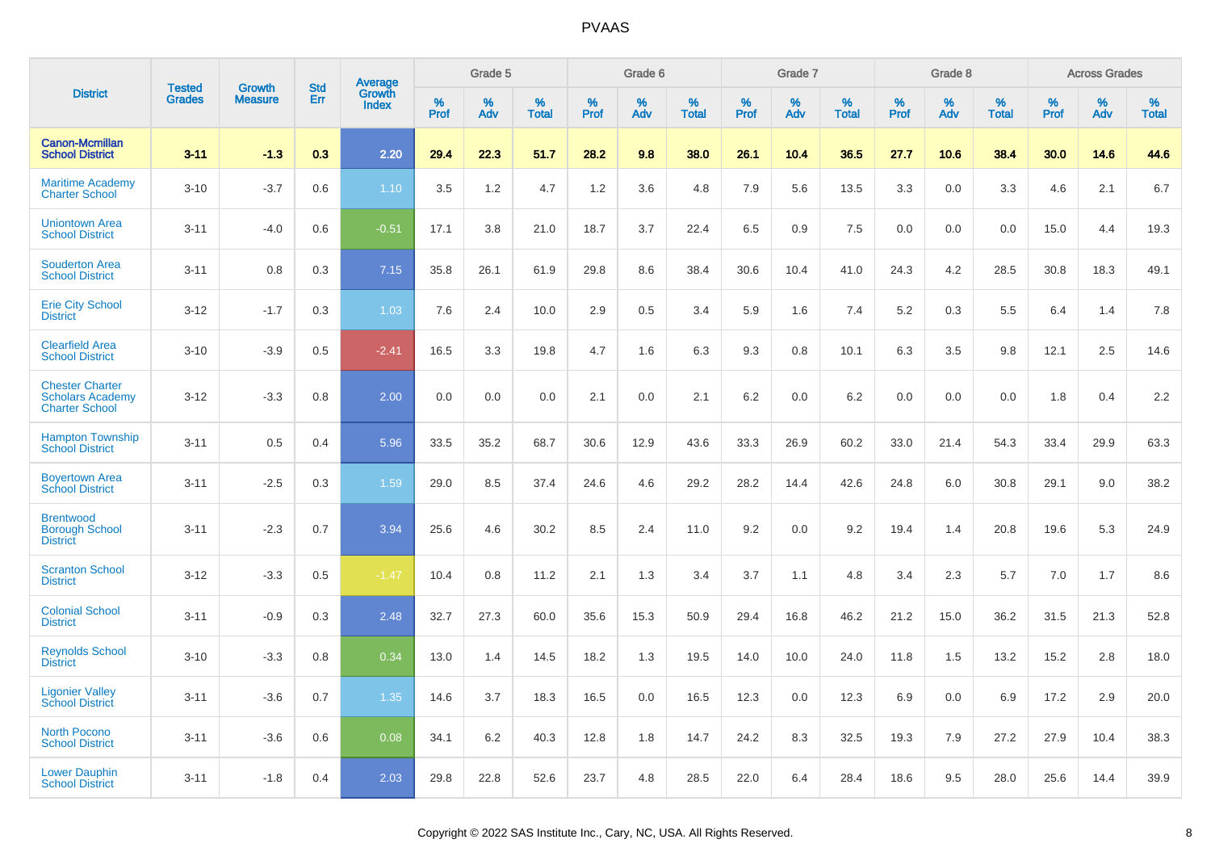# PVAAS

| District | Tested Grades | Growth Measure | Std Err | Average Growth Index | Grade 5 | | | Grade 6 | | | Grade 7 | | | Grade 8 | | | Across Grades | | |
|---|---|---|---|---|---|---|---|---|---|---|---|---|---|---|---|---|---|---|---|
| | | | | | % Prof | % Adv | % Total | % Prof | % Adv | % Total | % Prof | % Adv | % Total | % Prof | % Adv | % Total | % Prof | % Adv | % Total |
| **Canon-Mcmillan School District** | **3-11** | **-1.3** | **0.3** | **2.20** | **29.4** | **22.3** | **51.7** | **28.2** | **9.8** | **38.0** | **26.1** | **10.4** | **36.5** | **27.7** | **10.6** | **38.4** | **30.0** | **14.6** | **44.6** |
| Maritime Academy Charter School | 3-10 | -3.7 | 0.6 | 1.10 | 3.5 | 1.2 | 4.7 | 1.2 | 3.6 | 4.8 | 7.9 | 5.6 | 13.5 | 3.3 | 0.0 | 3.3 | 4.6 | 2.1 | 6.7 |
| Uniontown Area School District | 3-11 | -4.0 | 0.6 | -0.51 | 17.1 | 3.8 | 21.0 | 18.7 | 3.7 | 22.4 | 6.5 | 0.9 | 7.5 | 0.0 | 0.0 | 0.0 | 15.0 | 4.4 | 19.3 |
| Souderton Area School District | 3-11 | 0.8 | 0.3 | 7.15 | 35.8 | 26.1 | 61.9 | 29.8 | 8.6 | 38.4 | 30.6 | 10.4 | 41.0 | 24.3 | 4.2 | 28.5 | 30.8 | 18.3 | 49.1 |
| Erie City School District | 3-12 | -1.7 | 0.3 | 1.03 | 7.6 | 2.4 | 10.0 | 2.9 | 0.5 | 3.4 | 5.9 | 1.6 | 7.4 | 5.2 | 0.3 | 5.5 | 6.4 | 1.4 | 7.8 |
| Clearfield Area School District | 3-10 | -3.9 | 0.5 | -2.41 | 16.5 | 3.3 | 19.8 | 4.7 | 1.6 | 6.3 | 9.3 | 0.8 | 10.1 | 6.3 | 3.5 | 9.8 | 12.1 | 2.5 | 14.6 |
| Chester Charter Scholars Academy Charter School | 3-12 | -3.3 | 0.8 | 2.00 | 0.0 | 0.0 | 0.0 | 2.1 | 0.0 | 2.1 | 6.2 | 0.0 | 6.2 | 0.0 | 0.0 | 0.0 | 1.8 | 0.4 | 2.2 |
| Hampton Township School District | 3-11 | 0.5 | 0.4 | 5.96 | 33.5 | 35.2 | 68.7 | 30.6 | 12.9 | 43.6 | 33.3 | 26.9 | 60.2 | 33.0 | 21.4 | 54.3 | 33.4 | 29.9 | 63.3 |
| Boyertown Area School District | 3-11 | -2.5 | 0.3 | 1.59 | 29.0 | 8.5 | 37.4 | 24.6 | 4.6 | 29.2 | 28.2 | 14.4 | 42.6 | 24.8 | 6.0 | 30.8 | 29.1 | 9.0 | 38.2 |
| Brentwood Borough School District | 3-11 | -2.3 | 0.7 | 3.94 | 25.6 | 4.6 | 30.2 | 8.5 | 2.4 | 11.0 | 9.2 | 0.0 | 9.2 | 19.4 | 1.4 | 20.8 | 19.6 | 5.3 | 24.9 |
| Scranton School District | 3-12 | -3.3 | 0.5 | -1.47 | 10.4 | 0.8 | 11.2 | 2.1 | 1.3 | 3.4 | 3.7 | 1.1 | 4.8 | 3.4 | 2.3 | 5.7 | 7.0 | 1.7 | 8.6 |
| Colonial School District | 3-11 | -0.9 | 0.3 | 2.48 | 32.7 | 27.3 | 60.0 | 35.6 | 15.3 | 50.9 | 29.4 | 16.8 | 46.2 | 21.2 | 15.0 | 36.2 | 31.5 | 21.3 | 52.8 |
| Reynolds School District | 3-10 | -3.3 | 0.8 | 0.34 | 13.0 | 1.4 | 14.5 | 18.2 | 1.3 | 19.5 | 14.0 | 10.0 | 24.0 | 11.8 | 1.5 | 13.2 | 15.2 | 2.8 | 18.0 |
| Ligonier Valley School District | 3-11 | -3.6 | 0.7 | 1.35 | 14.6 | 3.7 | 18.3 | 16.5 | 0.0 | 16.5 | 12.3 | 0.0 | 12.3 | 6.9 | 0.0 | 6.9 | 17.2 | 2.9 | 20.0 |
| North Pocono School District | 3-11 | -3.6 | 0.6 | 0.08 | 34.1 | 6.2 | 40.3 | 12.8 | 1.8 | 14.7 | 24.2 | 8.3 | 32.5 | 19.3 | 7.9 | 27.2 | 27.9 | 10.4 | 38.3 |
| Lower Dauphin School District | 3-11 | -1.8 | 0.4 | 2.03 | 29.8 | 22.8 | 52.6 | 23.7 | 4.8 | 28.5 | 22.0 | 6.4 | 28.4 | 18.6 | 9.5 | 28.0 | 25.6 | 14.4 | 39.9 |

Copyright © 2022 SAS Institute Inc., Cary, NC, USA. All Rights Reserved.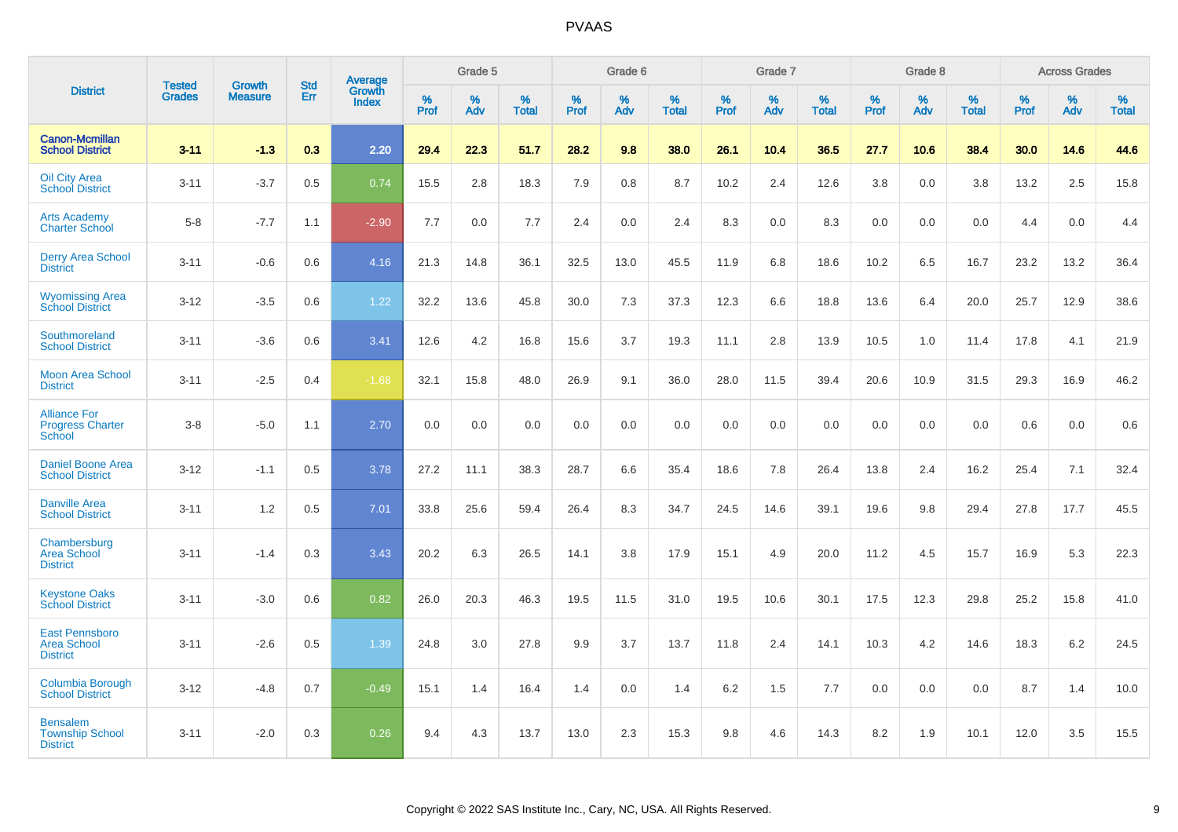| District | Tested Grades | Growth Measure | Std Err | Average Growth Index | Grade 5 | | | Grade 6 | | | Grade 7 | | | Grade 8 | | | Across Grades | | |
|---|---|---|---|---|---|---|---|---|---|---|---|---|---|---|---|---|---|---|---|
| | | | | | % Prof | % Adv | % Total | % Prof | % Adv | % Total | % Prof | % Adv | % Total | % Prof | % Adv | % Total | % Prof | % Adv | % Total |
| **Canon-Mcmillan School District** | **3-11** | **-1.3** | **0.3** | **2.20** | **29.4** | **22.3** | **51.7** | **28.2** | **9.8** | **38.0** | **26.1** | **10.4** | **36.5** | **27.7** | **10.6** | **38.4** | **30.0** | **14.6** | **44.6** |
| Oil City Area School District | 3-11 | -3.7 | 0.5 | 0.74 | 15.5 | 2.8 | 18.3 | 7.9 | 0.8 | 8.7 | 10.2 | 2.4 | 12.6 | 3.8 | 0.0 | 3.8 | 13.2 | 2.5 | 15.8 |
| Arts Academy Charter School | 5-8 | -7.7 | 1.1 | -2.90 | 7.7 | 0.0 | 7.7 | 2.4 | 0.0 | 2.4 | 8.3 | 0.0 | 8.3 | 0.0 | 0.0 | 0.0 | 4.4 | 0.0 | 4.4 |
| Derry Area School District | 3-11 | -0.6 | 0.6 | 4.16 | 21.3 | 14.8 | 36.1 | 32.5 | 13.0 | 45.5 | 11.9 | 6.8 | 18.6 | 10.2 | 6.5 | 16.7 | 23.2 | 13.2 | 36.4 |
| Wyomissing Area School District | 3-12 | -3.5 | 0.6 | 1.22 | 32.2 | 13.6 | 45.8 | 30.0 | 7.3 | 37.3 | 12.3 | 6.6 | 18.8 | 13.6 | 6.4 | 20.0 | 25.7 | 12.9 | 38.6 |
| Southmoreland School District | 3-11 | -3.6 | 0.6 | 3.41 | 12.6 | 4.2 | 16.8 | 15.6 | 3.7 | 19.3 | 11.1 | 2.8 | 13.9 | 10.5 | 1.0 | 11.4 | 17.8 | 4.1 | 21.9 |
| Moon Area School District | 3-11 | -2.5 | 0.4 | -1.68 | 32.1 | 15.8 | 48.0 | 26.9 | 9.1 | 36.0 | 28.0 | 11.5 | 39.4 | 20.6 | 10.9 | 31.5 | 29.3 | 16.9 | 46.2 |
| Alliance For Progress Charter School | 3-8 | -5.0 | 1.1 | 2.70 | 0.0 | 0.0 | 0.0 | 0.0 | 0.0 | 0.0 | 0.0 | 0.0 | 0.0 | 0.0 | 0.0 | 0.0 | 0.6 | 0.0 | 0.6 |
| Daniel Boone Area School District | 3-12 | -1.1 | 0.5 | 3.78 | 27.2 | 11.1 | 38.3 | 28.7 | 6.6 | 35.4 | 18.6 | 7.8 | 26.4 | 13.8 | 2.4 | 16.2 | 25.4 | 7.1 | 32.4 |
| Danville Area School District | 3-11 | 1.2 | 0.5 | 7.01 | 33.8 | 25.6 | 59.4 | 26.4 | 8.3 | 34.7 | 24.5 | 14.6 | 39.1 | 19.6 | 9.8 | 29.4 | 27.8 | 17.7 | 45.5 |
| Chambersburg Area School District | 3-11 | -1.4 | 0.3 | 3.43 | 20.2 | 6.3 | 26.5 | 14.1 | 3.8 | 17.9 | 15.1 | 4.9 | 20.0 | 11.2 | 4.5 | 15.7 | 16.9 | 5.3 | 22.3 |
| Keystone Oaks School District | 3-11 | -3.0 | 0.6 | 0.82 | 26.0 | 20.3 | 46.3 | 19.5 | 11.5 | 31.0 | 19.5 | 10.6 | 30.1 | 17.5 | 12.3 | 29.8 | 25.2 | 15.8 | 41.0 |
| East Pennsboro Area School District | 3-11 | -2.6 | 0.5 | 1.39 | 24.8 | 3.0 | 27.8 | 9.9 | 3.7 | 13.7 | 11.8 | 2.4 | 14.1 | 10.3 | 4.2 | 14.6 | 18.3 | 6.2 | 24.5 |
| Columbia Borough School District | 3-12 | -4.8 | 0.7 | -0.49 | 15.1 | 1.4 | 16.4 | 1.4 | 0.0 | 1.4 | 6.2 | 1.5 | 7.7 | 0.0 | 0.0 | 0.0 | 8.7 | 1.4 | 10.0 |
| Bensalem Township School District | 3-11 | -2.0 | 0.3 | 0.26 | 9.4 | 4.3 | 13.7 | 13.0 | 2.3 | 15.3 | 9.8 | 4.6 | 14.3 | 8.2 | 1.9 | 10.1 | 12.0 | 3.5 | 15.5 |

Copyright © 2022 SAS Institute Inc., Cary, NC, USA. All Rights Reserved.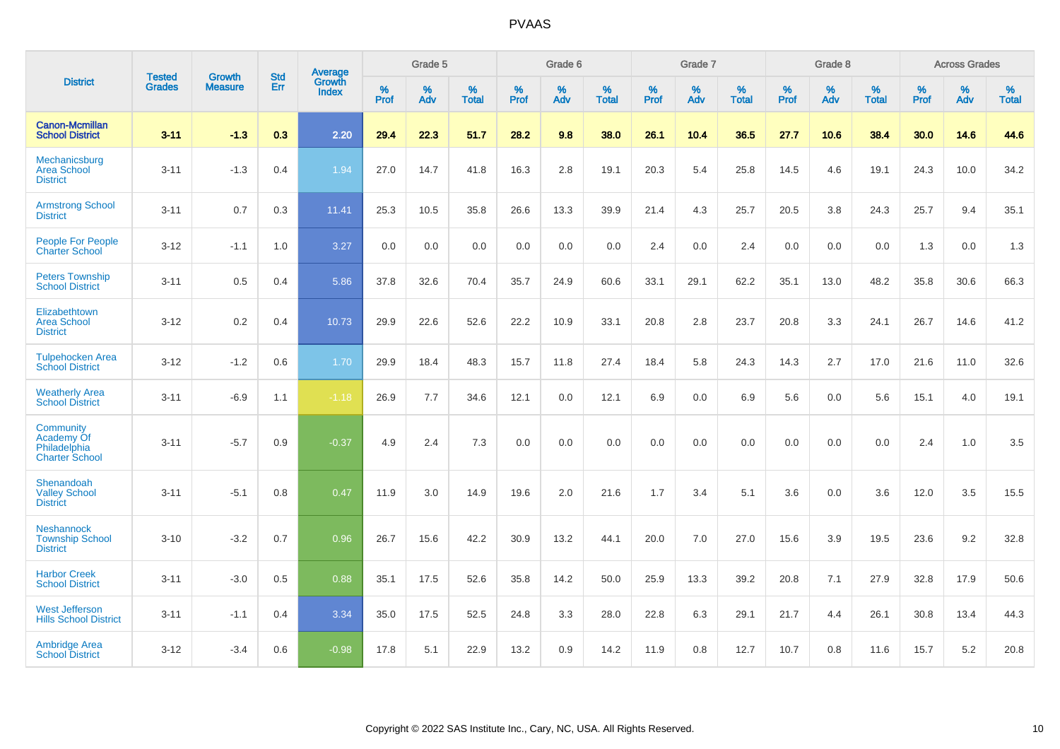# PVAAS

| District | Tested Grades | Growth Measure | Std Err | Average Growth Index | Grade 5 | | | Grade 6 | | | Grade 7 | | | Grade 8 | | | Across Grades | | |
|---|---|---|---|---|---|---|---|---|---|---|---|---|---|---|---|---|---|---|---|
| | | | | | % Prof | % Adv | % Total | % Prof | % Adv | % Total | % Prof | % Adv | % Total | % Prof | % Adv | % Total | % Prof | % Adv | % Total |
| **Canon-Mcmillan School District** | **3-11** | **-1.3** | **0.3** | **2.20** | **29.4** | **22.3** | **51.7** | **28.2** | **9.8** | **38.0** | **26.1** | **10.4** | **36.5** | **27.7** | **10.6** | **38.4** | **30.0** | **14.6** | **44.6** |
| Mechanicsburg Area School District | 3-11 | -1.3 | 0.4 | 1.94 | 27.0 | 14.7 | 41.8 | 16.3 | 2.8 | 19.1 | 20.3 | 5.4 | 25.8 | 14.5 | 4.6 | 19.1 | 24.3 | 10.0 | 34.2 |
| Armstrong School District | 3-11 | 0.7 | 0.3 | 11.41 | 25.3 | 10.5 | 35.8 | 26.6 | 13.3 | 39.9 | 21.4 | 4.3 | 25.7 | 20.5 | 3.8 | 24.3 | 25.7 | 9.4 | 35.1 |
| People For People Charter School | 3-12 | -1.1 | 1.0 | 3.27 | 0.0 | 0.0 | 0.0 | 0.0 | 0.0 | 0.0 | 2.4 | 0.0 | 2.4 | 0.0 | 0.0 | 0.0 | 1.3 | 0.0 | 1.3 |
| Peters Township School District | 3-11 | 0.5 | 0.4 | 5.86 | 37.8 | 32.6 | 70.4 | 35.7 | 24.9 | 60.6 | 33.1 | 29.1 | 62.2 | 35.1 | 13.0 | 48.2 | 35.8 | 30.6 | 66.3 |
| Elizabethtown Area School District | 3-12 | 0.2 | 0.4 | 10.73 | 29.9 | 22.6 | 52.6 | 22.2 | 10.9 | 33.1 | 20.8 | 2.8 | 23.7 | 20.8 | 3.3 | 24.1 | 26.7 | 14.6 | 41.2 |
| Tulpehocken Area School District | 3-12 | -1.2 | 0.6 | 1.70 | 29.9 | 18.4 | 48.3 | 15.7 | 11.8 | 27.4 | 18.4 | 5.8 | 24.3 | 14.3 | 2.7 | 17.0 | 21.6 | 11.0 | 32.6 |
| Weatherly Area School District | 3-11 | -6.9 | 1.1 | -1.18 | 26.9 | 7.7 | 34.6 | 12.1 | 0.0 | 12.1 | 6.9 | 0.0 | 6.9 | 5.6 | 0.0 | 5.6 | 15.1 | 4.0 | 19.1 |
| Community Academy Of Philadelphia Charter School | 3-11 | -5.7 | 0.9 | -0.37 | 4.9 | 2.4 | 7.3 | 0.0 | 0.0 | 0.0 | 0.0 | 0.0 | 0.0 | 0.0 | 0.0 | 0.0 | 2.4 | 1.0 | 3.5 |
| Shenandoah Valley School District | 3-11 | -5.1 | 0.8 | 0.47 | 11.9 | 3.0 | 14.9 | 19.6 | 2.0 | 21.6 | 1.7 | 3.4 | 5.1 | 3.6 | 0.0 | 3.6 | 12.0 | 3.5 | 15.5 |
| Neshannock Township School District | 3-10 | -3.2 | 0.7 | 0.96 | 26.7 | 15.6 | 42.2 | 30.9 | 13.2 | 44.1 | 20.0 | 7.0 | 27.0 | 15.6 | 3.9 | 19.5 | 23.6 | 9.2 | 32.8 |
| Harbor Creek School District | 3-11 | -3.0 | 0.5 | 0.88 | 35.1 | 17.5 | 52.6 | 35.8 | 14.2 | 50.0 | 25.9 | 13.3 | 39.2 | 20.8 | 7.1 | 27.9 | 32.8 | 17.9 | 50.6 |
| West Jefferson Hills School District | 3-11 | -1.1 | 0.4 | 3.34 | 35.0 | 17.5 | 52.5 | 24.8 | 3.3 | 28.0 | 22.8 | 6.3 | 29.1 | 21.7 | 4.4 | 26.1 | 30.8 | 13.4 | 44.3 |
| Ambridge Area School District | 3-12 | -3.4 | 0.6 | -0.98 | 17.8 | 5.1 | 22.9 | 13.2 | 0.9 | 14.2 | 11.9 | 0.8 | 12.7 | 10.7 | 0.8 | 11.6 | 15.7 | 5.2 | 20.8 |

Copyright © 2022 SAS Institute Inc., Cary, NC, USA. All Rights Reserved.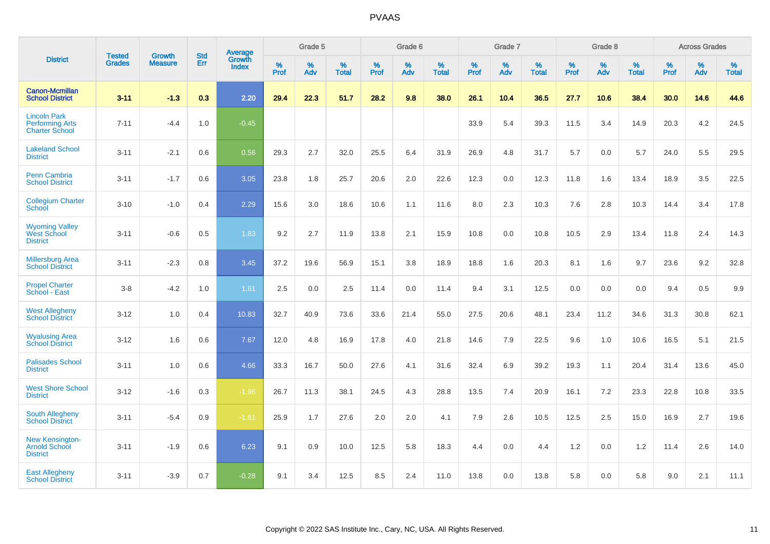# PVAAS

| District | Tested Grades | Growth Measure | Std Err | Average Growth Index | Grade 5 | | | Grade 6 | | | Grade 7 | | | Grade 8 | | | Across Grades | | |
|---|---|---|---|---|---|---|---|---|---|---|---|---|---|---|---|---|---|---|---|
| | | | | | % Prof | % Adv | % Total | % Prof | % Adv | % Total | % Prof | % Adv | % Total | % Prof | % Adv | % Total | % Prof | % Adv | % Total |
| **Canon-Mcmillan School District** | **3-11** | **-1.3** | **0.3** | **2.20** | **29.4** | **22.3** | **51.7** | **28.2** | **9.8** | **38.0** | **26.1** | **10.4** | **36.5** | **27.7** | **10.6** | **38.4** | **30.0** | **14.6** | **44.6** |
| Lincoln Park Performing Arts Charter School | 7-11 | -4.4 | 1.0 | -0.45 | | | | | | | 33.9 | 5.4 | 39.3 | 11.5 | 3.4 | 14.9 | 20.3 | 4.2 | 24.5 |
| Lakeland School District | 3-11 | -2.1 | 0.6 | 0.56 | 29.3 | 2.7 | 32.0 | 25.5 | 6.4 | 31.9 | 26.9 | 4.8 | 31.7 | 5.7 | 0.0 | 5.7 | 24.0 | 5.5 | 29.5 |
| Penn Cambria School District | 3-11 | -1.7 | 0.6 | 3.05 | 23.8 | 1.8 | 25.7 | 20.6 | 2.0 | 22.6 | 12.3 | 0.0 | 12.3 | 11.8 | 1.6 | 13.4 | 18.9 | 3.5 | 22.5 |
| Collegium Charter School | 3-10 | -1.0 | 0.4 | 2.29 | 15.6 | 3.0 | 18.6 | 10.6 | 1.1 | 11.6 | 8.0 | 2.3 | 10.3 | 7.6 | 2.8 | 10.3 | 14.4 | 3.4 | 17.8 |
| Wyoming Valley West School District | 3-11 | -0.6 | 0.5 | 1.83 | 9.2 | 2.7 | 11.9 | 13.8 | 2.1 | 15.9 | 10.8 | 0.0 | 10.8 | 10.5 | 2.9 | 13.4 | 11.8 | 2.4 | 14.3 |
| Millersburg Area School District | 3-11 | -2.3 | 0.8 | 3.45 | 37.2 | 19.6 | 56.9 | 15.1 | 3.8 | 18.9 | 18.8 | 1.6 | 20.3 | 8.1 | 1.6 | 9.7 | 23.6 | 9.2 | 32.8 |
| Propel Charter School - East | 3-8 | -4.2 | 1.0 | 1.61 | 2.5 | 0.0 | 2.5 | 11.4 | 0.0 | 11.4 | 9.4 | 3.1 | 12.5 | 0.0 | 0.0 | 0.0 | 9.4 | 0.5 | 9.9 |
| West Allegheny School District | 3-12 | 1.0 | 0.4 | 10.83 | 32.7 | 40.9 | 73.6 | 33.6 | 21.4 | 55.0 | 27.5 | 20.6 | 48.1 | 23.4 | 11.2 | 34.6 | 31.3 | 30.8 | 62.1 |
| Wyalusing Area School District | 3-12 | 1.6 | 0.6 | 7.67 | 12.0 | 4.8 | 16.9 | 17.8 | 4.0 | 21.8 | 14.6 | 7.9 | 22.5 | 9.6 | 1.0 | 10.6 | 16.5 | 5.1 | 21.5 |
| Palisades School District | 3-11 | 1.0 | 0.6 | 4.66 | 33.3 | 16.7 | 50.0 | 27.6 | 4.1 | 31.6 | 32.4 | 6.9 | 39.2 | 19.3 | 1.1 | 20.4 | 31.4 | 13.6 | 45.0 |
| West Shore School District | 3-12 | -1.6 | 0.3 | -1.96 | 26.7 | 11.3 | 38.1 | 24.5 | 4.3 | 28.8 | 13.5 | 7.4 | 20.9 | 16.1 | 7.2 | 23.3 | 22.8 | 10.8 | 33.5 |
| South Allegheny School District | 3-11 | -5.4 | 0.9 | -1.61 | 25.9 | 1.7 | 27.6 | 2.0 | 2.0 | 4.1 | 7.9 | 2.6 | 10.5 | 12.5 | 2.5 | 15.0 | 16.9 | 2.7 | 19.6 |
| New Kensington-Arnold School District | 3-11 | -1.9 | 0.6 | 6.23 | 9.1 | 0.9 | 10.0 | 12.5 | 5.8 | 18.3 | 4.4 | 0.0 | 4.4 | 1.2 | 0.0 | 1.2 | 11.4 | 2.6 | 14.0 |
| East Allegheny School District | 3-11 | -3.9 | 0.7 | -0.28 | 9.1 | 3.4 | 12.5 | 8.5 | 2.4 | 11.0 | 13.8 | 0.0 | 13.8 | 5.8 | 0.0 | 5.8 | 9.0 | 2.1 | 11.1 |

Copyright © 2022 SAS Institute Inc., Cary, NC, USA. All Rights Reserved.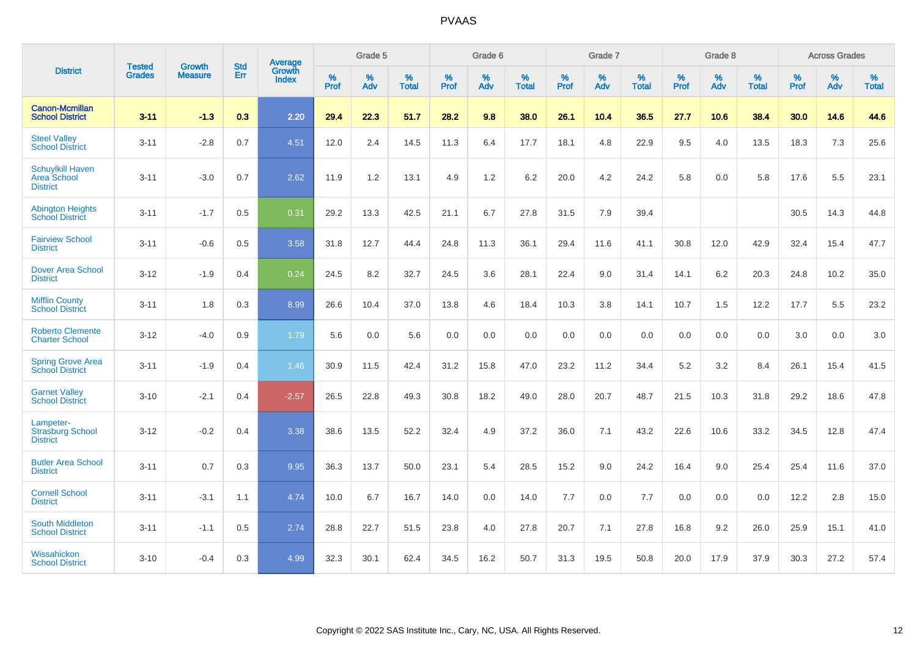| District | Tested Grades | Growth Measure | Std Err | Average Growth Index | Grade 5 | | | Grade 6 | | | Grade 7 | | | Grade 8 | | | Across Grades | | |
|---|---|---|---|---|---|---|---|---|---|---|---|---|---|---|---|---|---|---|---|
| | | | | | % Prof | % Adv | % Total | % Prof | % Adv | % Total | % Prof | % Adv | % Total | % Prof | % Adv | % Total | % Prof | % Adv | % Total |
| **Canon-Mcmillan School District** | **3-11** | **-1.3** | **0.3** | **2.20** | **29.4** | **22.3** | **51.7** | **28.2** | **9.8** | **38.0** | **26.1** | **10.4** | **36.5** | **27.7** | **10.6** | **38.4** | **30.0** | **14.6** | **44.6** |
| Steel Valley School District | 3-11 | -2.8 | 0.7 | 4.51 | 12.0 | 2.4 | 14.5 | 11.3 | 6.4 | 17.7 | 18.1 | 4.8 | 22.9 | 9.5 | 4.0 | 13.5 | 18.3 | 7.3 | 25.6 |
| Schuylkill Haven Area School District | 3-11 | -3.0 | 0.7 | 2.62 | 11.9 | 1.2 | 13.1 | 4.9 | 1.2 | 6.2 | 20.0 | 4.2 | 24.2 | 5.8 | 0.0 | 5.8 | 17.6 | 5.5 | 23.1 |
| Abington Heights School District | 3-11 | -1.7 | 0.5 | 0.31 | 29.2 | 13.3 | 42.5 | 21.1 | 6.7 | 27.8 | 31.5 | 7.9 | 39.4 | | | | 30.5 | 14.3 | 44.8 |
| Fairview School District | 3-11 | -0.6 | 0.5 | 3.58 | 31.8 | 12.7 | 44.4 | 24.8 | 11.3 | 36.1 | 29.4 | 11.6 | 41.1 | 30.8 | 12.0 | 42.9 | 32.4 | 15.4 | 47.7 |
| Dover Area School District | 3-12 | -1.9 | 0.4 | 0.24 | 24.5 | 8.2 | 32.7 | 24.5 | 3.6 | 28.1 | 22.4 | 9.0 | 31.4 | 14.1 | 6.2 | 20.3 | 24.8 | 10.2 | 35.0 |
| Mifflin County School District | 3-11 | 1.8 | 0.3 | 8.99 | 26.6 | 10.4 | 37.0 | 13.8 | 4.6 | 18.4 | 10.3 | 3.8 | 14.1 | 10.7 | 1.5 | 12.2 | 17.7 | 5.5 | 23.2 |
| Roberto Clemente Charter School | 3-12 | -4.0 | 0.9 | 1.79 | 5.6 | 0.0 | 5.6 | 0.0 | 0.0 | 0.0 | 0.0 | 0.0 | 0.0 | 0.0 | 0.0 | 0.0 | 3.0 | 0.0 | 3.0 |
| Spring Grove Area School District | 3-11 | -1.9 | 0.4 | 1.46 | 30.9 | 11.5 | 42.4 | 31.2 | 15.8 | 47.0 | 23.2 | 11.2 | 34.4 | 5.2 | 3.2 | 8.4 | 26.1 | 15.4 | 41.5 |
| Garnet Valley School District | 3-10 | -2.1 | 0.4 | -2.57 | 26.5 | 22.8 | 49.3 | 30.8 | 18.2 | 49.0 | 28.0 | 20.7 | 48.7 | 21.5 | 10.3 | 31.8 | 29.2 | 18.6 | 47.8 |
| Lampeter-Strasburg School District | 3-12 | -0.2 | 0.4 | 3.38 | 38.6 | 13.5 | 52.2 | 32.4 | 4.9 | 37.2 | 36.0 | 7.1 | 43.2 | 22.6 | 10.6 | 33.2 | 34.5 | 12.8 | 47.4 |
| Butler Area School District | 3-11 | 0.7 | 0.3 | 9.95 | 36.3 | 13.7 | 50.0 | 23.1 | 5.4 | 28.5 | 15.2 | 9.0 | 24.2 | 16.4 | 9.0 | 25.4 | 25.4 | 11.6 | 37.0 |
| Cornell School District | 3-11 | -3.1 | 1.1 | 4.74 | 10.0 | 6.7 | 16.7 | 14.0 | 0.0 | 14.0 | 7.7 | 0.0 | 7.7 | 0.0 | 0.0 | 0.0 | 12.2 | 2.8 | 15.0 |
| South Middleton School District | 3-11 | -1.1 | 0.5 | 2.74 | 28.8 | 22.7 | 51.5 | 23.8 | 4.0 | 27.8 | 20.7 | 7.1 | 27.8 | 16.8 | 9.2 | 26.0 | 25.9 | 15.1 | 41.0 |
| Wissahickon School District | 3-10 | -0.4 | 0.3 | 4.99 | 32.3 | 30.1 | 62.4 | 34.5 | 16.2 | 50.7 | 31.3 | 19.5 | 50.8 | 20.0 | 17.9 | 37.9 | 30.3 | 27.2 | 57.4 |

Copyright © 2022 SAS Institute Inc., Cary, NC, USA. All Rights Reserved.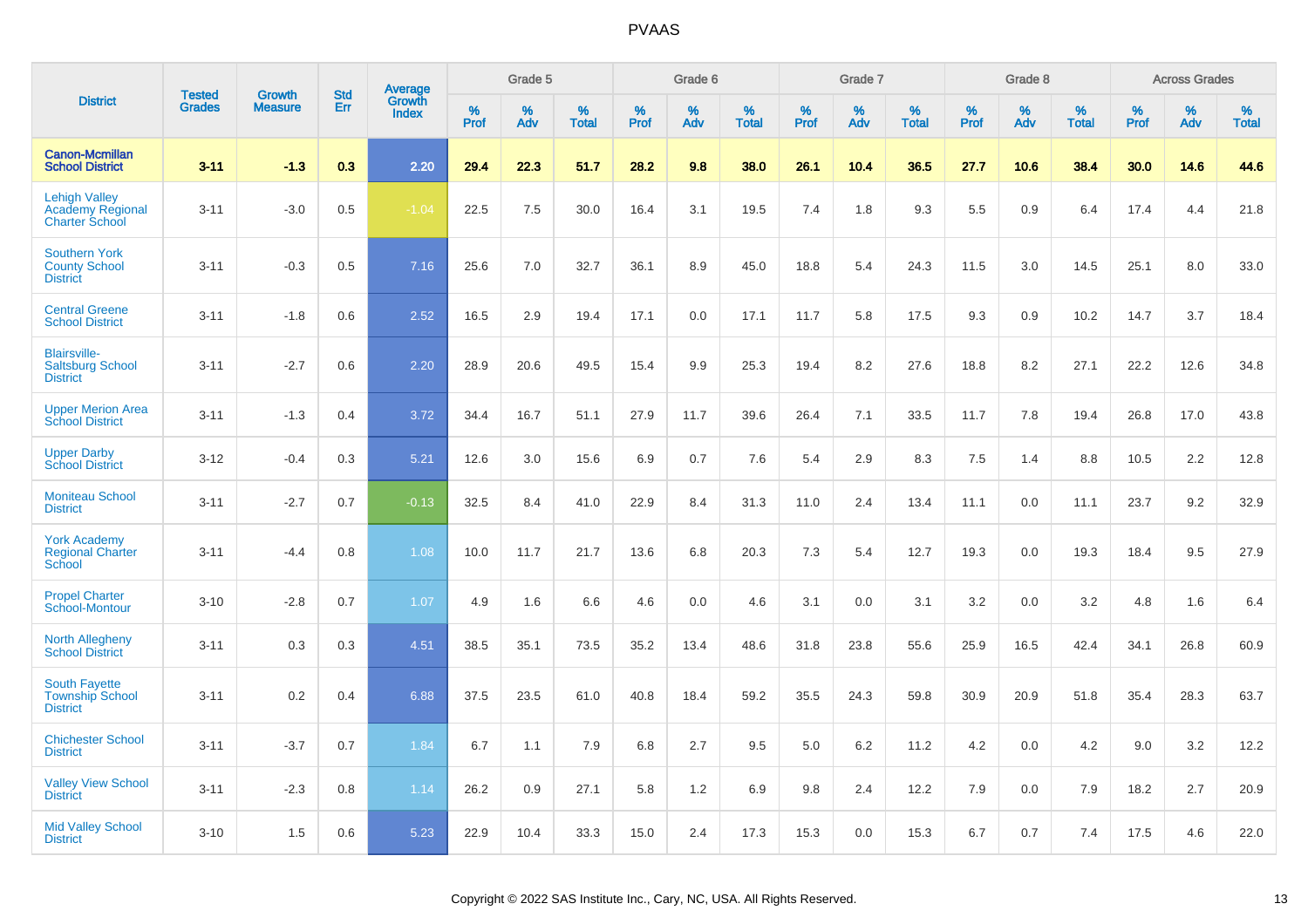# PVAAS

| District | Tested Grades | Growth Measure | Std Err | Average Growth Index | Grade 5 | | | Grade 6 | | | Grade 7 | | | Grade 8 | | | Across Grades | | |
|---|---|---|---|---|---|---|---|---|---|---|---|---|---|---|---|---|---|---|---|
| | | | | | % Prof | % Adv | % Total | % Prof | % Adv | % Total | % Prof | % Adv | % Total | % Prof | % Adv | % Total | % Prof | % Adv | % Total |
| **Canon-Mcmillan School District** | **3-11** | **-1.3** | **0.3** | **2.20** | **29.4** | **22.3** | **51.7** | **28.2** | **9.8** | **38.0** | **26.1** | **10.4** | **36.5** | **27.7** | **10.6** | **38.4** | **30.0** | **14.6** | **44.6** |
| Lehigh Valley Academy Regional Charter School | 3-11 | -3.0 | 0.5 | -1.04 | 22.5 | 7.5 | 30.0 | 16.4 | 3.1 | 19.5 | 7.4 | 1.8 | 9.3 | 5.5 | 0.9 | 6.4 | 17.4 | 4.4 | 21.8 |
| Southern York County School District | 3-11 | -0.3 | 0.5 | 7.16 | 25.6 | 7.0 | 32.7 | 36.1 | 8.9 | 45.0 | 18.8 | 5.4 | 24.3 | 11.5 | 3.0 | 14.5 | 25.1 | 8.0 | 33.0 |
| Central Greene School District | 3-11 | -1.8 | 0.6 | 2.52 | 16.5 | 2.9 | 19.4 | 17.1 | 0.0 | 17.1 | 11.7 | 5.8 | 17.5 | 9.3 | 0.9 | 10.2 | 14.7 | 3.7 | 18.4 |
| Blairsville-Saltsburg School District | 3-11 | -2.7 | 0.6 | 2.20 | 28.9 | 20.6 | 49.5 | 15.4 | 9.9 | 25.3 | 19.4 | 8.2 | 27.6 | 18.8 | 8.2 | 27.1 | 22.2 | 12.6 | 34.8 |
| Upper Merion Area School District | 3-11 | -1.3 | 0.4 | 3.72 | 34.4 | 16.7 | 51.1 | 27.9 | 11.7 | 39.6 | 26.4 | 7.1 | 33.5 | 11.7 | 7.8 | 19.4 | 26.8 | 17.0 | 43.8 |
| Upper Darby School District | 3-12 | -0.4 | 0.3 | 5.21 | 12.6 | 3.0 | 15.6 | 6.9 | 0.7 | 7.6 | 5.4 | 2.9 | 8.3 | 7.5 | 1.4 | 8.8 | 10.5 | 2.2 | 12.8 |
| Moniteau School District | 3-11 | -2.7 | 0.7 | -0.13 | 32.5 | 8.4 | 41.0 | 22.9 | 8.4 | 31.3 | 11.0 | 2.4 | 13.4 | 11.1 | 0.0 | 11.1 | 23.7 | 9.2 | 32.9 |
| York Academy Regional Charter School | 3-11 | -4.4 | 0.8 | 1.08 | 10.0 | 11.7 | 21.7 | 13.6 | 6.8 | 20.3 | 7.3 | 5.4 | 12.7 | 19.3 | 0.0 | 19.3 | 18.4 | 9.5 | 27.9 |
| Propel Charter School-Montour | 3-10 | -2.8 | 0.7 | 1.07 | 4.9 | 1.6 | 6.6 | 4.6 | 0.0 | 4.6 | 3.1 | 0.0 | 3.1 | 3.2 | 0.0 | 3.2 | 4.8 | 1.6 | 6.4 |
| North Allegheny School District | 3-11 | 0.3 | 0.3 | 4.51 | 38.5 | 35.1 | 73.5 | 35.2 | 13.4 | 48.6 | 31.8 | 23.8 | 55.6 | 25.9 | 16.5 | 42.4 | 34.1 | 26.8 | 60.9 |
| South Fayette Township School District | 3-11 | 0.2 | 0.4 | 6.88 | 37.5 | 23.5 | 61.0 | 40.8 | 18.4 | 59.2 | 35.5 | 24.3 | 59.8 | 30.9 | 20.9 | 51.8 | 35.4 | 28.3 | 63.7 |
| Chichester School District | 3-11 | -3.7 | 0.7 | 1.84 | 6.7 | 1.1 | 7.9 | 6.8 | 2.7 | 9.5 | 5.0 | 6.2 | 11.2 | 4.2 | 0.0 | 4.2 | 9.0 | 3.2 | 12.2 |
| Valley View School District | 3-11 | -2.3 | 0.8 | 1.14 | 26.2 | 0.9 | 27.1 | 5.8 | 1.2 | 6.9 | 9.8 | 2.4 | 12.2 | 7.9 | 0.0 | 7.9 | 18.2 | 2.7 | 20.9 |
| Mid Valley School District | 3-10 | 1.5 | 0.6 | 5.23 | 22.9 | 10.4 | 33.3 | 15.0 | 2.4 | 17.3 | 15.3 | 0.0 | 15.3 | 6.7 | 0.7 | 7.4 | 17.5 | 4.6 | 22.0 |

Copyright © 2022 SAS Institute Inc., Cary, NC, USA. All Rights Reserved.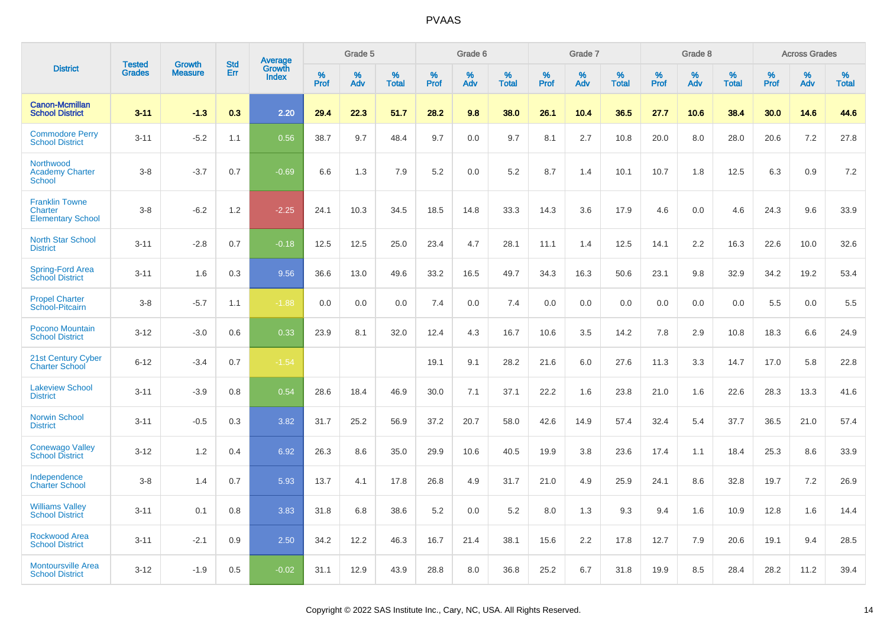# PVAAS

| District | Tested Grades | Growth Measure | Std Err | Average Growth Index | Grade 5 | | | Grade 6 | | | Grade 7 | | | Grade 8 | | | Across Grades | | |
|---|---|---|---|---|---|---|---|---|---|---|---|---|---|---|---|---|---|---|---|
| | | | | | % Prof | % Adv | % Total | % Prof | % Adv | % Total | % Prof | % Adv | % Total | % Prof | % Adv | % Total | % Prof | % Adv | % Total |
| **Canon-Mcmillan School District** | **3-11** | **-1.3** | **0.3** | **2.20** | **29.4** | **22.3** | **51.7** | **28.2** | **9.8** | **38.0** | **26.1** | **10.4** | **36.5** | **27.7** | **10.6** | **38.4** | **30.0** | **14.6** | **44.6** |
| Commodore Perry School District | 3-11 | -5.2 | 1.1 | 0.56 | 38.7 | 9.7 | 48.4 | 9.7 | 0.0 | 9.7 | 8.1 | 2.7 | 10.8 | 20.0 | 8.0 | 28.0 | 20.6 | 7.2 | 27.8 |
| Northwood Academy Charter School | 3-8 | -3.7 | 0.7 | -0.69 | 6.6 | 1.3 | 7.9 | 5.2 | 0.0 | 5.2 | 8.7 | 1.4 | 10.1 | 10.7 | 1.8 | 12.5 | 6.3 | 0.9 | 7.2 |
| Franklin Towne Charter Elementary School | 3-8 | -6.2 | 1.2 | -2.25 | 24.1 | 10.3 | 34.5 | 18.5 | 14.8 | 33.3 | 14.3 | 3.6 | 17.9 | 4.6 | 0.0 | 4.6 | 24.3 | 9.6 | 33.9 |
| North Star School District | 3-11 | -2.8 | 0.7 | -0.18 | 12.5 | 12.5 | 25.0 | 23.4 | 4.7 | 28.1 | 11.1 | 1.4 | 12.5 | 14.1 | 2.2 | 16.3 | 22.6 | 10.0 | 32.6 |
| Spring-Ford Area School District | 3-11 | 1.6 | 0.3 | 9.56 | 36.6 | 13.0 | 49.6 | 33.2 | 16.5 | 49.7 | 34.3 | 16.3 | 50.6 | 23.1 | 9.8 | 32.9 | 34.2 | 19.2 | 53.4 |
| Propel Charter School-Pitcairn | 3-8 | -5.7 | 1.1 | -1.88 | 0.0 | 0.0 | 0.0 | 7.4 | 0.0 | 7.4 | 0.0 | 0.0 | 0.0 | 0.0 | 0.0 | 0.0 | 5.5 | 0.0 | 5.5 |
| Pocono Mountain School District | 3-12 | -3.0 | 0.6 | 0.33 | 23.9 | 8.1 | 32.0 | 12.4 | 4.3 | 16.7 | 10.6 | 3.5 | 14.2 | 7.8 | 2.9 | 10.8 | 18.3 | 6.6 | 24.9 |
| 21st Century Cyber Charter School | 6-12 | -3.4 | 0.7 | -1.54 | | | | 19.1 | 9.1 | 28.2 | 21.6 | 6.0 | 27.6 | 11.3 | 3.3 | 14.7 | 17.0 | 5.8 | 22.8 |
| Lakeview School District | 3-11 | -3.9 | 0.8 | 0.54 | 28.6 | 18.4 | 46.9 | 30.0 | 7.1 | 37.1 | 22.2 | 1.6 | 23.8 | 21.0 | 1.6 | 22.6 | 28.3 | 13.3 | 41.6 |
| Norwin School District | 3-11 | -0.5 | 0.3 | 3.82 | 31.7 | 25.2 | 56.9 | 37.2 | 20.7 | 58.0 | 42.6 | 14.9 | 57.4 | 32.4 | 5.4 | 37.7 | 36.5 | 21.0 | 57.4 |
| Conewago Valley School District | 3-12 | 1.2 | 0.4 | 6.92 | 26.3 | 8.6 | 35.0 | 29.9 | 10.6 | 40.5 | 19.9 | 3.8 | 23.6 | 17.4 | 1.1 | 18.4 | 25.3 | 8.6 | 33.9 |
| Independence Charter School | 3-8 | 1.4 | 0.7 | 5.93 | 13.7 | 4.1 | 17.8 | 26.8 | 4.9 | 31.7 | 21.0 | 4.9 | 25.9 | 24.1 | 8.6 | 32.8 | 19.7 | 7.2 | 26.9 |
| Williams Valley School District | 3-11 | 0.1 | 0.8 | 3.83 | 31.8 | 6.8 | 38.6 | 5.2 | 0.0 | 5.2 | 8.0 | 1.3 | 9.3 | 9.4 | 1.6 | 10.9 | 12.8 | 1.6 | 14.4 |
| Rockwood Area School District | 3-11 | -2.1 | 0.9 | 2.50 | 34.2 | 12.2 | 46.3 | 16.7 | 21.4 | 38.1 | 15.6 | 2.2 | 17.8 | 12.7 | 7.9 | 20.6 | 19.1 | 9.4 | 28.5 |
| Montoursville Area School District | 3-12 | -1.9 | 0.5 | -0.02 | 31.1 | 12.9 | 43.9 | 28.8 | 8.0 | 36.8 | 25.2 | 6.7 | 31.8 | 19.9 | 8.5 | 28.4 | 28.2 | 11.2 | 39.4 |

Copyright © 2022 SAS Institute Inc., Cary, NC, USA. All Rights Reserved.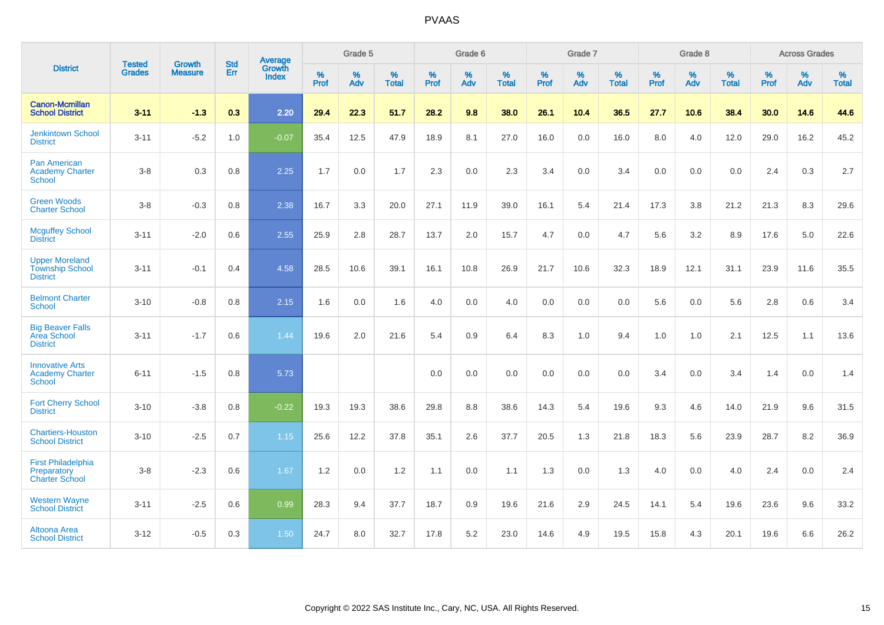| District | Tested Grades | Growth Measure | Std Err | Average Growth Index | Grade 5 | | | Grade 6 | | | Grade 7 | | | Grade 8 | | | Across Grades | | |
|---|---|---|---|---|---|---|---|---|---|---|---|---|---|---|---|---|---|---|---|
| | | | | | % Prof | % Adv | % Total | % Prof | % Adv | % Total | % Prof | % Adv | % Total | % Prof | % Adv | % Total | % Prof | % Adv | % Total |
| **Canon-Mcmillan School District** | **3-11** | **-1.3** | **0.3** | **2.20** | **29.4** | **22.3** | **51.7** | **28.2** | **9.8** | **38.0** | **26.1** | **10.4** | **36.5** | **27.7** | **10.6** | **38.4** | **30.0** | **14.6** | **44.6** |
| Jenkintown School District | 3-11 | -5.2 | 1.0 | -0.07 | 35.4 | 12.5 | 47.9 | 18.9 | 8.1 | 27.0 | 16.0 | 0.0 | 16.0 | 8.0 | 4.0 | 12.0 | 29.0 | 16.2 | 45.2 |
| Pan American Academy Charter School | 3-8 | 0.3 | 0.8 | 2.25 | 1.7 | 0.0 | 1.7 | 2.3 | 0.0 | 2.3 | 3.4 | 0.0 | 3.4 | 0.0 | 0.0 | 0.0 | 2.4 | 0.3 | 2.7 |
| Green Woods Charter School | 3-8 | -0.3 | 0.8 | 2.38 | 16.7 | 3.3 | 20.0 | 27.1 | 11.9 | 39.0 | 16.1 | 5.4 | 21.4 | 17.3 | 3.8 | 21.2 | 21.3 | 8.3 | 29.6 |
| Mcguffey School District | 3-11 | -2.0 | 0.6 | 2.55 | 25.9 | 2.8 | 28.7 | 13.7 | 2.0 | 15.7 | 4.7 | 0.0 | 4.7 | 5.6 | 3.2 | 8.9 | 17.6 | 5.0 | 22.6 |
| Upper Moreland Township School District | 3-11 | -0.1 | 0.4 | 4.58 | 28.5 | 10.6 | 39.1 | 16.1 | 10.8 | 26.9 | 21.7 | 10.6 | 32.3 | 18.9 | 12.1 | 31.1 | 23.9 | 11.6 | 35.5 |
| Belmont Charter School | 3-10 | -0.8 | 0.8 | 2.15 | 1.6 | 0.0 | 1.6 | 4.0 | 0.0 | 4.0 | 0.0 | 0.0 | 0.0 | 5.6 | 0.0 | 5.6 | 2.8 | 0.6 | 3.4 |
| Big Beaver Falls Area School District | 3-11 | -1.7 | 0.6 | 1.44 | 19.6 | 2.0 | 21.6 | 5.4 | 0.9 | 6.4 | 8.3 | 1.0 | 9.4 | 1.0 | 1.0 | 2.1 | 12.5 | 1.1 | 13.6 |
| Innovative Arts Academy Charter School | 6-11 | -1.5 | 0.8 | 5.73 | | | | 0.0 | 0.0 | 0.0 | 0.0 | 0.0 | 0.0 | 3.4 | 0.0 | 3.4 | 1.4 | 0.0 | 1.4 |
| Fort Cherry School District | 3-10 | -3.8 | 0.8 | -0.22 | 19.3 | 19.3 | 38.6 | 29.8 | 8.8 | 38.6 | 14.3 | 5.4 | 19.6 | 9.3 | 4.6 | 14.0 | 21.9 | 9.6 | 31.5 |
| Chartiers-Houston School District | 3-10 | -2.5 | 0.7 | 1.15 | 25.6 | 12.2 | 37.8 | 35.1 | 2.6 | 37.7 | 20.5 | 1.3 | 21.8 | 18.3 | 5.6 | 23.9 | 28.7 | 8.2 | 36.9 |
| First Philadelphia Preparatory Charter School | 3-8 | -2.3 | 0.6 | 1.67 | 1.2 | 0.0 | 1.2 | 1.1 | 0.0 | 1.1 | 1.3 | 0.0 | 1.3 | 4.0 | 0.0 | 4.0 | 2.4 | 0.0 | 2.4 |
| Western Wayne School District | 3-11 | -2.5 | 0.6 | 0.99 | 28.3 | 9.4 | 37.7 | 18.7 | 0.9 | 19.6 | 21.6 | 2.9 | 24.5 | 14.1 | 5.4 | 19.6 | 23.6 | 9.6 | 33.2 |
| Altoona Area School District | 3-12 | -0.5 | 0.3 | 1.50 | 24.7 | 8.0 | 32.7 | 17.8 | 5.2 | 23.0 | 14.6 | 4.9 | 19.5 | 15.8 | 4.3 | 20.1 | 19.6 | 6.6 | 26.2 |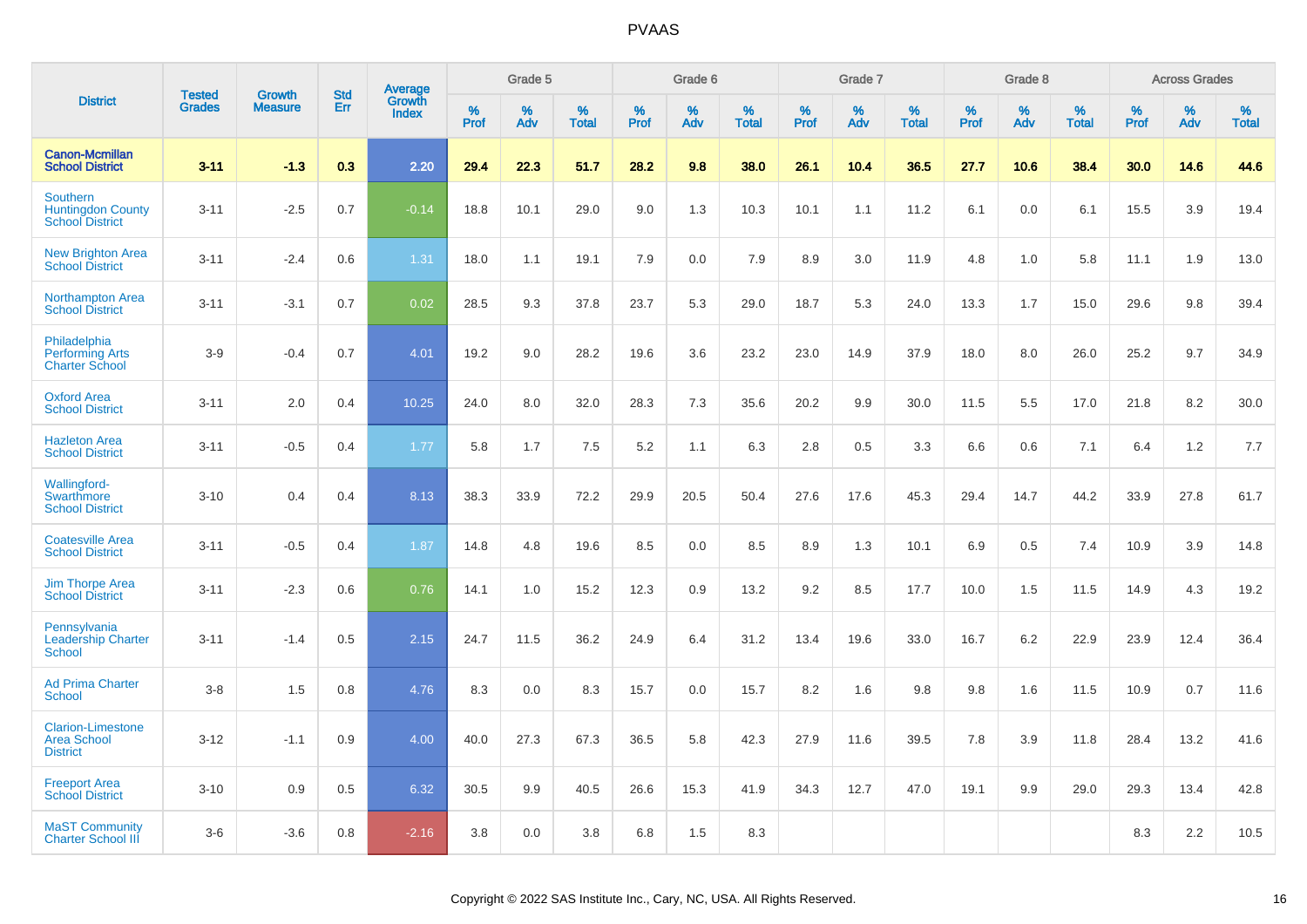# PVAAS

| District | Tested Grades | Growth Measure | Std Err | Average Growth Index | Grade 5 | | | Grade 6 | | | Grade 7 | | | Grade 8 | | | Across Grades | | |
|---|---|---|---|---|---|---|---|---|---|---|---|---|---|---|---|---|---|---|---|
| | | | | | % Prof | % Adv | % Total | % Prof | % Adv | % Total | % Prof | % Adv | % Total | % Prof | % Adv | % Total | % Prof | % Adv | % Total |
| **Canon-Mcmillan School District** | **3-11** | **-1.3** | **0.3** | **2.20** | **29.4** | **22.3** | **51.7** | **28.2** | **9.8** | **38.0** | **26.1** | **10.4** | **36.5** | **27.7** | **10.6** | **38.4** | **30.0** | **14.6** | **44.6** |
| Southern Huntingdon County School District | 3-11 | -2.5 | 0.7 | -0.14 | 18.8 | 10.1 | 29.0 | 9.0 | 1.3 | 10.3 | 10.1 | 1.1 | 11.2 | 6.1 | 0.0 | 6.1 | 15.5 | 3.9 | 19.4 |
| New Brighton Area School District | 3-11 | -2.4 | 0.6 | 1.31 | 18.0 | 1.1 | 19.1 | 7.9 | 0.0 | 7.9 | 8.9 | 3.0 | 11.9 | 4.8 | 1.0 | 5.8 | 11.1 | 1.9 | 13.0 |
| Northampton Area School District | 3-11 | -3.1 | 0.7 | 0.02 | 28.5 | 9.3 | 37.8 | 23.7 | 5.3 | 29.0 | 18.7 | 5.3 | 24.0 | 13.3 | 1.7 | 15.0 | 29.6 | 9.8 | 39.4 |
| Philadelphia Performing Arts Charter School | 3-9 | -0.4 | 0.7 | 4.01 | 19.2 | 9.0 | 28.2 | 19.6 | 3.6 | 23.2 | 23.0 | 14.9 | 37.9 | 18.0 | 8.0 | 26.0 | 25.2 | 9.7 | 34.9 |
| Oxford Area School District | 3-11 | 2.0 | 0.4 | 10.25 | 24.0 | 8.0 | 32.0 | 28.3 | 7.3 | 35.6 | 20.2 | 9.9 | 30.0 | 11.5 | 5.5 | 17.0 | 21.8 | 8.2 | 30.0 |
| Hazleton Area School District | 3-11 | -0.5 | 0.4 | 1.77 | 5.8 | 1.7 | 7.5 | 5.2 | 1.1 | 6.3 | 2.8 | 0.5 | 3.3 | 6.6 | 0.6 | 7.1 | 6.4 | 1.2 | 7.7 |
| Wallingford-Swarthmore School District | 3-10 | 0.4 | 0.4 | 8.13 | 38.3 | 33.9 | 72.2 | 29.9 | 20.5 | 50.4 | 27.6 | 17.6 | 45.3 | 29.4 | 14.7 | 44.2 | 33.9 | 27.8 | 61.7 |
| Coatesville Area School District | 3-11 | -0.5 | 0.4 | 1.87 | 14.8 | 4.8 | 19.6 | 8.5 | 0.0 | 8.5 | 8.9 | 1.3 | 10.1 | 6.9 | 0.5 | 7.4 | 10.9 | 3.9 | 14.8 |
| Jim Thorpe Area School District | 3-11 | -2.3 | 0.6 | 0.76 | 14.1 | 1.0 | 15.2 | 12.3 | 0.9 | 13.2 | 9.2 | 8.5 | 17.7 | 10.0 | 1.5 | 11.5 | 14.9 | 4.3 | 19.2 |
| Pennsylvania Leadership Charter School | 3-11 | -1.4 | 0.5 | 2.15 | 24.7 | 11.5 | 36.2 | 24.9 | 6.4 | 31.2 | 13.4 | 19.6 | 33.0 | 16.7 | 6.2 | 22.9 | 23.9 | 12.4 | 36.4 |
| Ad Prima Charter School | 3-8 | 1.5 | 0.8 | 4.76 | 8.3 | 0.0 | 8.3 | 15.7 | 0.0 | 15.7 | 8.2 | 1.6 | 9.8 | 9.8 | 1.6 | 11.5 | 10.9 | 0.7 | 11.6 |
| Clarion-Limestone Area School District | 3-12 | -1.1 | 0.9 | 4.00 | 40.0 | 27.3 | 67.3 | 36.5 | 5.8 | 42.3 | 27.9 | 11.6 | 39.5 | 7.8 | 3.9 | 11.8 | 28.4 | 13.2 | 41.6 |
| Freeport Area School District | 3-10 | 0.9 | 0.5 | 6.32 | 30.5 | 9.9 | 40.5 | 26.6 | 15.3 | 41.9 | 34.3 | 12.7 | 47.0 | 19.1 | 9.9 | 29.0 | 29.3 | 13.4 | 42.8 |
| MaST Community Charter School III | 3-6 | -3.6 | 0.8 | -2.16 | 3.8 | 0.0 | 3.8 | 6.8 | 1.5 | 8.3 | | | | | | | 8.3 | 2.2 | 10.5 |

Copyright © 2022 SAS Institute Inc., Cary, NC, USA. All Rights Reserved.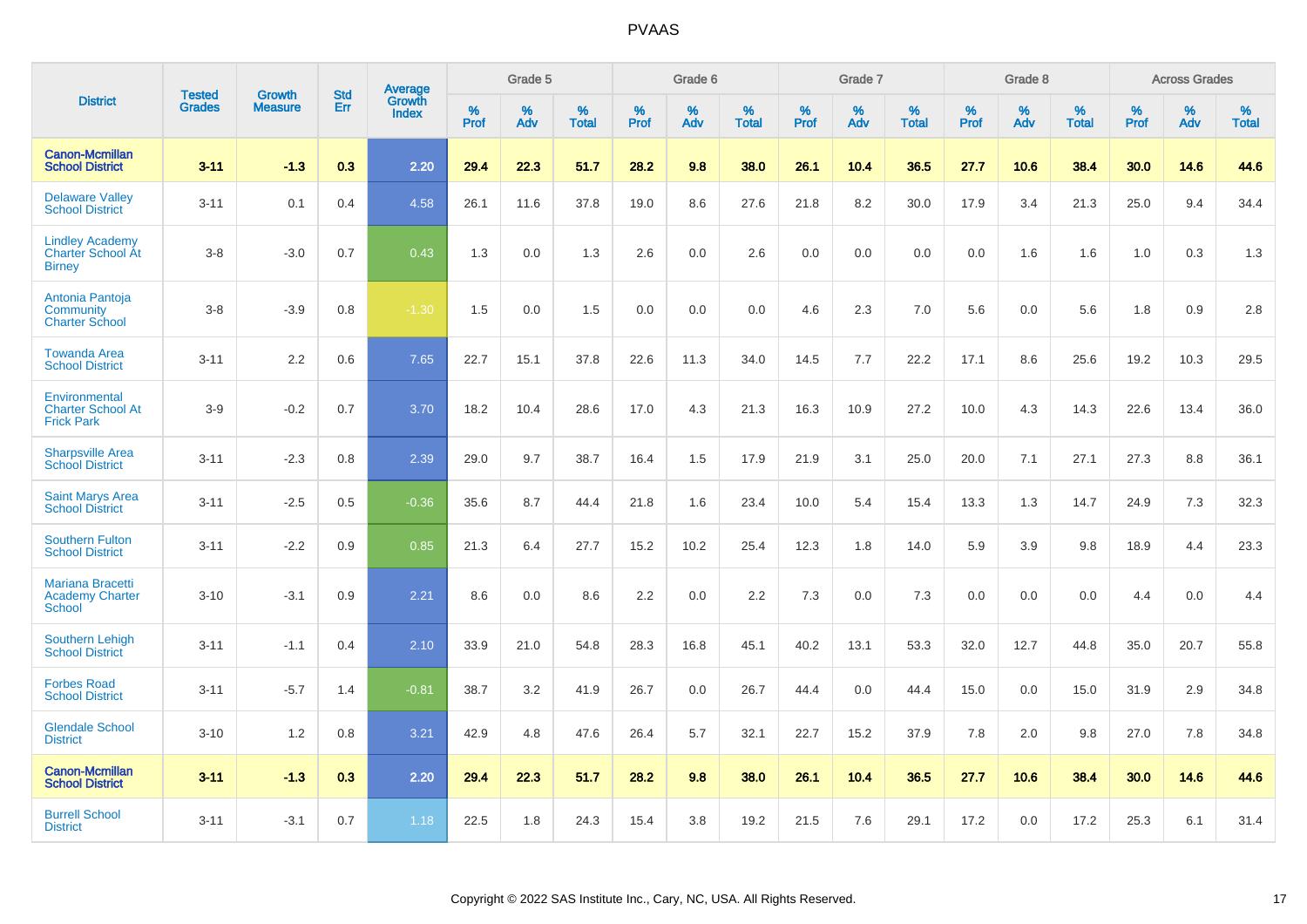# PVAAS

| District | Tested Grades | Growth Measure | Std Err | Average Growth Index | Grade 5 | | | Grade 6 | | | Grade 7 | | | Grade 8 | | | Across Grades | | |
|---|---|---|---|---|---|---|---|---|---|---|---|---|---|---|---|---|---|---|---|
| | | | | | % Prof | % Adv | % Total | % Prof | % Adv | % Total | % Prof | % Adv | % Total | % Prof | % Adv | % Total | % Prof | % Adv | % Total |
| **Canon-Mcmillan School District** | **3-11** | **-1.3** | **0.3** | **2.20** | **29.4** | **22.3** | **51.7** | **28.2** | **9.8** | **38.0** | **26.1** | **10.4** | **36.5** | **27.7** | **10.6** | **38.4** | **30.0** | **14.6** | **44.6** |
| Delaware Valley School District | 3-11 | 0.1 | 0.4 | 4.58 | 26.1 | 11.6 | 37.8 | 19.0 | 8.6 | 27.6 | 21.8 | 8.2 | 30.0 | 17.9 | 3.4 | 21.3 | 25.0 | 9.4 | 34.4 |
| Lindley Academy Charter School At Birney | 3-8 | -3.0 | 0.7 | 0.43 | 1.3 | 0.0 | 1.3 | 2.6 | 0.0 | 2.6 | 0.0 | 0.0 | 0.0 | 0.0 | 1.6 | 1.6 | 1.0 | 0.3 | 1.3 |
| Antonia Pantoja Community Charter School | 3-8 | -3.9 | 0.8 | -1.30 | 1.5 | 0.0 | 1.5 | 0.0 | 0.0 | 0.0 | 4.6 | 2.3 | 7.0 | 5.6 | 0.0 | 5.6 | 1.8 | 0.9 | 2.8 |
| Towanda Area School District | 3-11 | 2.2 | 0.6 | 7.65 | 22.7 | 15.1 | 37.8 | 22.6 | 11.3 | 34.0 | 14.5 | 7.7 | 22.2 | 17.1 | 8.6 | 25.6 | 19.2 | 10.3 | 29.5 |
| Environmental Charter School At Frick Park | 3-9 | -0.2 | 0.7 | 3.70 | 18.2 | 10.4 | 28.6 | 17.0 | 4.3 | 21.3 | 16.3 | 10.9 | 27.2 | 10.0 | 4.3 | 14.3 | 22.6 | 13.4 | 36.0 |
| Sharpsville Area School District | 3-11 | -2.3 | 0.8 | 2.39 | 29.0 | 9.7 | 38.7 | 16.4 | 1.5 | 17.9 | 21.9 | 3.1 | 25.0 | 20.0 | 7.1 | 27.1 | 27.3 | 8.8 | 36.1 |
| Saint Marys Area School District | 3-11 | -2.5 | 0.5 | -0.36 | 35.6 | 8.7 | 44.4 | 21.8 | 1.6 | 23.4 | 10.0 | 5.4 | 15.4 | 13.3 | 1.3 | 14.7 | 24.9 | 7.3 | 32.3 |
| Southern Fulton School District | 3-11 | -2.2 | 0.9 | 0.85 | 21.3 | 6.4 | 27.7 | 15.2 | 10.2 | 25.4 | 12.3 | 1.8 | 14.0 | 5.9 | 3.9 | 9.8 | 18.9 | 4.4 | 23.3 |
| Mariana Bracetti Academy Charter School | 3-10 | -3.1 | 0.9 | 2.21 | 8.6 | 0.0 | 8.6 | 2.2 | 0.0 | 2.2 | 7.3 | 0.0 | 7.3 | 0.0 | 0.0 | 0.0 | 4.4 | 0.0 | 4.4 |
| Southern Lehigh School District | 3-11 | -1.1 | 0.4 | 2.10 | 33.9 | 21.0 | 54.8 | 28.3 | 16.8 | 45.1 | 40.2 | 13.1 | 53.3 | 32.0 | 12.7 | 44.8 | 35.0 | 20.7 | 55.8 |
| Forbes Road School District | 3-11 | -5.7 | 1.4 | -0.81 | 38.7 | 3.2 | 41.9 | 26.7 | 0.0 | 26.7 | 44.4 | 0.0 | 44.4 | 15.0 | 0.0 | 15.0 | 31.9 | 2.9 | 34.8 |
| Glendale School District | 3-10 | 1.2 | 0.8 | 3.21 | 42.9 | 4.8 | 47.6 | 26.4 | 5.7 | 32.1 | 22.7 | 15.2 | 37.9 | 7.8 | 2.0 | 9.8 | 27.0 | 7.8 | 34.8 |
| **Canon-Mcmillan School District** | **3-11** | **-1.3** | **0.3** | **2.20** | **29.4** | **22.3** | **51.7** | **28.2** | **9.8** | **38.0** | **26.1** | **10.4** | **36.5** | **27.7** | **10.6** | **38.4** | **30.0** | **14.6** | **44.6** |
| Burrell School District | 3-11 | -3.1 | 0.7 | 1.18 | 22.5 | 1.8 | 24.3 | 15.4 | 3.8 | 19.2 | 21.5 | 7.6 | 29.1 | 17.2 | 0.0 | 17.2 | 25.3 | 6.1 | 31.4 |

Copyright © 2022 SAS Institute Inc., Cary, NC, USA. All Rights Reserved.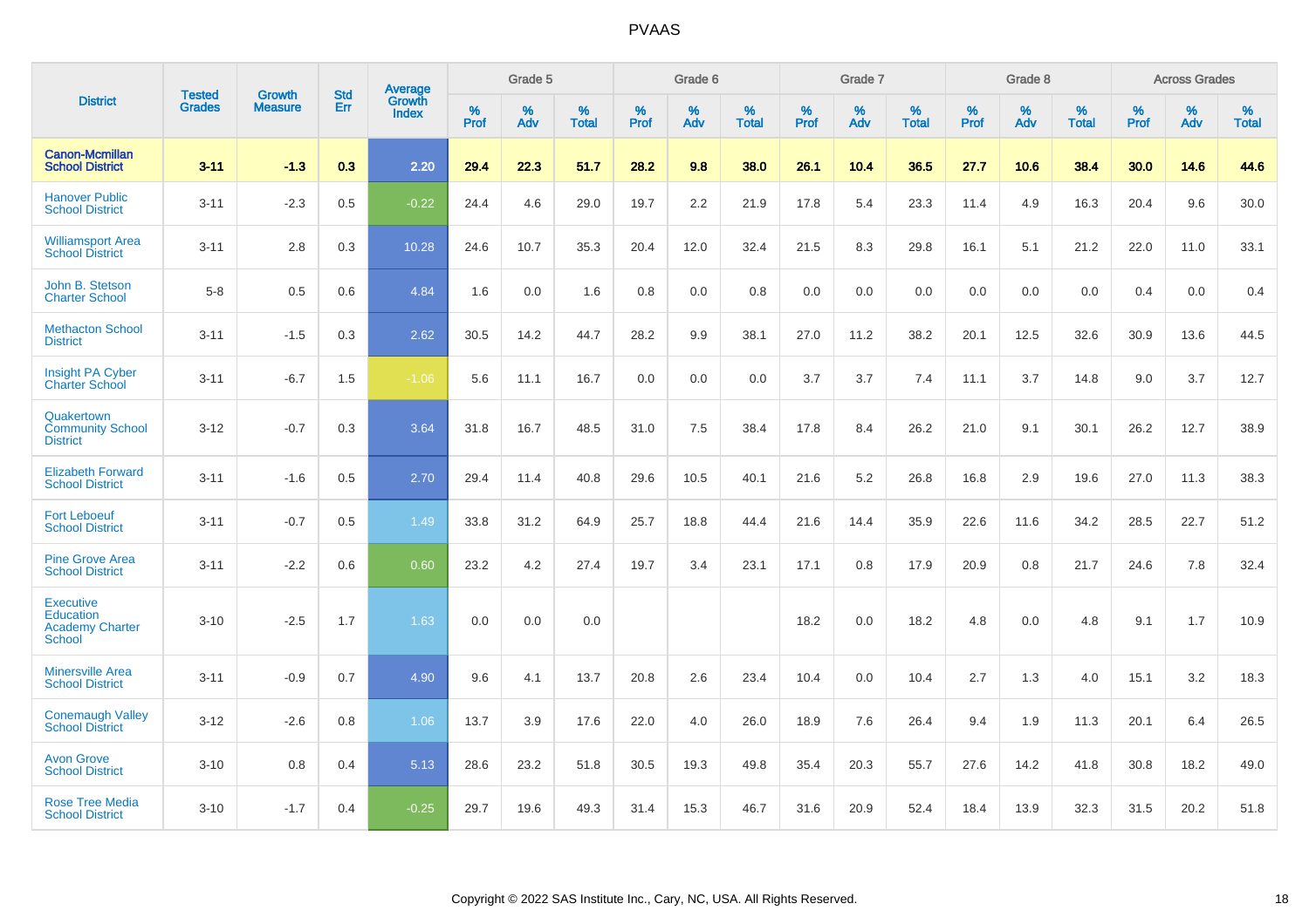| District | Tested Grades | Growth Measure | Std Err | Average Growth Index | Grade 5 | | | Grade 6 | | | Grade 7 | | | Grade 8 | | | Across Grades | | |
|---|---|---|---|---|---|---|---|---|---|---|---|---|---|---|---|---|---|---|---|
| | | | | | % Prof | % Adv | % Total | % Prof | % Adv | % Total | % Prof | % Adv | % Total | % Prof | % Adv | % Total | % Prof | % Adv | % Total |
| **Canon-Mcmillan School District** | **3-11** | **-1.3** | **0.3** | **2.20** | **29.4** | **22.3** | **51.7** | **28.2** | **9.8** | **38.0** | **26.1** | **10.4** | **36.5** | **27.7** | **10.6** | **38.4** | **30.0** | **14.6** | **44.6** |
| Hanover Public School District | 3-11 | -2.3 | 0.5 | -0.22 | 24.4 | 4.6 | 29.0 | 19.7 | 2.2 | 21.9 | 17.8 | 5.4 | 23.3 | 11.4 | 4.9 | 16.3 | 20.4 | 9.6 | 30.0 |
| Williamsport Area School District | 3-11 | 2.8 | 0.3 | 10.28 | 24.6 | 10.7 | 35.3 | 20.4 | 12.0 | 32.4 | 21.5 | 8.3 | 29.8 | 16.1 | 5.1 | 21.2 | 22.0 | 11.0 | 33.1 |
| John B. Stetson Charter School | 5-8 | 0.5 | 0.6 | 4.84 | 1.6 | 0.0 | 1.6 | 0.8 | 0.0 | 0.8 | 0.0 | 0.0 | 0.0 | 0.0 | 0.0 | 0.0 | 0.4 | 0.0 | 0.4 |
| Methacton School District | 3-11 | -1.5 | 0.3 | 2.62 | 30.5 | 14.2 | 44.7 | 28.2 | 9.9 | 38.1 | 27.0 | 11.2 | 38.2 | 20.1 | 12.5 | 32.6 | 30.9 | 13.6 | 44.5 |
| Insight PA Cyber Charter School | 3-11 | -6.7 | 1.5 | -1.06 | 5.6 | 11.1 | 16.7 | 0.0 | 0.0 | 0.0 | 3.7 | 3.7 | 7.4 | 11.1 | 3.7 | 14.8 | 9.0 | 3.7 | 12.7 |
| Quakertown Community School District | 3-12 | -0.7 | 0.3 | 3.64 | 31.8 | 16.7 | 48.5 | 31.0 | 7.5 | 38.4 | 17.8 | 8.4 | 26.2 | 21.0 | 9.1 | 30.1 | 26.2 | 12.7 | 38.9 |
| Elizabeth Forward School District | 3-11 | -1.6 | 0.5 | 2.70 | 29.4 | 11.4 | 40.8 | 29.6 | 10.5 | 40.1 | 21.6 | 5.2 | 26.8 | 16.8 | 2.9 | 19.6 | 27.0 | 11.3 | 38.3 |
| Fort Leboeuf School District | 3-11 | -0.7 | 0.5 | 1.49 | 33.8 | 31.2 | 64.9 | 25.7 | 18.8 | 44.4 | 21.6 | 14.4 | 35.9 | 22.6 | 11.6 | 34.2 | 28.5 | 22.7 | 51.2 |
| Pine Grove Area School District | 3-11 | -2.2 | 0.6 | 0.60 | 23.2 | 4.2 | 27.4 | 19.7 | 3.4 | 23.1 | 17.1 | 0.8 | 17.9 | 20.9 | 0.8 | 21.7 | 24.6 | 7.8 | 32.4 |
| Executive Education Academy Charter School | 3-10 | -2.5 | 1.7 | 1.63 | 0.0 | 0.0 | 0.0 | | | | 18.2 | 0.0 | 18.2 | 4.8 | 0.0 | 4.8 | 9.1 | 1.7 | 10.9 |
| Minersville Area School District | 3-11 | -0.9 | 0.7 | 4.90 | 9.6 | 4.1 | 13.7 | 20.8 | 2.6 | 23.4 | 10.4 | 0.0 | 10.4 | 2.7 | 1.3 | 4.0 | 15.1 | 3.2 | 18.3 |
| Conemaugh Valley School District | 3-12 | -2.6 | 0.8 | 1.06 | 13.7 | 3.9 | 17.6 | 22.0 | 4.0 | 26.0 | 18.9 | 7.6 | 26.4 | 9.4 | 1.9 | 11.3 | 20.1 | 6.4 | 26.5 |
| Avon Grove School District | 3-10 | 0.8 | 0.4 | 5.13 | 28.6 | 23.2 | 51.8 | 30.5 | 19.3 | 49.8 | 35.4 | 20.3 | 55.7 | 27.6 | 14.2 | 41.8 | 30.8 | 18.2 | 49.0 |
| Rose Tree Media School District | 3-10 | -1.7 | 0.4 | -0.25 | 29.7 | 19.6 | 49.3 | 31.4 | 15.3 | 46.7 | 31.6 | 20.9 | 52.4 | 18.4 | 13.9 | 32.3 | 31.5 | 20.2 | 51.8 |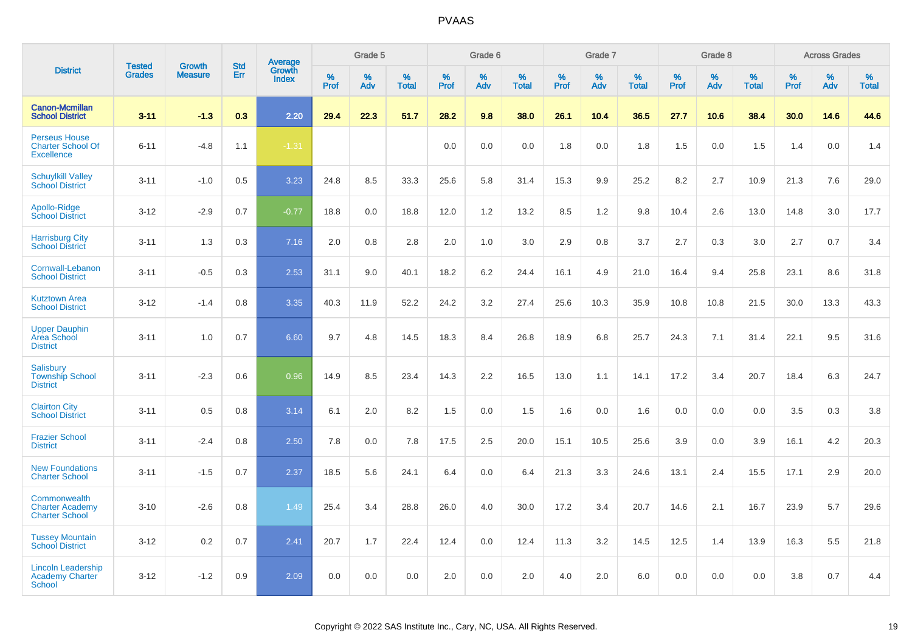# PVAAS

| District | Tested Grades | Growth Measure | Std Err | Average Growth Index | Grade 5 | | | Grade 6 | | | Grade 7 | | | Grade 8 | | | Across Grades | | |
|---|---|---|---|---|---|---|---|---|---|---|---|---|---|---|---|---|---|---|---|
| | | | | | % Prof | % Adv | % Total | % Prof | % Adv | % Total | % Prof | % Adv | % Total | % Prof | % Adv | % Total | % Prof | % Adv | % Total |
| **Canon-Mcmillan School District** | **3-11** | **-1.3** | **0.3** | **2.20** | **29.4** | **22.3** | **51.7** | **28.2** | **9.8** | **38.0** | **26.1** | **10.4** | **36.5** | **27.7** | **10.6** | **38.4** | **30.0** | **14.6** | **44.6** |
| Perseus House Charter School Of Excellence | 6-11 | -4.8 | 1.1 | -1.31 | | | | 0.0 | 0.0 | 0.0 | 1.8 | 0.0 | 1.8 | 1.5 | 0.0 | 1.5 | 1.4 | 0.0 | 1.4 |
| Schuylkill Valley School District | 3-11 | -1.0 | 0.5 | 3.23 | 24.8 | 8.5 | 33.3 | 25.6 | 5.8 | 31.4 | 15.3 | 9.9 | 25.2 | 8.2 | 2.7 | 10.9 | 21.3 | 7.6 | 29.0 |
| Apollo-Ridge School District | 3-12 | -2.9 | 0.7 | -0.77 | 18.8 | 0.0 | 18.8 | 12.0 | 1.2 | 13.2 | 8.5 | 1.2 | 9.8 | 10.4 | 2.6 | 13.0 | 14.8 | 3.0 | 17.7 |
| Harrisburg City School District | 3-11 | 1.3 | 0.3 | 7.16 | 2.0 | 0.8 | 2.8 | 2.0 | 1.0 | 3.0 | 2.9 | 0.8 | 3.7 | 2.7 | 0.3 | 3.0 | 2.7 | 0.7 | 3.4 |
| Cornwall-Lebanon School District | 3-11 | -0.5 | 0.3 | 2.53 | 31.1 | 9.0 | 40.1 | 18.2 | 6.2 | 24.4 | 16.1 | 4.9 | 21.0 | 16.4 | 9.4 | 25.8 | 23.1 | 8.6 | 31.8 |
| Kutztown Area School District | 3-12 | -1.4 | 0.8 | 3.35 | 40.3 | 11.9 | 52.2 | 24.2 | 3.2 | 27.4 | 25.6 | 10.3 | 35.9 | 10.8 | 10.8 | 21.5 | 30.0 | 13.3 | 43.3 |
| Upper Dauphin Area School District | 3-11 | 1.0 | 0.7 | 6.60 | 9.7 | 4.8 | 14.5 | 18.3 | 8.4 | 26.8 | 18.9 | 6.8 | 25.7 | 24.3 | 7.1 | 31.4 | 22.1 | 9.5 | 31.6 |
| Salisbury Township School District | 3-11 | -2.3 | 0.6 | 0.96 | 14.9 | 8.5 | 23.4 | 14.3 | 2.2 | 16.5 | 13.0 | 1.1 | 14.1 | 17.2 | 3.4 | 20.7 | 18.4 | 6.3 | 24.7 |
| Clairton City School District | 3-11 | 0.5 | 0.8 | 3.14 | 6.1 | 2.0 | 8.2 | 1.5 | 0.0 | 1.5 | 1.6 | 0.0 | 1.6 | 0.0 | 0.0 | 0.0 | 3.5 | 0.3 | 3.8 |
| Frazier School District | 3-11 | -2.4 | 0.8 | 2.50 | 7.8 | 0.0 | 7.8 | 17.5 | 2.5 | 20.0 | 15.1 | 10.5 | 25.6 | 3.9 | 0.0 | 3.9 | 16.1 | 4.2 | 20.3 |
| New Foundations Charter School | 3-11 | -1.5 | 0.7 | 2.37 | 18.5 | 5.6 | 24.1 | 6.4 | 0.0 | 6.4 | 21.3 | 3.3 | 24.6 | 13.1 | 2.4 | 15.5 | 17.1 | 2.9 | 20.0 |
| Commonwealth Charter Academy Charter School | 3-10 | -2.6 | 0.8 | 1.49 | 25.4 | 3.4 | 28.8 | 26.0 | 4.0 | 30.0 | 17.2 | 3.4 | 20.7 | 14.6 | 2.1 | 16.7 | 23.9 | 5.7 | 29.6 |
| Tussey Mountain School District | 3-12 | 0.2 | 0.7 | 2.41 | 20.7 | 1.7 | 22.4 | 12.4 | 0.0 | 12.4 | 11.3 | 3.2 | 14.5 | 12.5 | 1.4 | 13.9 | 16.3 | 5.5 | 21.8 |
| Lincoln Leadership Academy Charter School | 3-12 | -1.2 | 0.9 | 2.09 | 0.0 | 0.0 | 0.0 | 2.0 | 0.0 | 2.0 | 4.0 | 2.0 | 6.0 | 0.0 | 0.0 | 0.0 | 3.8 | 0.7 | 4.4 |

Copyright © 2022 SAS Institute Inc., Cary, NC, USA. All Rights Reserved.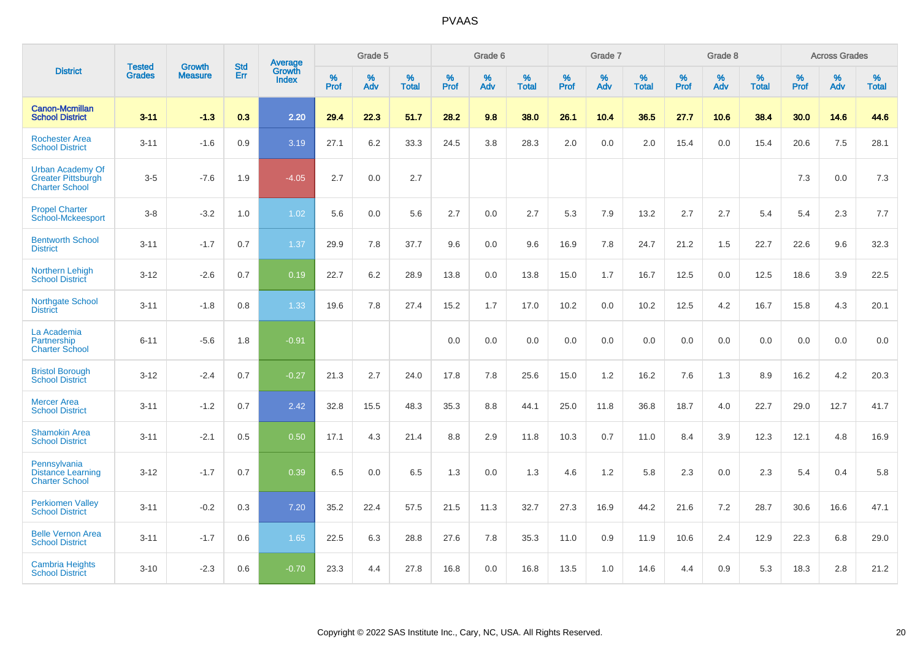# PVAAS

| District | Tested Grades | Growth Measure | Std Err | Average Growth Index | Grade 5 | | | Grade 6 | | | Grade 7 | | | Grade 8 | | | Across Grades | | |
|---|---|---|---|---|---|---|---|---|---|---|---|---|---|---|---|---|---|---|---|
| | | | | | % Prof | % Adv | % Total | % Prof | % Adv | % Total | % Prof | % Adv | % Total | % Prof | % Adv | % Total | % Prof | % Adv | % Total |
| **Canon-Mcmillan School District** | **3-11** | **-1.3** | **0.3** | **2.20** | **29.4** | **22.3** | **51.7** | **28.2** | **9.8** | **38.0** | **26.1** | **10.4** | **36.5** | **27.7** | **10.6** | **38.4** | **30.0** | **14.6** | **44.6** |
| Rochester Area School District | 3-11 | -1.6 | 0.9 | 3.19 | 27.1 | 6.2 | 33.3 | 24.5 | 3.8 | 28.3 | 2.0 | 0.0 | 2.0 | 15.4 | 0.0 | 15.4 | 20.6 | 7.5 | 28.1 |
| Urban Academy Of Greater Pittsburgh Charter School | 3-5 | -7.6 | 1.9 | -4.05 | 2.7 | 0.0 | 2.7 | | | | | | | | | | 7.3 | 0.0 | 7.3 |
| Propel Charter School-Mckeesport | 3-8 | -3.2 | 1.0 | 1.02 | 5.6 | 0.0 | 5.6 | 2.7 | 0.0 | 2.7 | 5.3 | 7.9 | 13.2 | 2.7 | 2.7 | 5.4 | 5.4 | 2.3 | 7.7 |
| Bentworth School District | 3-11 | -1.7 | 0.7 | 1.37 | 29.9 | 7.8 | 37.7 | 9.6 | 0.0 | 9.6 | 16.9 | 7.8 | 24.7 | 21.2 | 1.5 | 22.7 | 22.6 | 9.6 | 32.3 |
| Northern Lehigh School District | 3-12 | -2.6 | 0.7 | 0.19 | 22.7 | 6.2 | 28.9 | 13.8 | 0.0 | 13.8 | 15.0 | 1.7 | 16.7 | 12.5 | 0.0 | 12.5 | 18.6 | 3.9 | 22.5 |
| Northgate School District | 3-11 | -1.8 | 0.8 | 1.33 | 19.6 | 7.8 | 27.4 | 15.2 | 1.7 | 17.0 | 10.2 | 0.0 | 10.2 | 12.5 | 4.2 | 16.7 | 15.8 | 4.3 | 20.1 |
| La Academia Partnership Charter School | 6-11 | -5.6 | 1.8 | -0.91 | | | | 0.0 | 0.0 | 0.0 | 0.0 | 0.0 | 0.0 | 0.0 | 0.0 | 0.0 | 0.0 | 0.0 | 0.0 |
| Bristol Borough School District | 3-12 | -2.4 | 0.7 | -0.27 | 21.3 | 2.7 | 24.0 | 17.8 | 7.8 | 25.6 | 15.0 | 1.2 | 16.2 | 7.6 | 1.3 | 8.9 | 16.2 | 4.2 | 20.3 |
| Mercer Area School District | 3-11 | -1.2 | 0.7 | 2.42 | 32.8 | 15.5 | 48.3 | 35.3 | 8.8 | 44.1 | 25.0 | 11.8 | 36.8 | 18.7 | 4.0 | 22.7 | 29.0 | 12.7 | 41.7 |
| Shamokin Area School District | 3-11 | -2.1 | 0.5 | 0.50 | 17.1 | 4.3 | 21.4 | 8.8 | 2.9 | 11.8 | 10.3 | 0.7 | 11.0 | 8.4 | 3.9 | 12.3 | 12.1 | 4.8 | 16.9 |
| Pennsylvania Distance Learning Charter School | 3-12 | -1.7 | 0.7 | 0.39 | 6.5 | 0.0 | 6.5 | 1.3 | 0.0 | 1.3 | 4.6 | 1.2 | 5.8 | 2.3 | 0.0 | 2.3 | 5.4 | 0.4 | 5.8 |
| Perkiomen Valley School District | 3-11 | -0.2 | 0.3 | 7.20 | 35.2 | 22.4 | 57.5 | 21.5 | 11.3 | 32.7 | 27.3 | 16.9 | 44.2 | 21.6 | 7.2 | 28.7 | 30.6 | 16.6 | 47.1 |
| Belle Vernon Area School District | 3-11 | -1.7 | 0.6 | 1.65 | 22.5 | 6.3 | 28.8 | 27.6 | 7.8 | 35.3 | 11.0 | 0.9 | 11.9 | 10.6 | 2.4 | 12.9 | 22.3 | 6.8 | 29.0 |
| Cambria Heights School District | 3-10 | -2.3 | 0.6 | -0.70 | 23.3 | 4.4 | 27.8 | 16.8 | 0.0 | 16.8 | 13.5 | 1.0 | 14.6 | 4.4 | 0.9 | 5.3 | 18.3 | 2.8 | 21.2 |

Copyright © 2022 SAS Institute Inc., Cary, NC, USA. All Rights Reserved.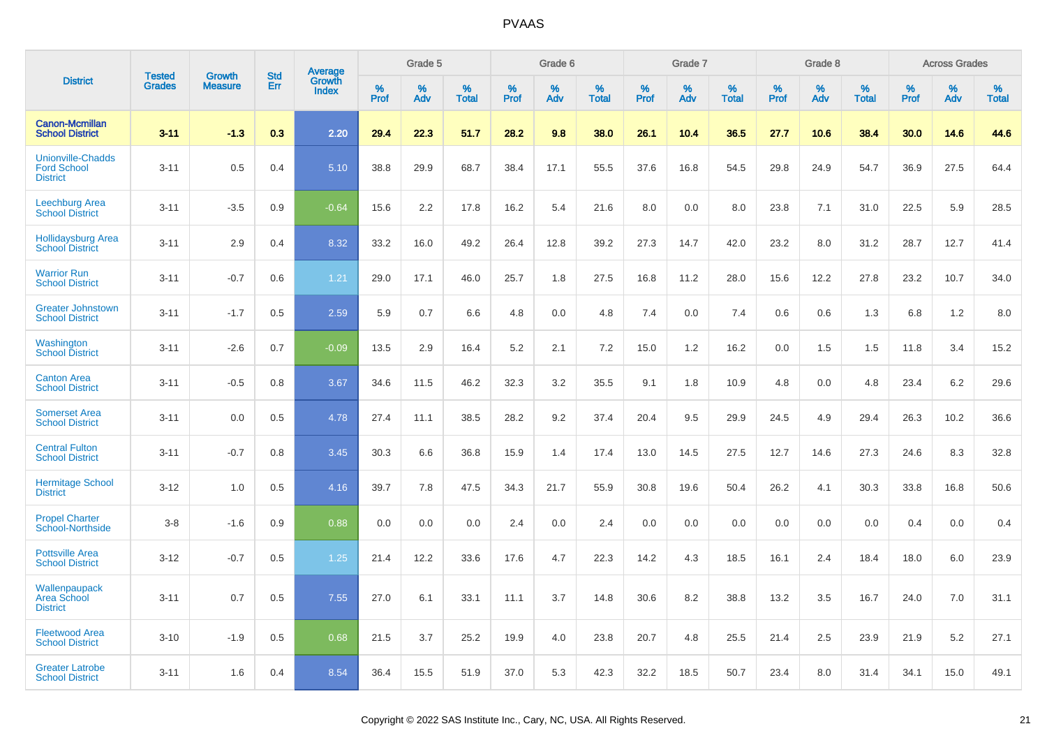# PVAAS

| District | Tested Grades | Growth Measure | Std Err | Average Growth Index | Grade 5 | | | Grade 6 | | | Grade 7 | | | Grade 8 | | | Across Grades | | |
|---|---|---|---|---|---|---|---|---|---|---|---|---|---|---|---|---|---|---|---|
| | | | | | % Prof | % Adv | % Total | % Prof | % Adv | % Total | % Prof | % Adv | % Total | % Prof | % Adv | % Total | % Prof | % Adv | % Total |
| **Canon-Mcmillan School District** | **3-11** | **-1.3** | **0.3** | **2.20** | **29.4** | **22.3** | **51.7** | **28.2** | **9.8** | **38.0** | **26.1** | **10.4** | **36.5** | **27.7** | **10.6** | **38.4** | **30.0** | **14.6** | **44.6** |
| Unionville-Chadds Ford School District | 3-11 | 0.5 | 0.4 | 5.10 | 38.8 | 29.9 | 68.7 | 38.4 | 17.1 | 55.5 | 37.6 | 16.8 | 54.5 | 29.8 | 24.9 | 54.7 | 36.9 | 27.5 | 64.4 |
| Leechburg Area School District | 3-11 | -3.5 | 0.9 | -0.64 | 15.6 | 2.2 | 17.8 | 16.2 | 5.4 | 21.6 | 8.0 | 0.0 | 8.0 | 23.8 | 7.1 | 31.0 | 22.5 | 5.9 | 28.5 |
| Hollidaysburg Area School District | 3-11 | 2.9 | 0.4 | 8.32 | 33.2 | 16.0 | 49.2 | 26.4 | 12.8 | 39.2 | 27.3 | 14.7 | 42.0 | 23.2 | 8.0 | 31.2 | 28.7 | 12.7 | 41.4 |
| Warrior Run School District | 3-11 | -0.7 | 0.6 | 1.21 | 29.0 | 17.1 | 46.0 | 25.7 | 1.8 | 27.5 | 16.8 | 11.2 | 28.0 | 15.6 | 12.2 | 27.8 | 23.2 | 10.7 | 34.0 |
| Greater Johnstown School District | 3-11 | -1.7 | 0.5 | 2.59 | 5.9 | 0.7 | 6.6 | 4.8 | 0.0 | 4.8 | 7.4 | 0.0 | 7.4 | 0.6 | 0.6 | 1.3 | 6.8 | 1.2 | 8.0 |
| Washington School District | 3-11 | -2.6 | 0.7 | -0.09 | 13.5 | 2.9 | 16.4 | 5.2 | 2.1 | 7.2 | 15.0 | 1.2 | 16.2 | 0.0 | 1.5 | 1.5 | 11.8 | 3.4 | 15.2 |
| Canton Area School District | 3-11 | -0.5 | 0.8 | 3.67 | 34.6 | 11.5 | 46.2 | 32.3 | 3.2 | 35.5 | 9.1 | 1.8 | 10.9 | 4.8 | 0.0 | 4.8 | 23.4 | 6.2 | 29.6 |
| Somerset Area School District | 3-11 | 0.0 | 0.5 | 4.78 | 27.4 | 11.1 | 38.5 | 28.2 | 9.2 | 37.4 | 20.4 | 9.5 | 29.9 | 24.5 | 4.9 | 29.4 | 26.3 | 10.2 | 36.6 |
| Central Fulton School District | 3-11 | -0.7 | 0.8 | 3.45 | 30.3 | 6.6 | 36.8 | 15.9 | 1.4 | 17.4 | 13.0 | 14.5 | 27.5 | 12.7 | 14.6 | 27.3 | 24.6 | 8.3 | 32.8 |
| Hermitage School District | 3-12 | 1.0 | 0.5 | 4.16 | 39.7 | 7.8 | 47.5 | 34.3 | 21.7 | 55.9 | 30.8 | 19.6 | 50.4 | 26.2 | 4.1 | 30.3 | 33.8 | 16.8 | 50.6 |
| Propel Charter School-Northside | 3-8 | -1.6 | 0.9 | 0.88 | 0.0 | 0.0 | 0.0 | 2.4 | 0.0 | 2.4 | 0.0 | 0.0 | 0.0 | 0.0 | 0.0 | 0.0 | 0.4 | 0.0 | 0.4 |
| Pottsville Area School District | 3-12 | -0.7 | 0.5 | 1.25 | 21.4 | 12.2 | 33.6 | 17.6 | 4.7 | 22.3 | 14.2 | 4.3 | 18.5 | 16.1 | 2.4 | 18.4 | 18.0 | 6.0 | 23.9 |
| Wallenpaupack Area School District | 3-11 | 0.7 | 0.5 | 7.55 | 27.0 | 6.1 | 33.1 | 11.1 | 3.7 | 14.8 | 30.6 | 8.2 | 38.8 | 13.2 | 3.5 | 16.7 | 24.0 | 7.0 | 31.1 |
| Fleetwood Area School District | 3-10 | -1.9 | 0.5 | 0.68 | 21.5 | 3.7 | 25.2 | 19.9 | 4.0 | 23.8 | 20.7 | 4.8 | 25.5 | 21.4 | 2.5 | 23.9 | 21.9 | 5.2 | 27.1 |
| Greater Latrobe School District | 3-11 | 1.6 | 0.4 | 8.54 | 36.4 | 15.5 | 51.9 | 37.0 | 5.3 | 42.3 | 32.2 | 18.5 | 50.7 | 23.4 | 8.0 | 31.4 | 34.1 | 15.0 | 49.1 |

Copyright © 2022 SAS Institute Inc., Cary, NC, USA. All Rights Reserved.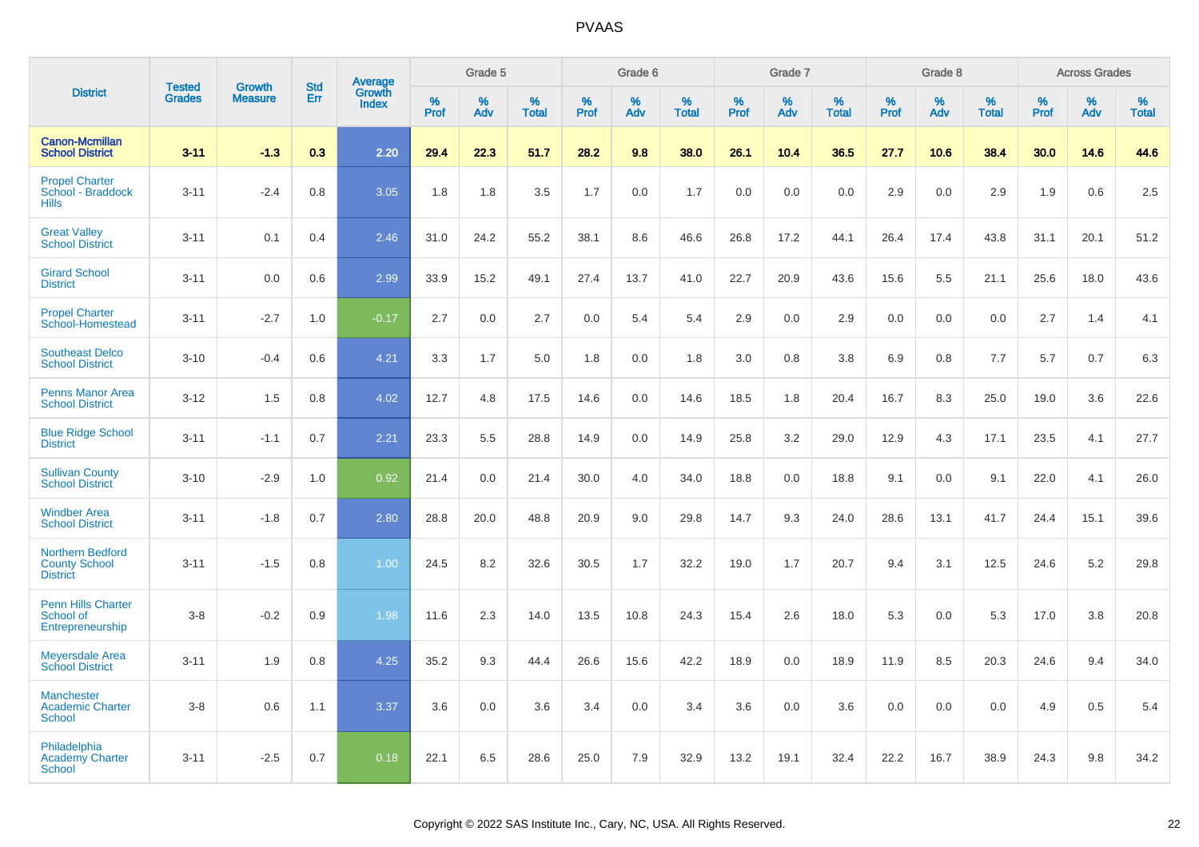| District | Tested Grades | Growth Measure | Std Err | Average Growth Index | Grade 5 | | | Grade 6 | | | Grade 7 | | | Grade 8 | | | Across Grades | | |
|---|---|---|---|---|---|---|---|---|---|---|---|---|---|---|---|---|---|---|---|
| | | | | | % Prof | % Adv | % Total | % Prof | % Adv | % Total | % Prof | % Adv | % Total | % Prof | % Adv | % Total | % Prof | % Adv | % Total |
| **Canon-Mcmillan School District** | **3-11** | **-1.3** | **0.3** | **2.20** | **29.4** | **22.3** | **51.7** | **28.2** | **9.8** | **38.0** | **26.1** | **10.4** | **36.5** | **27.7** | **10.6** | **38.4** | **30.0** | **14.6** | **44.6** |
| Propel Charter School - Braddock Hills | 3-11 | -2.4 | 0.8 | 3.05 | 1.8 | 1.8 | 3.5 | 1.7 | 0.0 | 1.7 | 0.0 | 0.0 | 0.0 | 2.9 | 0.0 | 2.9 | 1.9 | 0.6 | 2.5 |
| Great Valley School District | 3-11 | 0.1 | 0.4 | 2.46 | 31.0 | 24.2 | 55.2 | 38.1 | 8.6 | 46.6 | 26.8 | 17.2 | 44.1 | 26.4 | 17.4 | 43.8 | 31.1 | 20.1 | 51.2 |
| Girard School District | 3-11 | 0.0 | 0.6 | 2.99 | 33.9 | 15.2 | 49.1 | 27.4 | 13.7 | 41.0 | 22.7 | 20.9 | 43.6 | 15.6 | 5.5 | 21.1 | 25.6 | 18.0 | 43.6 |
| Propel Charter School-Homestead | 3-11 | -2.7 | 1.0 | -0.17 | 2.7 | 0.0 | 2.7 | 0.0 | 5.4 | 5.4 | 2.9 | 0.0 | 2.9 | 0.0 | 0.0 | 0.0 | 2.7 | 1.4 | 4.1 |
| Southeast Delco School District | 3-10 | -0.4 | 0.6 | 4.21 | 3.3 | 1.7 | 5.0 | 1.8 | 0.0 | 1.8 | 3.0 | 0.8 | 3.8 | 6.9 | 0.8 | 7.7 | 5.7 | 0.7 | 6.3 |
| Penns Manor Area School District | 3-12 | 1.5 | 0.8 | 4.02 | 12.7 | 4.8 | 17.5 | 14.6 | 0.0 | 14.6 | 18.5 | 1.8 | 20.4 | 16.7 | 8.3 | 25.0 | 19.0 | 3.6 | 22.6 |
| Blue Ridge School District | 3-11 | -1.1 | 0.7 | 2.21 | 23.3 | 5.5 | 28.8 | 14.9 | 0.0 | 14.9 | 25.8 | 3.2 | 29.0 | 12.9 | 4.3 | 17.1 | 23.5 | 4.1 | 27.7 |
| Sullivan County School District | 3-10 | -2.9 | 1.0 | 0.92 | 21.4 | 0.0 | 21.4 | 30.0 | 4.0 | 34.0 | 18.8 | 0.0 | 18.8 | 9.1 | 0.0 | 9.1 | 22.0 | 4.1 | 26.0 |
| Windber Area School District | 3-11 | -1.8 | 0.7 | 2.80 | 28.8 | 20.0 | 48.8 | 20.9 | 9.0 | 29.8 | 14.7 | 9.3 | 24.0 | 28.6 | 13.1 | 41.7 | 24.4 | 15.1 | 39.6 |
| Northern Bedford County School District | 3-11 | -1.5 | 0.8 | 1.00 | 24.5 | 8.2 | 32.6 | 30.5 | 1.7 | 32.2 | 19.0 | 1.7 | 20.7 | 9.4 | 3.1 | 12.5 | 24.6 | 5.2 | 29.8 |
| Penn Hills Charter School of Entrepreneurship | 3-8 | -0.2 | 0.9 | 1.98 | 11.6 | 2.3 | 14.0 | 13.5 | 10.8 | 24.3 | 15.4 | 2.6 | 18.0 | 5.3 | 0.0 | 5.3 | 17.0 | 3.8 | 20.8 |
| Meyersdale Area School District | 3-11 | 1.9 | 0.8 | 4.25 | 35.2 | 9.3 | 44.4 | 26.6 | 15.6 | 42.2 | 18.9 | 0.0 | 18.9 | 11.9 | 8.5 | 20.3 | 24.6 | 9.4 | 34.0 |
| Manchester Academic Charter School | 3-8 | 0.6 | 1.1 | 3.37 | 3.6 | 0.0 | 3.6 | 3.4 | 0.0 | 3.4 | 3.6 | 0.0 | 3.6 | 0.0 | 0.0 | 0.0 | 4.9 | 0.5 | 5.4 |
| Philadelphia Academy Charter School | 3-11 | -2.5 | 0.7 | 0.18 | 22.1 | 6.5 | 28.6 | 25.0 | 7.9 | 32.9 | 13.2 | 19.1 | 32.4 | 22.2 | 16.7 | 38.9 | 24.3 | 9.8 | 34.2 |

Copyright © 2022 SAS Institute Inc., Cary, NC, USA. All Rights Reserved.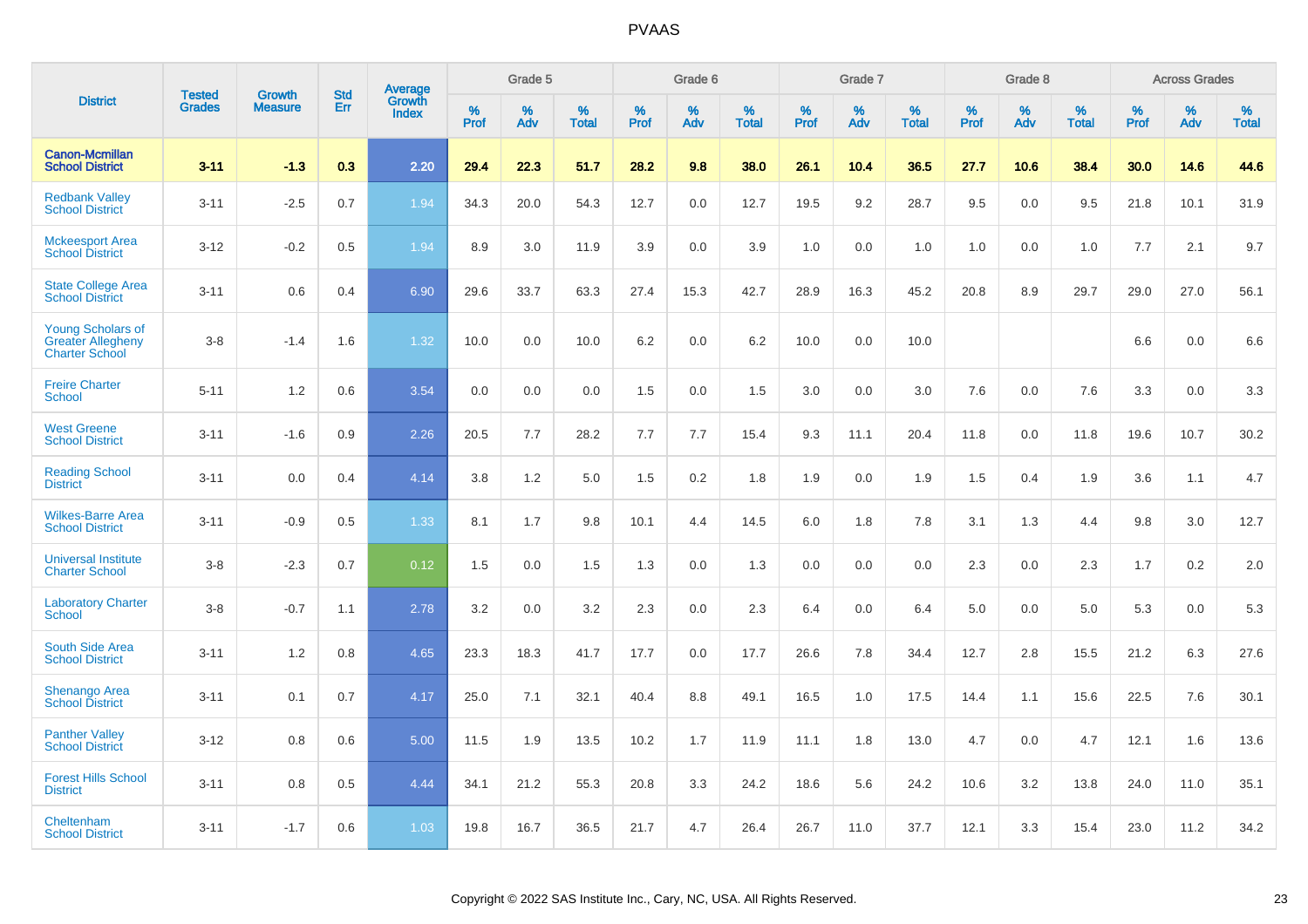# PVAAS

| District | Tested Grades | Growth Measure | Std Err | Average Growth Index | Grade 5 | | | Grade 6 | | | Grade 7 | | | Grade 8 | | | Across Grades | | |
|---|---|---|---|---|---|---|---|---|---|---|---|---|---|---|---|---|---|---|---|
| | | | | | % Prof | % Adv | % Total | % Prof | % Adv | % Total | % Prof | % Adv | % Total | % Prof | % Adv | % Total | % Prof | % Adv | % Total |
| **Canon-Mcmillan School District** | **3-11** | **-1.3** | **0.3** | **2.20** | **29.4** | **22.3** | **51.7** | **28.2** | **9.8** | **38.0** | **26.1** | **10.4** | **36.5** | **27.7** | **10.6** | **38.4** | **30.0** | **14.6** | **44.6** |
| Redbank Valley School District | 3-11 | -2.5 | 0.7 | 1.94 | 34.3 | 20.0 | 54.3 | 12.7 | 0.0 | 12.7 | 19.5 | 9.2 | 28.7 | 9.5 | 0.0 | 9.5 | 21.8 | 10.1 | 31.9 |
| Mckeesport Area School District | 3-12 | -0.2 | 0.5 | 1.94 | 8.9 | 3.0 | 11.9 | 3.9 | 0.0 | 3.9 | 1.0 | 0.0 | 1.0 | 1.0 | 0.0 | 1.0 | 7.7 | 2.1 | 9.7 |
| State College Area School District | 3-11 | 0.6 | 0.4 | 6.90 | 29.6 | 33.7 | 63.3 | 27.4 | 15.3 | 42.7 | 28.9 | 16.3 | 45.2 | 20.8 | 8.9 | 29.7 | 29.0 | 27.0 | 56.1 |
| Young Scholars of Greater Allegheny Charter School | 3-8 | -1.4 | 1.6 | 1.32 | 10.0 | 0.0 | 10.0 | 6.2 | 0.0 | 6.2 | 10.0 | 0.0 | 10.0 | | | | 6.6 | 0.0 | 6.6 |
| Freire Charter School | 5-11 | 1.2 | 0.6 | 3.54 | 0.0 | 0.0 | 0.0 | 1.5 | 0.0 | 1.5 | 3.0 | 0.0 | 3.0 | 7.6 | 0.0 | 7.6 | 3.3 | 0.0 | 3.3 |
| West Greene School District | 3-11 | -1.6 | 0.9 | 2.26 | 20.5 | 7.7 | 28.2 | 7.7 | 7.7 | 15.4 | 9.3 | 11.1 | 20.4 | 11.8 | 0.0 | 11.8 | 19.6 | 10.7 | 30.2 |
| Reading School District | 3-11 | 0.0 | 0.4 | 4.14 | 3.8 | 1.2 | 5.0 | 1.5 | 0.2 | 1.8 | 1.9 | 0.0 | 1.9 | 1.5 | 0.4 | 1.9 | 3.6 | 1.1 | 4.7 |
| Wilkes-Barre Area School District | 3-11 | -0.9 | 0.5 | 1.33 | 8.1 | 1.7 | 9.8 | 10.1 | 4.4 | 14.5 | 6.0 | 1.8 | 7.8 | 3.1 | 1.3 | 4.4 | 9.8 | 3.0 | 12.7 |
| Universal Institute Charter School | 3-8 | -2.3 | 0.7 | 0.12 | 1.5 | 0.0 | 1.5 | 1.3 | 0.0 | 1.3 | 0.0 | 0.0 | 0.0 | 2.3 | 0.0 | 2.3 | 1.7 | 0.2 | 2.0 |
| Laboratory Charter School | 3-8 | -0.7 | 1.1 | 2.78 | 3.2 | 0.0 | 3.2 | 2.3 | 0.0 | 2.3 | 6.4 | 0.0 | 6.4 | 5.0 | 0.0 | 5.0 | 5.3 | 0.0 | 5.3 |
| South Side Area School District | 3-11 | 1.2 | 0.8 | 4.65 | 23.3 | 18.3 | 41.7 | 17.7 | 0.0 | 17.7 | 26.6 | 7.8 | 34.4 | 12.7 | 2.8 | 15.5 | 21.2 | 6.3 | 27.6 |
| Shenango Area School District | 3-11 | 0.1 | 0.7 | 4.17 | 25.0 | 7.1 | 32.1 | 40.4 | 8.8 | 49.1 | 16.5 | 1.0 | 17.5 | 14.4 | 1.1 | 15.6 | 22.5 | 7.6 | 30.1 |
| Panther Valley School District | 3-12 | 0.8 | 0.6 | 5.00 | 11.5 | 1.9 | 13.5 | 10.2 | 1.7 | 11.9 | 11.1 | 1.8 | 13.0 | 4.7 | 0.0 | 4.7 | 12.1 | 1.6 | 13.6 |
| Forest Hills School District | 3-11 | 0.8 | 0.5 | 4.44 | 34.1 | 21.2 | 55.3 | 20.8 | 3.3 | 24.2 | 18.6 | 5.6 | 24.2 | 10.6 | 3.2 | 13.8 | 24.0 | 11.0 | 35.1 |
| Cheltenham School District | 3-11 | -1.7 | 0.6 | 1.03 | 19.8 | 16.7 | 36.5 | 21.7 | 4.7 | 26.4 | 26.7 | 11.0 | 37.7 | 12.1 | 3.3 | 15.4 | 23.0 | 11.2 | 34.2 |

Copyright © 2022 SAS Institute Inc., Cary, NC, USA. All Rights Reserved.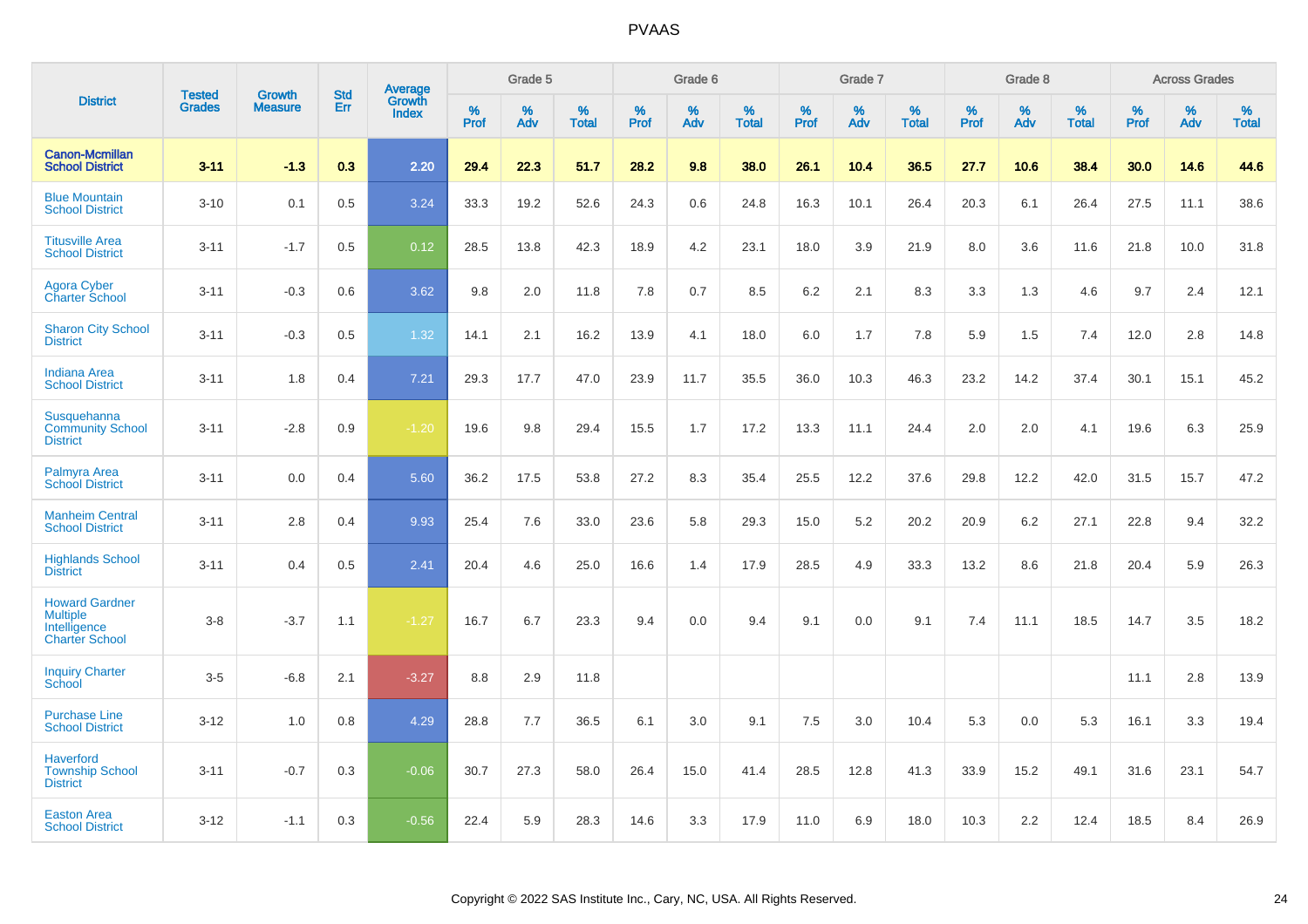# PVAAS

| District | Tested Grades | Growth Measure | Std Err | Average Growth Index | Grade 5 | | | Grade 6 | | | Grade 7 | | | Grade 8 | | | Across Grades | | |
|---|---|---|---|---|---|---|---|---|---|---|---|---|---|---|---|---|---|---|---|
| | | | | | % Prof | % Adv | % Total | % Prof | % Adv | % Total | % Prof | % Adv | % Total | % Prof | % Adv | % Total | % Prof | % Adv | % Total |
| **Canon-Mcmillan School District** | **3-11** | **-1.3** | **0.3** | **2.20** | **29.4** | **22.3** | **51.7** | **28.2** | **9.8** | **38.0** | **26.1** | **10.4** | **36.5** | **27.7** | **10.6** | **38.4** | **30.0** | **14.6** | **44.6** |
| Blue Mountain School District | 3-10 | 0.1 | 0.5 | 3.24 | 33.3 | 19.2 | 52.6 | 24.3 | 0.6 | 24.8 | 16.3 | 10.1 | 26.4 | 20.3 | 6.1 | 26.4 | 27.5 | 11.1 | 38.6 |
| Titusville Area School District | 3-11 | -1.7 | 0.5 | 0.12 | 28.5 | 13.8 | 42.3 | 18.9 | 4.2 | 23.1 | 18.0 | 3.9 | 21.9 | 8.0 | 3.6 | 11.6 | 21.8 | 10.0 | 31.8 |
| Agora Cyber Charter School | 3-11 | -0.3 | 0.6 | 3.62 | 9.8 | 2.0 | 11.8 | 7.8 | 0.7 | 8.5 | 6.2 | 2.1 | 8.3 | 3.3 | 1.3 | 4.6 | 9.7 | 2.4 | 12.1 |
| Sharon City School District | 3-11 | -0.3 | 0.5 | 1.32 | 14.1 | 2.1 | 16.2 | 13.9 | 4.1 | 18.0 | 6.0 | 1.7 | 7.8 | 5.9 | 1.5 | 7.4 | 12.0 | 2.8 | 14.8 |
| Indiana Area School District | 3-11 | 1.8 | 0.4 | 7.21 | 29.3 | 17.7 | 47.0 | 23.9 | 11.7 | 35.5 | 36.0 | 10.3 | 46.3 | 23.2 | 14.2 | 37.4 | 30.1 | 15.1 | 45.2 |
| Susquehanna Community School District | 3-11 | -2.8 | 0.9 | -1.20 | 19.6 | 9.8 | 29.4 | 15.5 | 1.7 | 17.2 | 13.3 | 11.1 | 24.4 | 2.0 | 2.0 | 4.1 | 19.6 | 6.3 | 25.9 |
| Palmyra Area School District | 3-11 | 0.0 | 0.4 | 5.60 | 36.2 | 17.5 | 53.8 | 27.2 | 8.3 | 35.4 | 25.5 | 12.2 | 37.6 | 29.8 | 12.2 | 42.0 | 31.5 | 15.7 | 47.2 |
| Manheim Central School District | 3-11 | 2.8 | 0.4 | 9.93 | 25.4 | 7.6 | 33.0 | 23.6 | 5.8 | 29.3 | 15.0 | 5.2 | 20.2 | 20.9 | 6.2 | 27.1 | 22.8 | 9.4 | 32.2 |
| Highlands School District | 3-11 | 0.4 | 0.5 | 2.41 | 20.4 | 4.6 | 25.0 | 16.6 | 1.4 | 17.9 | 28.5 | 4.9 | 33.3 | 13.2 | 8.6 | 21.8 | 20.4 | 5.9 | 26.3 |
| Howard Gardner Multiple Intelligence Charter School | 3-8 | -3.7 | 1.1 | -1.27 | 16.7 | 6.7 | 23.3 | 9.4 | 0.0 | 9.4 | 9.1 | 0.0 | 9.1 | 7.4 | 11.1 | 18.5 | 14.7 | 3.5 | 18.2 |
| Inquiry Charter School | 3-5 | -6.8 | 2.1 | -3.27 | 8.8 | 2.9 | 11.8 | | | | | | | | | | 11.1 | 2.8 | 13.9 |
| Purchase Line School District | 3-12 | 1.0 | 0.8 | 4.29 | 28.8 | 7.7 | 36.5 | 6.1 | 3.0 | 9.1 | 7.5 | 3.0 | 10.4 | 5.3 | 0.0 | 5.3 | 16.1 | 3.3 | 19.4 |
| Haverford Township School District | 3-11 | -0.7 | 0.3 | -0.06 | 30.7 | 27.3 | 58.0 | 26.4 | 15.0 | 41.4 | 28.5 | 12.8 | 41.3 | 33.9 | 15.2 | 49.1 | 31.6 | 23.1 | 54.7 |
| Easton Area School District | 3-12 | -1.1 | 0.3 | -0.56 | 22.4 | 5.9 | 28.3 | 14.6 | 3.3 | 17.9 | 11.0 | 6.9 | 18.0 | 10.3 | 2.2 | 12.4 | 18.5 | 8.4 | 26.9 |

Copyright © 2022 SAS Institute Inc., Cary, NC, USA. All Rights Reserved.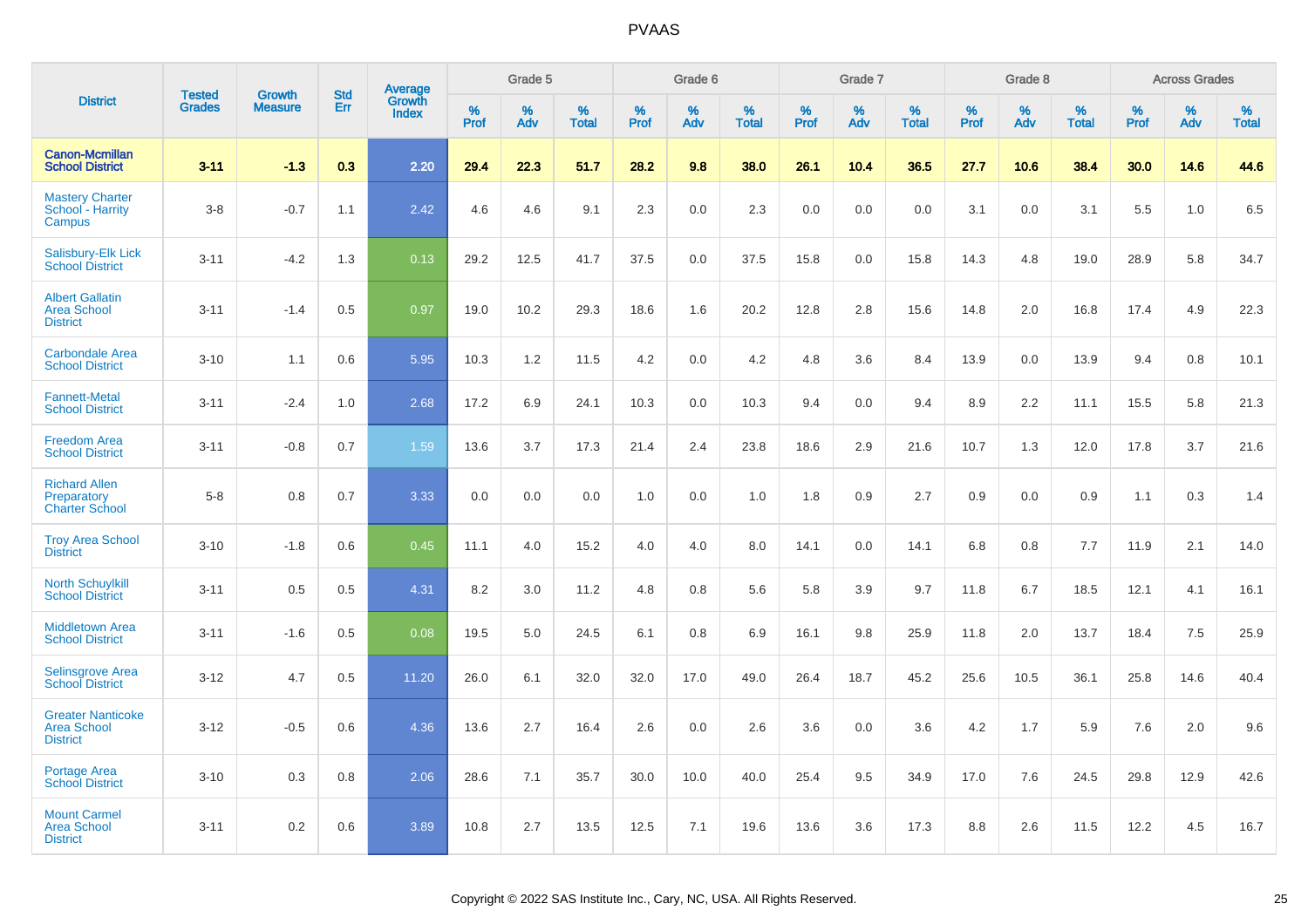# PVAAS

| District | Tested Grades | Growth Measure | Std Err | Average Growth Index | Grade 5 | | | Grade 6 | | | Grade 7 | | | Grade 8 | | | Across Grades | | |
|---|---|---|---|---|---|---|---|---|---|---|---|---|---|---|---|---|---|---|---|
| | | | | | % Prof | % Adv | % Total | % Prof | % Adv | % Total | % Prof | % Adv | % Total | % Prof | % Adv | % Total | % Prof | % Adv | % Total |
| **Canon-Mcmillan School District** | **3-11** | **-1.3** | **0.3** | **2.20** | **29.4** | **22.3** | **51.7** | **28.2** | **9.8** | **38.0** | **26.1** | **10.4** | **36.5** | **27.7** | **10.6** | **38.4** | **30.0** | **14.6** | **44.6** |
| Mastery Charter School - Harrity Campus | 3-8 | -0.7 | 1.1 | 2.42 | 4.6 | 4.6 | 9.1 | 2.3 | 0.0 | 2.3 | 0.0 | 0.0 | 0.0 | 3.1 | 0.0 | 3.1 | 5.5 | 1.0 | 6.5 |
| Salisbury-Elk Lick School District | 3-11 | -4.2 | 1.3 | 0.13 | 29.2 | 12.5 | 41.7 | 37.5 | 0.0 | 37.5 | 15.8 | 0.0 | 15.8 | 14.3 | 4.8 | 19.0 | 28.9 | 5.8 | 34.7 |
| Albert Gallatin Area School District | 3-11 | -1.4 | 0.5 | 0.97 | 19.0 | 10.2 | 29.3 | 18.6 | 1.6 | 20.2 | 12.8 | 2.8 | 15.6 | 14.8 | 2.0 | 16.8 | 17.4 | 4.9 | 22.3 |
| Carbondale Area School District | 3-10 | 1.1 | 0.6 | 5.95 | 10.3 | 1.2 | 11.5 | 4.2 | 0.0 | 4.2 | 4.8 | 3.6 | 8.4 | 13.9 | 0.0 | 13.9 | 9.4 | 0.8 | 10.1 |
| Fannett-Metal School District | 3-11 | -2.4 | 1.0 | 2.68 | 17.2 | 6.9 | 24.1 | 10.3 | 0.0 | 10.3 | 9.4 | 0.0 | 9.4 | 8.9 | 2.2 | 11.1 | 15.5 | 5.8 | 21.3 |
| Freedom Area School District | 3-11 | -0.8 | 0.7 | 1.59 | 13.6 | 3.7 | 17.3 | 21.4 | 2.4 | 23.8 | 18.6 | 2.9 | 21.6 | 10.7 | 1.3 | 12.0 | 17.8 | 3.7 | 21.6 |
| Richard Allen Preparatory Charter School | 5-8 | 0.8 | 0.7 | 3.33 | 0.0 | 0.0 | 0.0 | 1.0 | 0.0 | 1.0 | 1.8 | 0.9 | 2.7 | 0.9 | 0.0 | 0.9 | 1.1 | 0.3 | 1.4 |
| Troy Area School District | 3-10 | -1.8 | 0.6 | 0.45 | 11.1 | 4.0 | 15.2 | 4.0 | 4.0 | 8.0 | 14.1 | 0.0 | 14.1 | 6.8 | 0.8 | 7.7 | 11.9 | 2.1 | 14.0 |
| North Schuylkill School District | 3-11 | 0.5 | 0.5 | 4.31 | 8.2 | 3.0 | 11.2 | 4.8 | 0.8 | 5.6 | 5.8 | 3.9 | 9.7 | 11.8 | 6.7 | 18.5 | 12.1 | 4.1 | 16.1 |
| Middletown Area School District | 3-11 | -1.6 | 0.5 | 0.08 | 19.5 | 5.0 | 24.5 | 6.1 | 0.8 | 6.9 | 16.1 | 9.8 | 25.9 | 11.8 | 2.0 | 13.7 | 18.4 | 7.5 | 25.9 |
| Selinsgrove Area School District | 3-12 | 4.7 | 0.5 | 11.20 | 26.0 | 6.1 | 32.0 | 32.0 | 17.0 | 49.0 | 26.4 | 18.7 | 45.2 | 25.6 | 10.5 | 36.1 | 25.8 | 14.6 | 40.4 |
| Greater Nanticoke Area School District | 3-12 | -0.5 | 0.6 | 4.36 | 13.6 | 2.7 | 16.4 | 2.6 | 0.0 | 2.6 | 3.6 | 0.0 | 3.6 | 4.2 | 1.7 | 5.9 | 7.6 | 2.0 | 9.6 |
| Portage Area School District | 3-10 | 0.3 | 0.8 | 2.06 | 28.6 | 7.1 | 35.7 | 30.0 | 10.0 | 40.0 | 25.4 | 9.5 | 34.9 | 17.0 | 7.6 | 24.5 | 29.8 | 12.9 | 42.6 |
| Mount Carmel Area School District | 3-11 | 0.2 | 0.6 | 3.89 | 10.8 | 2.7 | 13.5 | 12.5 | 7.1 | 19.6 | 13.6 | 3.6 | 17.3 | 8.8 | 2.6 | 11.5 | 12.2 | 4.5 | 16.7 |

Copyright © 2022 SAS Institute Inc., Cary, NC, USA. All Rights Reserved.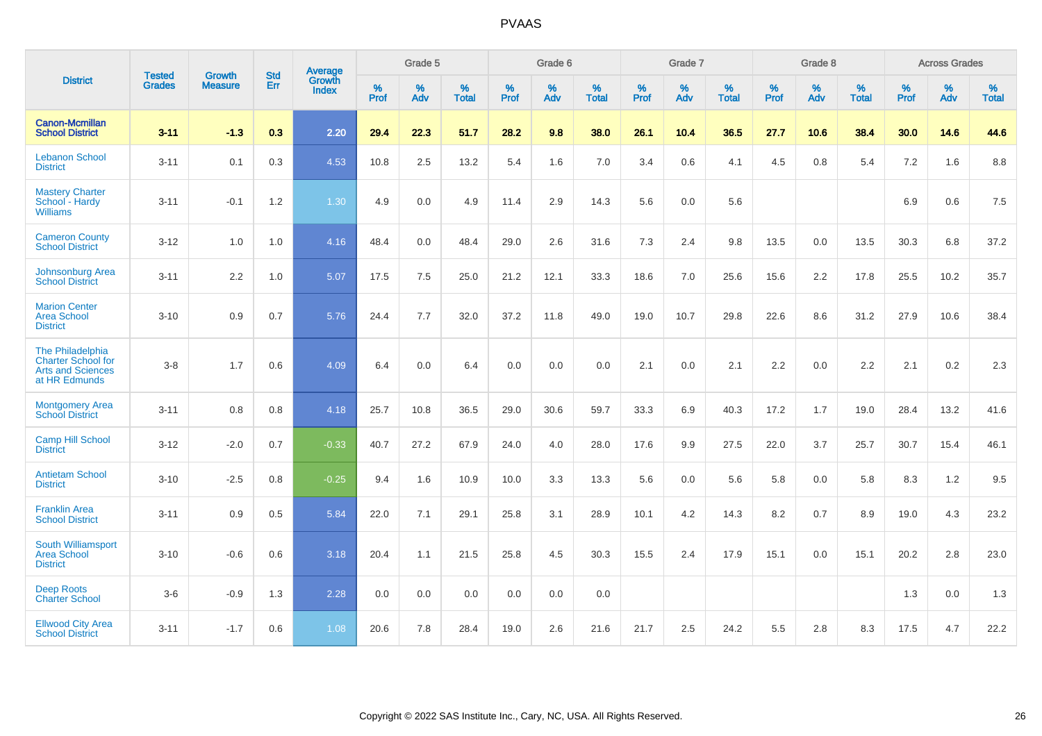# PVAAS

| District | Tested Grades | Growth Measure | Std Err | Average Growth Index | Grade 5 | | | Grade 6 | | | Grade 7 | | | Grade 8 | | | Across Grades | | |
|---|---|---|---|---|---|---|---|---|---|---|---|---|---|---|---|---|---|---|---|
| | | | | | % Prof | % Adv | % Total | % Prof | % Adv | % Total | % Prof | % Adv | % Total | % Prof | % Adv | % Total | % Prof | % Adv | % Total |
| **Canon-Mcmillan School District** | **3-11** | **-1.3** | **0.3** | **2.20** | **29.4** | **22.3** | **51.7** | **28.2** | **9.8** | **38.0** | **26.1** | **10.4** | **36.5** | **27.7** | **10.6** | **38.4** | **30.0** | **14.6** | **44.6** |
| Lebanon School District | 3-11 | 0.1 | 0.3 | 4.53 | 10.8 | 2.5 | 13.2 | 5.4 | 1.6 | 7.0 | 3.4 | 0.6 | 4.1 | 4.5 | 0.8 | 5.4 | 7.2 | 1.6 | 8.8 |
| Mastery Charter School - Hardy Williams | 3-11 | -0.1 | 1.2 | 1.30 | 4.9 | 0.0 | 4.9 | 11.4 | 2.9 | 14.3 | 5.6 | 0.0 | 5.6 | | | | 6.9 | 0.6 | 7.5 |
| Cameron County School District | 3-12 | 1.0 | 1.0 | 4.16 | 48.4 | 0.0 | 48.4 | 29.0 | 2.6 | 31.6 | 7.3 | 2.4 | 9.8 | 13.5 | 0.0 | 13.5 | 30.3 | 6.8 | 37.2 |
| Johnsonburg Area School District | 3-11 | 2.2 | 1.0 | 5.07 | 17.5 | 7.5 | 25.0 | 21.2 | 12.1 | 33.3 | 18.6 | 7.0 | 25.6 | 15.6 | 2.2 | 17.8 | 25.5 | 10.2 | 35.7 |
| Marion Center Area School District | 3-10 | 0.9 | 0.7 | 5.76 | 24.4 | 7.7 | 32.0 | 37.2 | 11.8 | 49.0 | 19.0 | 10.7 | 29.8 | 22.6 | 8.6 | 31.2 | 27.9 | 10.6 | 38.4 |
| The Philadelphia Charter School for Arts and Sciences at HR Edmunds | 3-8 | 1.7 | 0.6 | 4.09 | 6.4 | 0.0 | 6.4 | 0.0 | 0.0 | 0.0 | 2.1 | 0.0 | 2.1 | 2.2 | 0.0 | 2.2 | 2.1 | 0.2 | 2.3 |
| Montgomery Area School District | 3-11 | 0.8 | 0.8 | 4.18 | 25.7 | 10.8 | 36.5 | 29.0 | 30.6 | 59.7 | 33.3 | 6.9 | 40.3 | 17.2 | 1.7 | 19.0 | 28.4 | 13.2 | 41.6 |
| Camp Hill School District | 3-12 | -2.0 | 0.7 | -0.33 | 40.7 | 27.2 | 67.9 | 24.0 | 4.0 | 28.0 | 17.6 | 9.9 | 27.5 | 22.0 | 3.7 | 25.7 | 30.7 | 15.4 | 46.1 |
| Antietam School District | 3-10 | -2.5 | 0.8 | -0.25 | 9.4 | 1.6 | 10.9 | 10.0 | 3.3 | 13.3 | 5.6 | 0.0 | 5.6 | 5.8 | 0.0 | 5.8 | 8.3 | 1.2 | 9.5 |
| Franklin Area School District | 3-11 | 0.9 | 0.5 | 5.84 | 22.0 | 7.1 | 29.1 | 25.8 | 3.1 | 28.9 | 10.1 | 4.2 | 14.3 | 8.2 | 0.7 | 8.9 | 19.0 | 4.3 | 23.2 |
| South Williamsport Area School District | 3-10 | -0.6 | 0.6 | 3.18 | 20.4 | 1.1 | 21.5 | 25.8 | 4.5 | 30.3 | 15.5 | 2.4 | 17.9 | 15.1 | 0.0 | 15.1 | 20.2 | 2.8 | 23.0 |
| Deep Roots Charter School | 3-6 | -0.9 | 1.3 | 2.28 | 0.0 | 0.0 | 0.0 | 0.0 | 0.0 | 0.0 | | | | | | | 1.3 | 0.0 | 1.3 |
| Ellwood City Area School District | 3-11 | -1.7 | 0.6 | 1.08 | 20.6 | 7.8 | 28.4 | 19.0 | 2.6 | 21.6 | 21.7 | 2.5 | 24.2 | 5.5 | 2.8 | 8.3 | 17.5 | 4.7 | 22.2 |

Copyright © 2022 SAS Institute Inc., Cary, NC, USA. All Rights Reserved.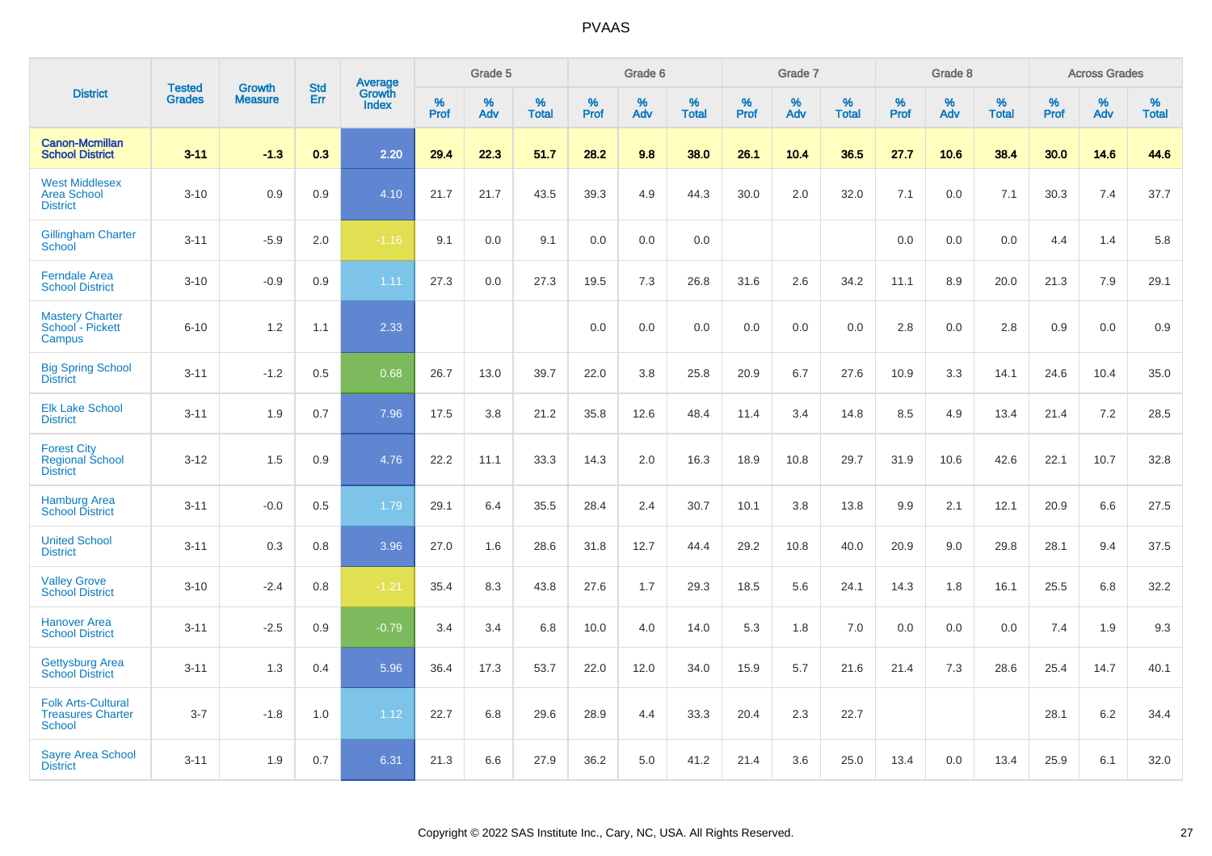# PVAAS

| District | Tested Grades | Growth Measure | Std Err | Average Growth Index | Grade 5 | | | Grade 6 | | | Grade 7 | | | Grade 8 | | | Across Grades | | |
|---|---|---|---|---|---|---|---|---|---|---|---|---|---|---|---|---|---|---|---|
| | | | | | % Prof | % Adv | % Total | % Prof | % Adv | % Total | % Prof | % Adv | % Total | % Prof | % Adv | % Total | % Prof | % Adv | % Total |
| **Canon-Mcmillan School District** | **3-11** | **-1.3** | **0.3** | **2.20** | **29.4** | **22.3** | **51.7** | **28.2** | **9.8** | **38.0** | **26.1** | **10.4** | **36.5** | **27.7** | **10.6** | **38.4** | **30.0** | **14.6** | **44.6** |
| West Middlesex Area School District | 3-10 | 0.9 | 0.9 | 4.10 | 21.7 | 21.7 | 43.5 | 39.3 | 4.9 | 44.3 | 30.0 | 2.0 | 32.0 | 7.1 | 0.0 | 7.1 | 30.3 | 7.4 | 37.7 |
| Gillingham Charter School | 3-11 | -5.9 | 2.0 | -1.16 | 9.1 | 0.0 | 9.1 | 0.0 | 0.0 | 0.0 | | | | 0.0 | 0.0 | 0.0 | 4.4 | 1.4 | 5.8 |
| Ferndale Area School District | 3-10 | -0.9 | 0.9 | 1.11 | 27.3 | 0.0 | 27.3 | 19.5 | 7.3 | 26.8 | 31.6 | 2.6 | 34.2 | 11.1 | 8.9 | 20.0 | 21.3 | 7.9 | 29.1 |
| Mastery Charter School - Pickett Campus | 6-10 | 1.2 | 1.1 | 2.33 | | | | 0.0 | 0.0 | 0.0 | 0.0 | 0.0 | 0.0 | 2.8 | 0.0 | 2.8 | 0.9 | 0.0 | 0.9 |
| Big Spring School District | 3-11 | -1.2 | 0.5 | 0.68 | 26.7 | 13.0 | 39.7 | 22.0 | 3.8 | 25.8 | 20.9 | 6.7 | 27.6 | 10.9 | 3.3 | 14.1 | 24.6 | 10.4 | 35.0 |
| Elk Lake School District | 3-11 | 1.9 | 0.7 | 7.96 | 17.5 | 3.8 | 21.2 | 35.8 | 12.6 | 48.4 | 11.4 | 3.4 | 14.8 | 8.5 | 4.9 | 13.4 | 21.4 | 7.2 | 28.5 |
| Forest City Regional School District | 3-12 | 1.5 | 0.9 | 4.76 | 22.2 | 11.1 | 33.3 | 14.3 | 2.0 | 16.3 | 18.9 | 10.8 | 29.7 | 31.9 | 10.6 | 42.6 | 22.1 | 10.7 | 32.8 |
| Hamburg Area School District | 3-11 | -0.0 | 0.5 | 1.79 | 29.1 | 6.4 | 35.5 | 28.4 | 2.4 | 30.7 | 10.1 | 3.8 | 13.8 | 9.9 | 2.1 | 12.1 | 20.9 | 6.6 | 27.5 |
| United School District | 3-11 | 0.3 | 0.8 | 3.96 | 27.0 | 1.6 | 28.6 | 31.8 | 12.7 | 44.4 | 29.2 | 10.8 | 40.0 | 20.9 | 9.0 | 29.8 | 28.1 | 9.4 | 37.5 |
| Valley Grove School District | 3-10 | -2.4 | 0.8 | -1.21 | 35.4 | 8.3 | 43.8 | 27.6 | 1.7 | 29.3 | 18.5 | 5.6 | 24.1 | 14.3 | 1.8 | 16.1 | 25.5 | 6.8 | 32.2 |
| Hanover Area School District | 3-11 | -2.5 | 0.9 | -0.79 | 3.4 | 3.4 | 6.8 | 10.0 | 4.0 | 14.0 | 5.3 | 1.8 | 7.0 | 0.0 | 0.0 | 0.0 | 7.4 | 1.9 | 9.3 |
| Gettysburg Area School District | 3-11 | 1.3 | 0.4 | 5.96 | 36.4 | 17.3 | 53.7 | 22.0 | 12.0 | 34.0 | 15.9 | 5.7 | 21.6 | 21.4 | 7.3 | 28.6 | 25.4 | 14.7 | 40.1 |
| Folk Arts-Cultural Treasures Charter School | 3-7 | -1.8 | 1.0 | 1.12 | 22.7 | 6.8 | 29.6 | 28.9 | 4.4 | 33.3 | 20.4 | 2.3 | 22.7 | | | | 28.1 | 6.2 | 34.4 |
| Sayre Area School District | 3-11 | 1.9 | 0.7 | 6.31 | 21.3 | 6.6 | 27.9 | 36.2 | 5.0 | 41.2 | 21.4 | 3.6 | 25.0 | 13.4 | 0.0 | 13.4 | 25.9 | 6.1 | 32.0 |

Copyright © 2022 SAS Institute Inc., Cary, NC, USA. All Rights Reserved.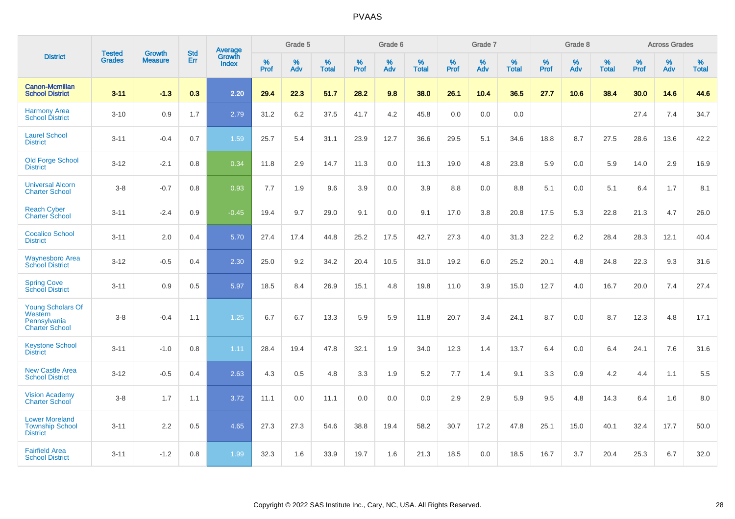# PVAAS

| District | Tested Grades | Growth Measure | Std Err | Average Growth Index | Grade 5 | | | Grade 6 | | | Grade 7 | | | Grade 8 | | | Across Grades | | |
|---|---|---|---|---|---|---|---|---|---|---|---|---|---|---|---|---|---|---|---|
| | | | | | % Prof | % Adv | % Total | % Prof | % Adv | % Total | % Prof | % Adv | % Total | % Prof | % Adv | % Total | % Prof | % Adv | % Total |
| **Canon-Mcmillan School District** | **3-11** | **-1.3** | **0.3** | **2.20** | **29.4** | **22.3** | **51.7** | **28.2** | **9.8** | **38.0** | **26.1** | **10.4** | **36.5** | **27.7** | **10.6** | **38.4** | **30.0** | **14.6** | **44.6** |
| Harmony Area School District | 3-10 | 0.9 | 1.7 | 2.79 | 31.2 | 6.2 | 37.5 | 41.7 | 4.2 | 45.8 | 0.0 | 0.0 | 0.0 | | | | 27.4 | 7.4 | 34.7 |
| Laurel School District | 3-11 | -0.4 | 0.7 | 1.59 | 25.7 | 5.4 | 31.1 | 23.9 | 12.7 | 36.6 | 29.5 | 5.1 | 34.6 | 18.8 | 8.7 | 27.5 | 28.6 | 13.6 | 42.2 |
| Old Forge School District | 3-12 | -2.1 | 0.8 | 0.34 | 11.8 | 2.9 | 14.7 | 11.3 | 0.0 | 11.3 | 19.0 | 4.8 | 23.8 | 5.9 | 0.0 | 5.9 | 14.0 | 2.9 | 16.9 |
| Universal Alcorn Charter School | 3-8 | -0.7 | 0.8 | 0.93 | 7.7 | 1.9 | 9.6 | 3.9 | 0.0 | 3.9 | 8.8 | 0.0 | 8.8 | 5.1 | 0.0 | 5.1 | 6.4 | 1.7 | 8.1 |
| Reach Cyber Charter School | 3-11 | -2.4 | 0.9 | -0.45 | 19.4 | 9.7 | 29.0 | 9.1 | 0.0 | 9.1 | 17.0 | 3.8 | 20.8 | 17.5 | 5.3 | 22.8 | 21.3 | 4.7 | 26.0 |
| Cocalico School District | 3-11 | 2.0 | 0.4 | 5.70 | 27.4 | 17.4 | 44.8 | 25.2 | 17.5 | 42.7 | 27.3 | 4.0 | 31.3 | 22.2 | 6.2 | 28.4 | 28.3 | 12.1 | 40.4 |
| Waynesboro Area School District | 3-12 | -0.5 | 0.4 | 2.30 | 25.0 | 9.2 | 34.2 | 20.4 | 10.5 | 31.0 | 19.2 | 6.0 | 25.2 | 20.1 | 4.8 | 24.8 | 22.3 | 9.3 | 31.6 |
| Spring Cove School District | 3-11 | 0.9 | 0.5 | 5.97 | 18.5 | 8.4 | 26.9 | 15.1 | 4.8 | 19.8 | 11.0 | 3.9 | 15.0 | 12.7 | 4.0 | 16.7 | 20.0 | 7.4 | 27.4 |
| Young Scholars Of Western Pennsylvania Charter School | 3-8 | -0.4 | 1.1 | 1.25 | 6.7 | 6.7 | 13.3 | 5.9 | 5.9 | 11.8 | 20.7 | 3.4 | 24.1 | 8.7 | 0.0 | 8.7 | 12.3 | 4.8 | 17.1 |
| Keystone School District | 3-11 | -1.0 | 0.8 | 1.11 | 28.4 | 19.4 | 47.8 | 32.1 | 1.9 | 34.0 | 12.3 | 1.4 | 13.7 | 6.4 | 0.0 | 6.4 | 24.1 | 7.6 | 31.6 |
| New Castle Area School District | 3-12 | -0.5 | 0.4 | 2.63 | 4.3 | 0.5 | 4.8 | 3.3 | 1.9 | 5.2 | 7.7 | 1.4 | 9.1 | 3.3 | 0.9 | 4.2 | 4.4 | 1.1 | 5.5 |
| Vision Academy Charter School | 3-8 | 1.7 | 1.1 | 3.72 | 11.1 | 0.0 | 11.1 | 0.0 | 0.0 | 0.0 | 2.9 | 2.9 | 5.9 | 9.5 | 4.8 | 14.3 | 6.4 | 1.6 | 8.0 |
| Lower Moreland Township School District | 3-11 | 2.2 | 0.5 | 4.65 | 27.3 | 27.3 | 54.6 | 38.8 | 19.4 | 58.2 | 30.7 | 17.2 | 47.8 | 25.1 | 15.0 | 40.1 | 32.4 | 17.7 | 50.0 |
| Fairfield Area School District | 3-11 | -1.2 | 0.8 | 1.99 | 32.3 | 1.6 | 33.9 | 19.7 | 1.6 | 21.3 | 18.5 | 0.0 | 18.5 | 16.7 | 3.7 | 20.4 | 25.3 | 6.7 | 32.0 |

Copyright © 2022 SAS Institute Inc., Cary, NC, USA. All Rights Reserved.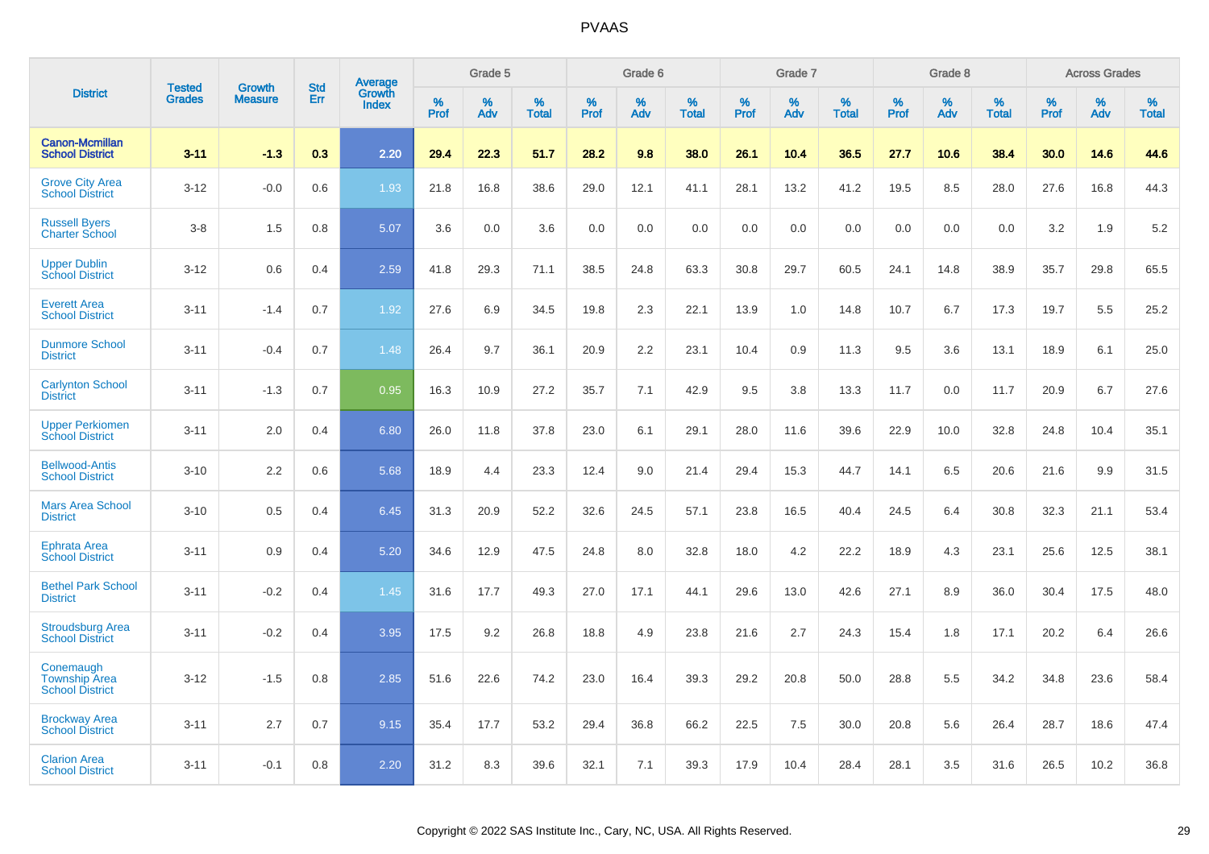# PVAAS

| District | Tested Grades | Growth Measure | Std Err | Average Growth Index | Grade 5 | | | Grade 6 | | | Grade 7 | | | Grade 8 | | | Across Grades | | |
|---|---|---|---|---|---|---|---|---|---|---|---|---|---|---|---|---|---|---|---|
| | | | | | % Prof | % Adv | % Total | % Prof | % Adv | % Total | % Prof | % Adv | % Total | % Prof | % Adv | % Total | % Prof | % Adv | % Total |
| **Canon-Mcmillan School District** | **3-11** | **-1.3** | **0.3** | **2.20** | **29.4** | **22.3** | **51.7** | **28.2** | **9.8** | **38.0** | **26.1** | **10.4** | **36.5** | **27.7** | **10.6** | **38.4** | **30.0** | **14.6** | **44.6** |
| Grove City Area School District | 3-12 | -0.0 | 0.6 | 1.93 | 21.8 | 16.8 | 38.6 | 29.0 | 12.1 | 41.1 | 28.1 | 13.2 | 41.2 | 19.5 | 8.5 | 28.0 | 27.6 | 16.8 | 44.3 |
| Russell Byers Charter School | 3-8 | 1.5 | 0.8 | 5.07 | 3.6 | 0.0 | 3.6 | 0.0 | 0.0 | 0.0 | 0.0 | 0.0 | 0.0 | 0.0 | 0.0 | 0.0 | 3.2 | 1.9 | 5.2 |
| Upper Dublin School District | 3-12 | 0.6 | 0.4 | 2.59 | 41.8 | 29.3 | 71.1 | 38.5 | 24.8 | 63.3 | 30.8 | 29.7 | 60.5 | 24.1 | 14.8 | 38.9 | 35.7 | 29.8 | 65.5 |
| Everett Area School District | 3-11 | -1.4 | 0.7 | 1.92 | 27.6 | 6.9 | 34.5 | 19.8 | 2.3 | 22.1 | 13.9 | 1.0 | 14.8 | 10.7 | 6.7 | 17.3 | 19.7 | 5.5 | 25.2 |
| Dunmore School District | 3-11 | -0.4 | 0.7 | 1.48 | 26.4 | 9.7 | 36.1 | 20.9 | 2.2 | 23.1 | 10.4 | 0.9 | 11.3 | 9.5 | 3.6 | 13.1 | 18.9 | 6.1 | 25.0 |
| Carlynton School District | 3-11 | -1.3 | 0.7 | 0.95 | 16.3 | 10.9 | 27.2 | 35.7 | 7.1 | 42.9 | 9.5 | 3.8 | 13.3 | 11.7 | 0.0 | 11.7 | 20.9 | 6.7 | 27.6 |
| Upper Perkiomen School District | 3-11 | 2.0 | 0.4 | 6.80 | 26.0 | 11.8 | 37.8 | 23.0 | 6.1 | 29.1 | 28.0 | 11.6 | 39.6 | 22.9 | 10.0 | 32.8 | 24.8 | 10.4 | 35.1 |
| Bellwood-Antis School District | 3-10 | 2.2 | 0.6 | 5.68 | 18.9 | 4.4 | 23.3 | 12.4 | 9.0 | 21.4 | 29.4 | 15.3 | 44.7 | 14.1 | 6.5 | 20.6 | 21.6 | 9.9 | 31.5 |
| Mars Area School District | 3-10 | 0.5 | 0.4 | 6.45 | 31.3 | 20.9 | 52.2 | 32.6 | 24.5 | 57.1 | 23.8 | 16.5 | 40.4 | 24.5 | 6.4 | 30.8 | 32.3 | 21.1 | 53.4 |
| Ephrata Area School District | 3-11 | 0.9 | 0.4 | 5.20 | 34.6 | 12.9 | 47.5 | 24.8 | 8.0 | 32.8 | 18.0 | 4.2 | 22.2 | 18.9 | 4.3 | 23.1 | 25.6 | 12.5 | 38.1 |
| Bethel Park School District | 3-11 | -0.2 | 0.4 | 1.45 | 31.6 | 17.7 | 49.3 | 27.0 | 17.1 | 44.1 | 29.6 | 13.0 | 42.6 | 27.1 | 8.9 | 36.0 | 30.4 | 17.5 | 48.0 |
| Stroudsburg Area School District | 3-11 | -0.2 | 0.4 | 3.95 | 17.5 | 9.2 | 26.8 | 18.8 | 4.9 | 23.8 | 21.6 | 2.7 | 24.3 | 15.4 | 1.8 | 17.1 | 20.2 | 6.4 | 26.6 |
| Conemaugh Township Area School District | 3-12 | -1.5 | 0.8 | 2.85 | 51.6 | 22.6 | 74.2 | 23.0 | 16.4 | 39.3 | 29.2 | 20.8 | 50.0 | 28.8 | 5.5 | 34.2 | 34.8 | 23.6 | 58.4 |
| Brockway Area School District | 3-11 | 2.7 | 0.7 | 9.15 | 35.4 | 17.7 | 53.2 | 29.4 | 36.8 | 66.2 | 22.5 | 7.5 | 30.0 | 20.8 | 5.6 | 26.4 | 28.7 | 18.6 | 47.4 |
| Clarion Area School District | 3-11 | -0.1 | 0.8 | 2.20 | 31.2 | 8.3 | 39.6 | 32.1 | 7.1 | 39.3 | 17.9 | 10.4 | 28.4 | 28.1 | 3.5 | 31.6 | 26.5 | 10.2 | 36.8 |

Copyright © 2022 SAS Institute Inc., Cary, NC, USA. All Rights Reserved.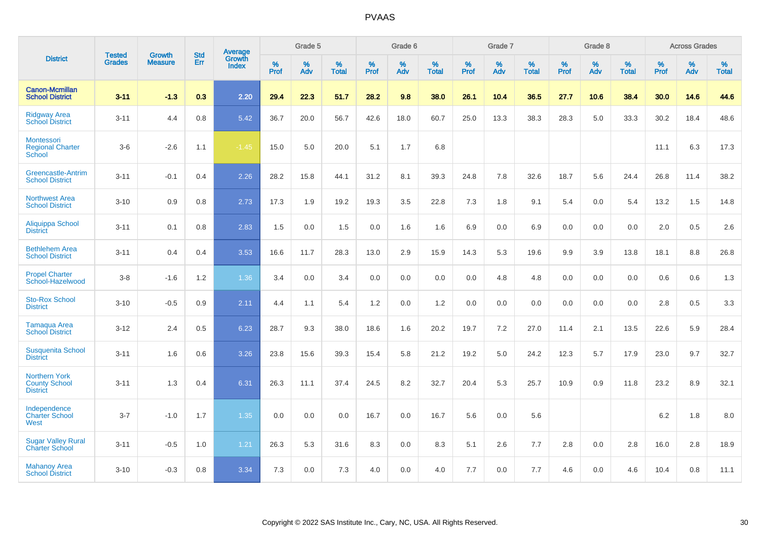# PVAAS

| District | Tested Grades | Growth Measure | Std Err | Average Growth Index | Grade 5 | | | Grade 6 | | | Grade 7 | | | Grade 8 | | | Across Grades | | |
|---|---|---|---|---|---|---|---|---|---|---|---|---|---|---|---|---|---|---|---|
| | | | | | % Prof | % Adv | % Total | % Prof | % Adv | % Total | % Prof | % Adv | % Total | % Prof | % Adv | % Total | % Prof | % Adv | % Total |
| **Canon-Mcmillan School District** | **3-11** | **-1.3** | **0.3** | **2.20** | **29.4** | **22.3** | **51.7** | **28.2** | **9.8** | **38.0** | **26.1** | **10.4** | **36.5** | **27.7** | **10.6** | **38.4** | **30.0** | **14.6** | **44.6** |
| Ridgway Area School District | 3-11 | 4.4 | 0.8 | 5.42 | 36.7 | 20.0 | 56.7 | 42.6 | 18.0 | 60.7 | 25.0 | 13.3 | 38.3 | 28.3 | 5.0 | 33.3 | 30.2 | 18.4 | 48.6 |
| Montessori Regional Charter School | 3-6 | -2.6 | 1.1 | -1.45 | 15.0 | 5.0 | 20.0 | 5.1 | 1.7 | 6.8 | | | | | | | 11.1 | 6.3 | 17.3 |
| Greencastle-Antrim School District | 3-11 | -0.1 | 0.4 | 2.26 | 28.2 | 15.8 | 44.1 | 31.2 | 8.1 | 39.3 | 24.8 | 7.8 | 32.6 | 18.7 | 5.6 | 24.4 | 26.8 | 11.4 | 38.2 |
| Northwest Area School District | 3-10 | 0.9 | 0.8 | 2.73 | 17.3 | 1.9 | 19.2 | 19.3 | 3.5 | 22.8 | 7.3 | 1.8 | 9.1 | 5.4 | 0.0 | 5.4 | 13.2 | 1.5 | 14.8 |
| Aliquippa School District | 3-11 | 0.1 | 0.8 | 2.83 | 1.5 | 0.0 | 1.5 | 0.0 | 1.6 | 1.6 | 6.9 | 0.0 | 6.9 | 0.0 | 0.0 | 0.0 | 2.0 | 0.5 | 2.6 |
| Bethlehem Area School District | 3-11 | 0.4 | 0.4 | 3.53 | 16.6 | 11.7 | 28.3 | 13.0 | 2.9 | 15.9 | 14.3 | 5.3 | 19.6 | 9.9 | 3.9 | 13.8 | 18.1 | 8.8 | 26.8 |
| Propel Charter School-Hazelwood | 3-8 | -1.6 | 1.2 | 1.36 | 3.4 | 0.0 | 3.4 | 0.0 | 0.0 | 0.0 | 0.0 | 4.8 | 4.8 | 0.0 | 0.0 | 0.0 | 0.6 | 0.6 | 1.3 |
| Sto-Rox School District | 3-10 | -0.5 | 0.9 | 2.11 | 4.4 | 1.1 | 5.4 | 1.2 | 0.0 | 1.2 | 0.0 | 0.0 | 0.0 | 0.0 | 0.0 | 0.0 | 2.8 | 0.5 | 3.3 |
| Tamaqua Area School District | 3-12 | 2.4 | 0.5 | 6.23 | 28.7 | 9.3 | 38.0 | 18.6 | 1.6 | 20.2 | 19.7 | 7.2 | 27.0 | 11.4 | 2.1 | 13.5 | 22.6 | 5.9 | 28.4 |
| Susquenita School District | 3-11 | 1.6 | 0.6 | 3.26 | 23.8 | 15.6 | 39.3 | 15.4 | 5.8 | 21.2 | 19.2 | 5.0 | 24.2 | 12.3 | 5.7 | 17.9 | 23.0 | 9.7 | 32.7 |
| Northern York County School District | 3-11 | 1.3 | 0.4 | 6.31 | 26.3 | 11.1 | 37.4 | 24.5 | 8.2 | 32.7 | 20.4 | 5.3 | 25.7 | 10.9 | 0.9 | 11.8 | 23.2 | 8.9 | 32.1 |
| Independence Charter School West | 3-7 | -1.0 | 1.7 | 1.35 | 0.0 | 0.0 | 0.0 | 16.7 | 0.0 | 16.7 | 5.6 | 0.0 | 5.6 | | | | 6.2 | 1.8 | 8.0 |
| Sugar Valley Rural Charter School | 3-11 | -0.5 | 1.0 | 1.21 | 26.3 | 5.3 | 31.6 | 8.3 | 0.0 | 8.3 | 5.1 | 2.6 | 7.7 | 2.8 | 0.0 | 2.8 | 16.0 | 2.8 | 18.9 |
| Mahanoy Area School District | 3-10 | -0.3 | 0.8 | 3.34 | 7.3 | 0.0 | 7.3 | 4.0 | 0.0 | 4.0 | 7.7 | 0.0 | 7.7 | 4.6 | 0.0 | 4.6 | 10.4 | 0.8 | 11.1 |

Copyright © 2022 SAS Institute Inc., Cary, NC, USA. All Rights Reserved.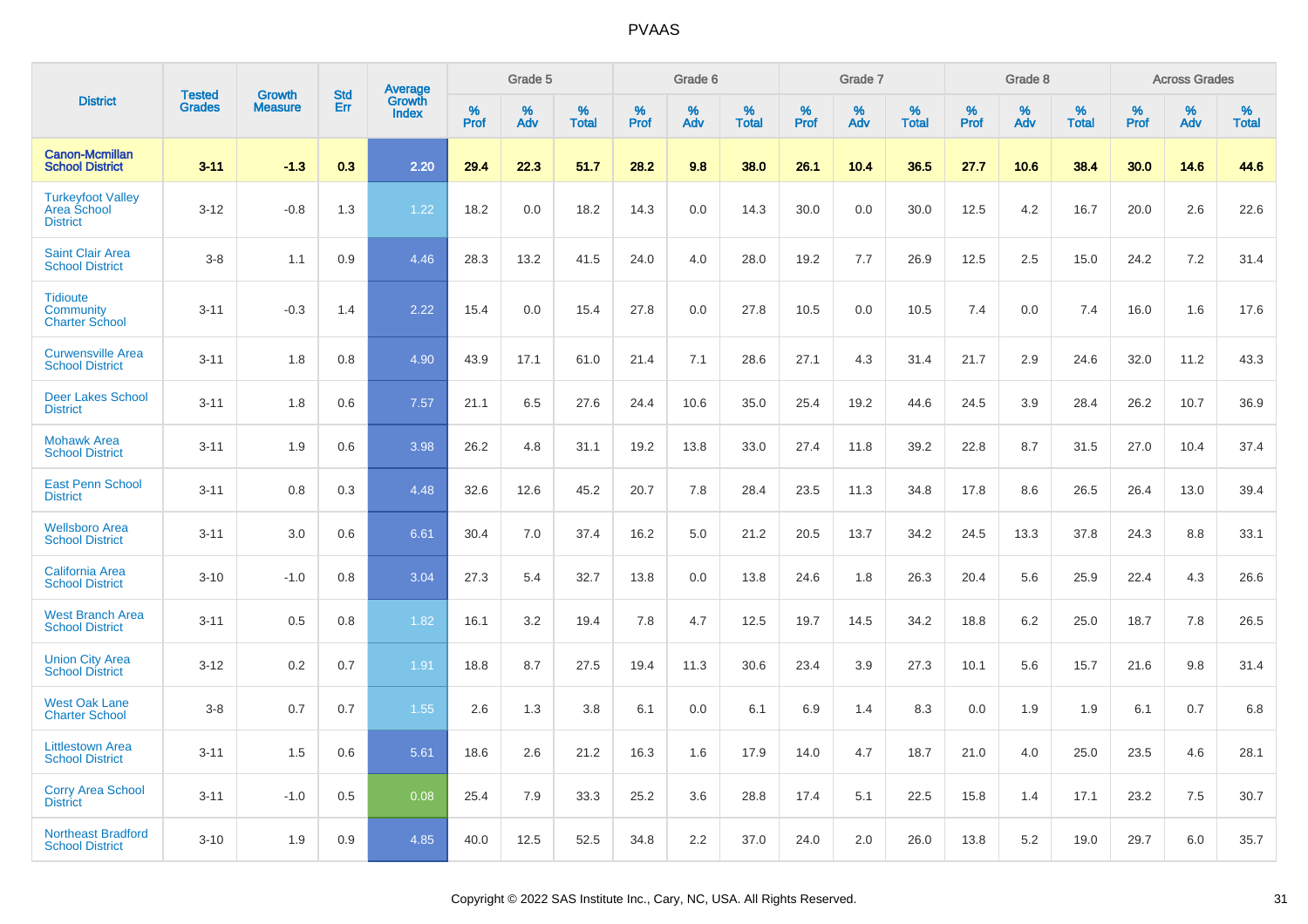# PVAAS

| District | Tested Grades | Growth Measure | Std Err | Average Growth Index | Grade 5 | | | Grade 6 | | | Grade 7 | | | Grade 8 | | | Across Grades | | |
|---|---|---|---|---|---|---|---|---|---|---|---|---|---|---|---|---|---|---|---|
| | | | | | % Prof | % Adv | % Total | % Prof | % Adv | % Total | % Prof | % Adv | % Total | % Prof | % Adv | % Total | % Prof | % Adv | % Total |
| **Canon-Mcmillan School District** | **3-11** | **-1.3** | **0.3** | **2.20** | **29.4** | **22.3** | **51.7** | **28.2** | **9.8** | **38.0** | **26.1** | **10.4** | **36.5** | **27.7** | **10.6** | **38.4** | **30.0** | **14.6** | **44.6** |
| Turkeyfoot Valley Area School District | 3-12 | -0.8 | 1.3 | 1.22 | 18.2 | 0.0 | 18.2 | 14.3 | 0.0 | 14.3 | 30.0 | 0.0 | 30.0 | 12.5 | 4.2 | 16.7 | 20.0 | 2.6 | 22.6 |
| Saint Clair Area School District | 3-8 | 1.1 | 0.9 | 4.46 | 28.3 | 13.2 | 41.5 | 24.0 | 4.0 | 28.0 | 19.2 | 7.7 | 26.9 | 12.5 | 2.5 | 15.0 | 24.2 | 7.2 | 31.4 |
| Tidioute Community Charter School | 3-11 | -0.3 | 1.4 | 2.22 | 15.4 | 0.0 | 15.4 | 27.8 | 0.0 | 27.8 | 10.5 | 0.0 | 10.5 | 7.4 | 0.0 | 7.4 | 16.0 | 1.6 | 17.6 |
| Curwensville Area School District | 3-11 | 1.8 | 0.8 | 4.90 | 43.9 | 17.1 | 61.0 | 21.4 | 7.1 | 28.6 | 27.1 | 4.3 | 31.4 | 21.7 | 2.9 | 24.6 | 32.0 | 11.2 | 43.3 |
| Deer Lakes School District | 3-11 | 1.8 | 0.6 | 7.57 | 21.1 | 6.5 | 27.6 | 24.4 | 10.6 | 35.0 | 25.4 | 19.2 | 44.6 | 24.5 | 3.9 | 28.4 | 26.2 | 10.7 | 36.9 |
| Mohawk Area School District | 3-11 | 1.9 | 0.6 | 3.98 | 26.2 | 4.8 | 31.1 | 19.2 | 13.8 | 33.0 | 27.4 | 11.8 | 39.2 | 22.8 | 8.7 | 31.5 | 27.0 | 10.4 | 37.4 |
| East Penn School District | 3-11 | 0.8 | 0.3 | 4.48 | 32.6 | 12.6 | 45.2 | 20.7 | 7.8 | 28.4 | 23.5 | 11.3 | 34.8 | 17.8 | 8.6 | 26.5 | 26.4 | 13.0 | 39.4 |
| Wellsboro Area School District | 3-11 | 3.0 | 0.6 | 6.61 | 30.4 | 7.0 | 37.4 | 16.2 | 5.0 | 21.2 | 20.5 | 13.7 | 34.2 | 24.5 | 13.3 | 37.8 | 24.3 | 8.8 | 33.1 |
| California Area School District | 3-10 | -1.0 | 0.8 | 3.04 | 27.3 | 5.4 | 32.7 | 13.8 | 0.0 | 13.8 | 24.6 | 1.8 | 26.3 | 20.4 | 5.6 | 25.9 | 22.4 | 4.3 | 26.6 |
| West Branch Area School District | 3-11 | 0.5 | 0.8 | 1.82 | 16.1 | 3.2 | 19.4 | 7.8 | 4.7 | 12.5 | 19.7 | 14.5 | 34.2 | 18.8 | 6.2 | 25.0 | 18.7 | 7.8 | 26.5 |
| Union City Area School District | 3-12 | 0.2 | 0.7 | 1.91 | 18.8 | 8.7 | 27.5 | 19.4 | 11.3 | 30.6 | 23.4 | 3.9 | 27.3 | 10.1 | 5.6 | 15.7 | 21.6 | 9.8 | 31.4 |
| West Oak Lane Charter School | 3-8 | 0.7 | 0.7 | 1.55 | 2.6 | 1.3 | 3.8 | 6.1 | 0.0 | 6.1 | 6.9 | 1.4 | 8.3 | 0.0 | 1.9 | 1.9 | 6.1 | 0.7 | 6.8 |
| Littlestown Area School District | 3-11 | 1.5 | 0.6 | 5.61 | 18.6 | 2.6 | 21.2 | 16.3 | 1.6 | 17.9 | 14.0 | 4.7 | 18.7 | 21.0 | 4.0 | 25.0 | 23.5 | 4.6 | 28.1 |
| Corry Area School District | 3-11 | -1.0 | 0.5 | 0.08 | 25.4 | 7.9 | 33.3 | 25.2 | 3.6 | 28.8 | 17.4 | 5.1 | 22.5 | 15.8 | 1.4 | 17.1 | 23.2 | 7.5 | 30.7 |
| Northeast Bradford School District | 3-10 | 1.9 | 0.9 | 4.85 | 40.0 | 12.5 | 52.5 | 34.8 | 2.2 | 37.0 | 24.0 | 2.0 | 26.0 | 13.8 | 5.2 | 19.0 | 29.7 | 6.0 | 35.7 |

Copyright © 2022 SAS Institute Inc., Cary, NC, USA. All Rights Reserved.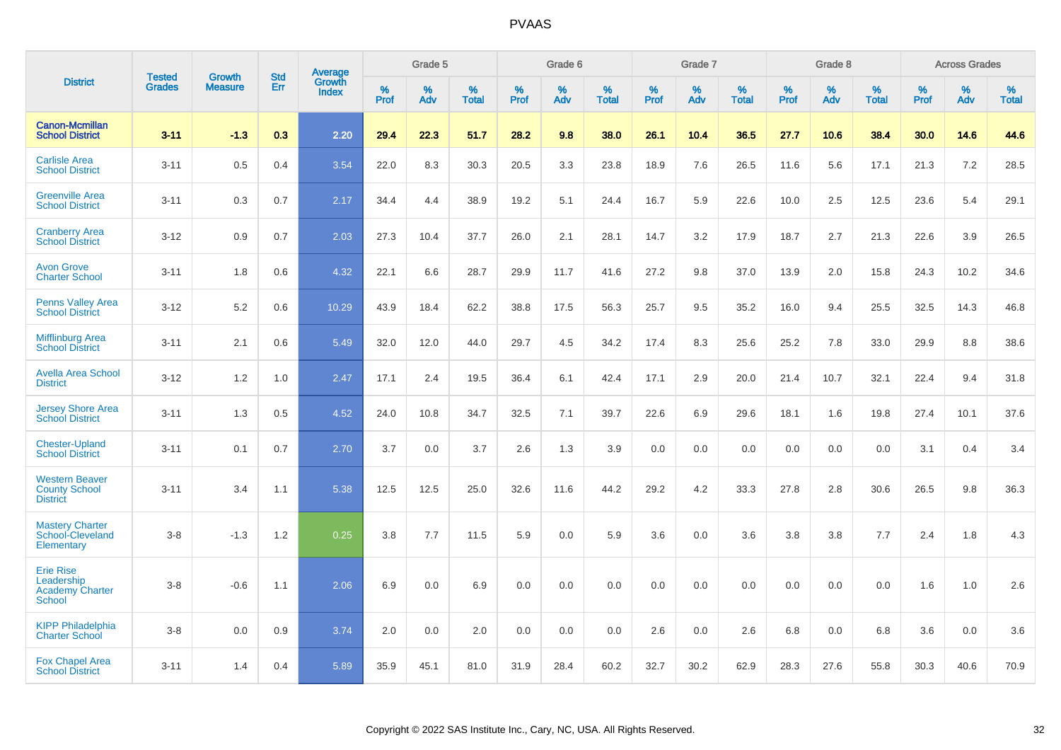# PVAAS

| District | Tested Grades | Growth Measure | Std Err | Average Growth Index | Grade 5 | | | Grade 6 | | | Grade 7 | | | Grade 8 | | | Across Grades | | |
|---|---|---|---|---|---|---|---|---|---|---|---|---|---|---|---|---|---|---|---|
| | | | | | % Prof | % Adv | % Total | % Prof | % Adv | % Total | % Prof | % Adv | % Total | % Prof | % Adv | % Total | % Prof | % Adv | % Total |
| **Canon-Mcmillan School District** | **3-11** | **-1.3** | **0.3** | **2.20** | **29.4** | **22.3** | **51.7** | **28.2** | **9.8** | **38.0** | **26.1** | **10.4** | **36.5** | **27.7** | **10.6** | **38.4** | **30.0** | **14.6** | **44.6** |
| Carlisle Area School District | 3-11 | 0.5 | 0.4 | 3.54 | 22.0 | 8.3 | 30.3 | 20.5 | 3.3 | 23.8 | 18.9 | 7.6 | 26.5 | 11.6 | 5.6 | 17.1 | 21.3 | 7.2 | 28.5 |
| Greenville Area School District | 3-11 | 0.3 | 0.7 | 2.17 | 34.4 | 4.4 | 38.9 | 19.2 | 5.1 | 24.4 | 16.7 | 5.9 | 22.6 | 10.0 | 2.5 | 12.5 | 23.6 | 5.4 | 29.1 |
| Cranberry Area School District | 3-12 | 0.9 | 0.7 | 2.03 | 27.3 | 10.4 | 37.7 | 26.0 | 2.1 | 28.1 | 14.7 | 3.2 | 17.9 | 18.7 | 2.7 | 21.3 | 22.6 | 3.9 | 26.5 |
| Avon Grove Charter School | 3-11 | 1.8 | 0.6 | 4.32 | 22.1 | 6.6 | 28.7 | 29.9 | 11.7 | 41.6 | 27.2 | 9.8 | 37.0 | 13.9 | 2.0 | 15.8 | 24.3 | 10.2 | 34.6 |
| Penns Valley Area School District | 3-12 | 5.2 | 0.6 | 10.29 | 43.9 | 18.4 | 62.2 | 38.8 | 17.5 | 56.3 | 25.7 | 9.5 | 35.2 | 16.0 | 9.4 | 25.5 | 32.5 | 14.3 | 46.8 |
| Mifflinburg Area School District | 3-11 | 2.1 | 0.6 | 5.49 | 32.0 | 12.0 | 44.0 | 29.7 | 4.5 | 34.2 | 17.4 | 8.3 | 25.6 | 25.2 | 7.8 | 33.0 | 29.9 | 8.8 | 38.6 |
| Avella Area School District | 3-12 | 1.2 | 1.0 | 2.47 | 17.1 | 2.4 | 19.5 | 36.4 | 6.1 | 42.4 | 17.1 | 2.9 | 20.0 | 21.4 | 10.7 | 32.1 | 22.4 | 9.4 | 31.8 |
| Jersey Shore Area School District | 3-11 | 1.3 | 0.5 | 4.52 | 24.0 | 10.8 | 34.7 | 32.5 | 7.1 | 39.7 | 22.6 | 6.9 | 29.6 | 18.1 | 1.6 | 19.8 | 27.4 | 10.1 | 37.6 |
| Chester-Upland School District | 3-11 | 0.1 | 0.7 | 2.70 | 3.7 | 0.0 | 3.7 | 2.6 | 1.3 | 3.9 | 0.0 | 0.0 | 0.0 | 0.0 | 0.0 | 0.0 | 3.1 | 0.4 | 3.4 |
| Western Beaver County School District | 3-11 | 3.4 | 1.1 | 5.38 | 12.5 | 12.5 | 25.0 | 32.6 | 11.6 | 44.2 | 29.2 | 4.2 | 33.3 | 27.8 | 2.8 | 30.6 | 26.5 | 9.8 | 36.3 |
| Mastery Charter School-Cleveland Elementary | 3-8 | -1.3 | 1.2 | 0.25 | 3.8 | 7.7 | 11.5 | 5.9 | 0.0 | 5.9 | 3.6 | 0.0 | 3.6 | 3.8 | 3.8 | 7.7 | 2.4 | 1.8 | 4.3 |
| Erie Rise Leadership Academy Charter School | 3-8 | -0.6 | 1.1 | 2.06 | 6.9 | 0.0 | 6.9 | 0.0 | 0.0 | 0.0 | 0.0 | 0.0 | 0.0 | 0.0 | 0.0 | 0.0 | 1.6 | 1.0 | 2.6 |
| KIPP Philadelphia Charter School | 3-8 | 0.0 | 0.9 | 3.74 | 2.0 | 0.0 | 2.0 | 0.0 | 0.0 | 0.0 | 2.6 | 0.0 | 2.6 | 6.8 | 0.0 | 6.8 | 3.6 | 0.0 | 3.6 |
| Fox Chapel Area School District | 3-11 | 1.4 | 0.4 | 5.89 | 35.9 | 45.1 | 81.0 | 31.9 | 28.4 | 60.2 | 32.7 | 30.2 | 62.9 | 28.3 | 27.6 | 55.8 | 30.3 | 40.6 | 70.9 |

Copyright © 2022 SAS Institute Inc., Cary, NC, USA. All Rights Reserved.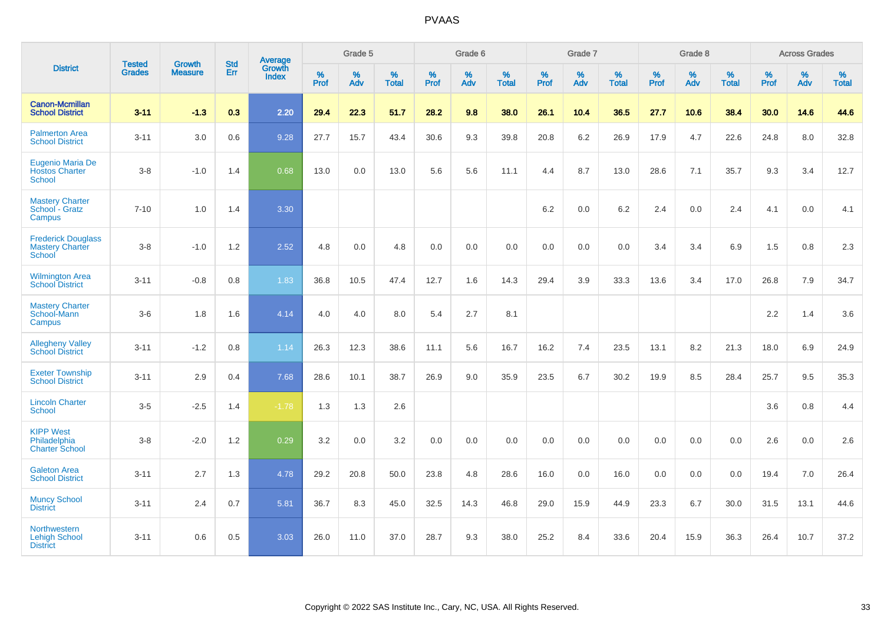# PVAAS

| District | Tested Grades | Growth Measure | Std Err | Average Growth Index | Grade 5 | | | Grade 6 | | | Grade 7 | | | Grade 8 | | | Across Grades | | |
|---|---|---|---|---|---|---|---|---|---|---|---|---|---|---|---|---|---|---|---|
| | | | | | % Prof | % Adv | % Total | % Prof | % Adv | % Total | % Prof | % Adv | % Total | % Prof | % Adv | % Total | % Prof | % Adv | % Total |
| **Canon-Mcmillan School District** | **3-11** | **-1.3** | **0.3** | **2.20** | **29.4** | **22.3** | **51.7** | **28.2** | **9.8** | **38.0** | **26.1** | **10.4** | **36.5** | **27.7** | **10.6** | **38.4** | **30.0** | **14.6** | **44.6** |
| Palmerton Area School District | 3-11 | 3.0 | 0.6 | 9.28 | 27.7 | 15.7 | 43.4 | 30.6 | 9.3 | 39.8 | 20.8 | 6.2 | 26.9 | 17.9 | 4.7 | 22.6 | 24.8 | 8.0 | 32.8 |
| Eugenio Maria De Hostos Charter School | 3-8 | -1.0 | 1.4 | 0.68 | 13.0 | 0.0 | 13.0 | 5.6 | 5.6 | 11.1 | 4.4 | 8.7 | 13.0 | 28.6 | 7.1 | 35.7 | 9.3 | 3.4 | 12.7 |
| Mastery Charter School - Gratz Campus | 7-10 | 1.0 | 1.4 | 3.30 | | | | | | | 6.2 | 0.0 | 6.2 | 2.4 | 0.0 | 2.4 | 4.1 | 0.0 | 4.1 |
| Frederick Douglass Mastery Charter School | 3-8 | -1.0 | 1.2 | 2.52 | 4.8 | 0.0 | 4.8 | 0.0 | 0.0 | 0.0 | 0.0 | 0.0 | 0.0 | 3.4 | 3.4 | 6.9 | 1.5 | 0.8 | 2.3 |
| Wilmington Area School District | 3-11 | -0.8 | 0.8 | 1.83 | 36.8 | 10.5 | 47.4 | 12.7 | 1.6 | 14.3 | 29.4 | 3.9 | 33.3 | 13.6 | 3.4 | 17.0 | 26.8 | 7.9 | 34.7 |
| Mastery Charter School-Mann Campus | 3-6 | 1.8 | 1.6 | 4.14 | 4.0 | 4.0 | 8.0 | 5.4 | 2.7 | 8.1 | | | | | | | 2.2 | 1.4 | 3.6 |
| Allegheny Valley School District | 3-11 | -1.2 | 0.8 | 1.14 | 26.3 | 12.3 | 38.6 | 11.1 | 5.6 | 16.7 | 16.2 | 7.4 | 23.5 | 13.1 | 8.2 | 21.3 | 18.0 | 6.9 | 24.9 |
| Exeter Township School District | 3-11 | 2.9 | 0.4 | 7.68 | 28.6 | 10.1 | 38.7 | 26.9 | 9.0 | 35.9 | 23.5 | 6.7 | 30.2 | 19.9 | 8.5 | 28.4 | 25.7 | 9.5 | 35.3 |
| Lincoln Charter School | 3-5 | -2.5 | 1.4 | -1.78 | 1.3 | 1.3 | 2.6 | | | | | | | | | | 3.6 | 0.8 | 4.4 |
| KIPP West Philadelphia Charter School | 3-8 | -2.0 | 1.2 | 0.29 | 3.2 | 0.0 | 3.2 | 0.0 | 0.0 | 0.0 | 0.0 | 0.0 | 0.0 | 0.0 | 0.0 | 0.0 | 2.6 | 0.0 | 2.6 |
| Galeton Area School District | 3-11 | 2.7 | 1.3 | 4.78 | 29.2 | 20.8 | 50.0 | 23.8 | 4.8 | 28.6 | 16.0 | 0.0 | 16.0 | 0.0 | 0.0 | 0.0 | 19.4 | 7.0 | 26.4 |
| Muncy School District | 3-11 | 2.4 | 0.7 | 5.81 | 36.7 | 8.3 | 45.0 | 32.5 | 14.3 | 46.8 | 29.0 | 15.9 | 44.9 | 23.3 | 6.7 | 30.0 | 31.5 | 13.1 | 44.6 |
| Northwestern Lehigh School District | 3-11 | 0.6 | 0.5 | 3.03 | 26.0 | 11.0 | 37.0 | 28.7 | 9.3 | 38.0 | 25.2 | 8.4 | 33.6 | 20.4 | 15.9 | 36.3 | 26.4 | 10.7 | 37.2 |

Copyright © 2022 SAS Institute Inc., Cary, NC, USA. All Rights Reserved.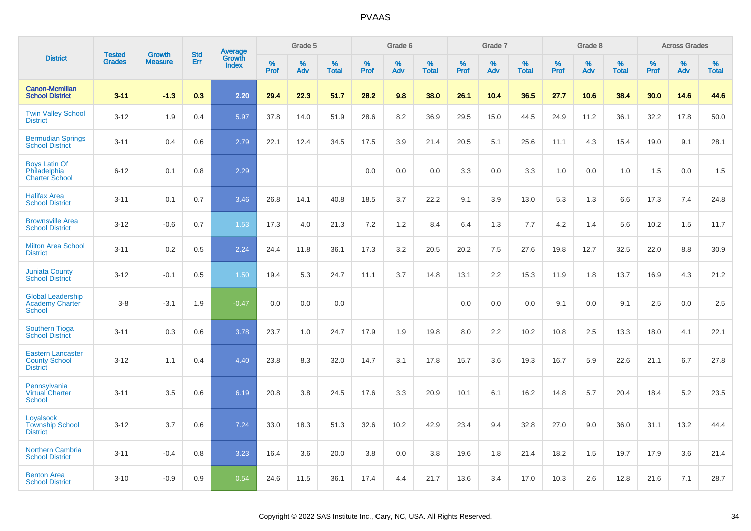# PVAAS

| District | Tested Grades | Growth Measure | Std Err | Average Growth Index | Grade 5 | | | Grade 6 | | | Grade 7 | | | Grade 8 | | | Across Grades | | |
|---|---|---|---|---|---|---|---|---|---|---|---|---|---|---|---|---|---|---|---|
| | | | | | % Prof | % Adv | % Total | % Prof | % Adv | % Total | % Prof | % Adv | % Total | % Prof | % Adv | % Total | % Prof | % Adv | % Total |
| **Canon-Mcmillan School District** | **3-11** | **-1.3** | **0.3** | **2.20** | **29.4** | **22.3** | **51.7** | **28.2** | **9.8** | **38.0** | **26.1** | **10.4** | **36.5** | **27.7** | **10.6** | **38.4** | **30.0** | **14.6** | **44.6** |
| Twin Valley School District | 3-12 | 1.9 | 0.4 | 5.97 | 37.8 | 14.0 | 51.9 | 28.6 | 8.2 | 36.9 | 29.5 | 15.0 | 44.5 | 24.9 | 11.2 | 36.1 | 32.2 | 17.8 | 50.0 |
| Bermudian Springs School District | 3-11 | 0.4 | 0.6 | 2.79 | 22.1 | 12.4 | 34.5 | 17.5 | 3.9 | 21.4 | 20.5 | 5.1 | 25.6 | 11.1 | 4.3 | 15.4 | 19.0 | 9.1 | 28.1 |
| Boys Latin Of Philadelphia Charter School | 6-12 | 0.1 | 0.8 | 2.29 | | | | 0.0 | 0.0 | 0.0 | 3.3 | 0.0 | 3.3 | 1.0 | 0.0 | 1.0 | 1.5 | 0.0 | 1.5 |
| Halifax Area School District | 3-11 | 0.1 | 0.7 | 3.46 | 26.8 | 14.1 | 40.8 | 18.5 | 3.7 | 22.2 | 9.1 | 3.9 | 13.0 | 5.3 | 1.3 | 6.6 | 17.3 | 7.4 | 24.8 |
| Brownsville Area School District | 3-12 | -0.6 | 0.7 | 1.53 | 17.3 | 4.0 | 21.3 | 7.2 | 1.2 | 8.4 | 6.4 | 1.3 | 7.7 | 4.2 | 1.4 | 5.6 | 10.2 | 1.5 | 11.7 |
| Milton Area School District | 3-11 | 0.2 | 0.5 | 2.24 | 24.4 | 11.8 | 36.1 | 17.3 | 3.2 | 20.5 | 20.2 | 7.5 | 27.6 | 19.8 | 12.7 | 32.5 | 22.0 | 8.8 | 30.9 |
| Juniata County School District | 3-12 | -0.1 | 0.5 | 1.50 | 19.4 | 5.3 | 24.7 | 11.1 | 3.7 | 14.8 | 13.1 | 2.2 | 15.3 | 11.9 | 1.8 | 13.7 | 16.9 | 4.3 | 21.2 |
| Global Leadership Academy Charter School | 3-8 | -3.1 | 1.9 | -0.47 | 0.0 | 0.0 | 0.0 | | | | 0.0 | 0.0 | 0.0 | 9.1 | 0.0 | 9.1 | 2.5 | 0.0 | 2.5 |
| Southern Tioga School District | 3-11 | 0.3 | 0.6 | 3.78 | 23.7 | 1.0 | 24.7 | 17.9 | 1.9 | 19.8 | 8.0 | 2.2 | 10.2 | 10.8 | 2.5 | 13.3 | 18.0 | 4.1 | 22.1 |
| Eastern Lancaster County School District | 3-12 | 1.1 | 0.4 | 4.40 | 23.8 | 8.3 | 32.0 | 14.7 | 3.1 | 17.8 | 15.7 | 3.6 | 19.3 | 16.7 | 5.9 | 22.6 | 21.1 | 6.7 | 27.8 |
| Pennsylvania Virtual Charter School | 3-11 | 3.5 | 0.6 | 6.19 | 20.8 | 3.8 | 24.5 | 17.6 | 3.3 | 20.9 | 10.1 | 6.1 | 16.2 | 14.8 | 5.7 | 20.4 | 18.4 | 5.2 | 23.5 |
| Loyalsock Township School District | 3-12 | 3.7 | 0.6 | 7.24 | 33.0 | 18.3 | 51.3 | 32.6 | 10.2 | 42.9 | 23.4 | 9.4 | 32.8 | 27.0 | 9.0 | 36.0 | 31.1 | 13.2 | 44.4 |
| Northern Cambria School District | 3-11 | -0.4 | 0.8 | 3.23 | 16.4 | 3.6 | 20.0 | 3.8 | 0.0 | 3.8 | 19.6 | 1.8 | 21.4 | 18.2 | 1.5 | 19.7 | 17.9 | 3.6 | 21.4 |
| Benton Area School District | 3-10 | -0.9 | 0.9 | 0.54 | 24.6 | 11.5 | 36.1 | 17.4 | 4.4 | 21.7 | 13.6 | 3.4 | 17.0 | 10.3 | 2.6 | 12.8 | 21.6 | 7.1 | 28.7 |

Copyright © 2022 SAS Institute Inc., Cary, NC, USA. All Rights Reserved.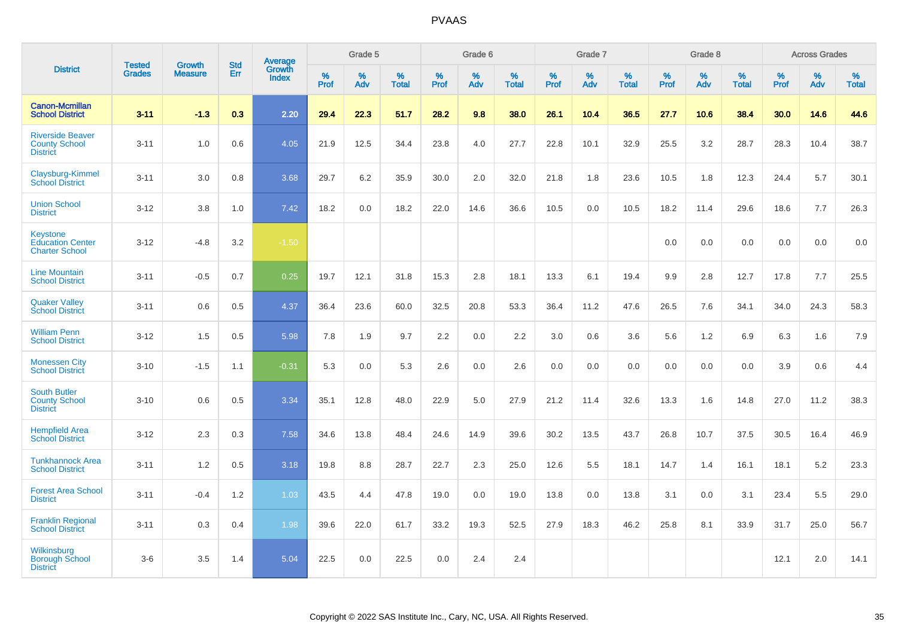# PVAAS

| District | Tested Grades | Growth Measure | Std Err | Average Growth Index | Grade 5 | | | Grade 6 | | | Grade 7 | | | Grade 8 | | | Across Grades | | |
|---|---|---|---|---|---|---|---|---|---|---|---|---|---|---|---|---|---|---|---|
| | | | | | % Prof | % Adv | % Total | % Prof | % Adv | % Total | % Prof | % Adv | % Total | % Prof | % Adv | % Total | % Prof | % Adv | % Total |
| **Canon-Mcmillan School District** | **3-11** | **-1.3** | **0.3** | **2.20** | **29.4** | **22.3** | **51.7** | **28.2** | **9.8** | **38.0** | **26.1** | **10.4** | **36.5** | **27.7** | **10.6** | **38.4** | **30.0** | **14.6** | **44.6** |
| Riverside Beaver County School District | 3-11 | 1.0 | 0.6 | 4.05 | 21.9 | 12.5 | 34.4 | 23.8 | 4.0 | 27.7 | 22.8 | 10.1 | 32.9 | 25.5 | 3.2 | 28.7 | 28.3 | 10.4 | 38.7 |
| Claysburg-Kimmel School District | 3-11 | 3.0 | 0.8 | 3.68 | 29.7 | 6.2 | 35.9 | 30.0 | 2.0 | 32.0 | 21.8 | 1.8 | 23.6 | 10.5 | 1.8 | 12.3 | 24.4 | 5.7 | 30.1 |
| Union School District | 3-12 | 3.8 | 1.0 | 7.42 | 18.2 | 0.0 | 18.2 | 22.0 | 14.6 | 36.6 | 10.5 | 0.0 | 10.5 | 18.2 | 11.4 | 29.6 | 18.6 | 7.7 | 26.3 |
| Keystone Education Center Charter School | 3-12 | -4.8 | 3.2 | -1.50 | | | | | | | | | | 0.0 | 0.0 | 0.0 | 0.0 | 0.0 | 0.0 |
| Line Mountain School District | 3-11 | -0.5 | 0.7 | 0.25 | 19.7 | 12.1 | 31.8 | 15.3 | 2.8 | 18.1 | 13.3 | 6.1 | 19.4 | 9.9 | 2.8 | 12.7 | 17.8 | 7.7 | 25.5 |
| Quaker Valley School District | 3-11 | 0.6 | 0.5 | 4.37 | 36.4 | 23.6 | 60.0 | 32.5 | 20.8 | 53.3 | 36.4 | 11.2 | 47.6 | 26.5 | 7.6 | 34.1 | 34.0 | 24.3 | 58.3 |
| William Penn School District | 3-12 | 1.5 | 0.5 | 5.98 | 7.8 | 1.9 | 9.7 | 2.2 | 0.0 | 2.2 | 3.0 | 0.6 | 3.6 | 5.6 | 1.2 | 6.9 | 6.3 | 1.6 | 7.9 |
| Monessen City School District | 3-10 | -1.5 | 1.1 | -0.31 | 5.3 | 0.0 | 5.3 | 2.6 | 0.0 | 2.6 | 0.0 | 0.0 | 0.0 | 0.0 | 0.0 | 0.0 | 3.9 | 0.6 | 4.4 |
| South Butler County School District | 3-10 | 0.6 | 0.5 | 3.34 | 35.1 | 12.8 | 48.0 | 22.9 | 5.0 | 27.9 | 21.2 | 11.4 | 32.6 | 13.3 | 1.6 | 14.8 | 27.0 | 11.2 | 38.3 |
| Hempfield Area School District | 3-12 | 2.3 | 0.3 | 7.58 | 34.6 | 13.8 | 48.4 | 24.6 | 14.9 | 39.6 | 30.2 | 13.5 | 43.7 | 26.8 | 10.7 | 37.5 | 30.5 | 16.4 | 46.9 |
| Tunkhannock Area School District | 3-11 | 1.2 | 0.5 | 3.18 | 19.8 | 8.8 | 28.7 | 22.7 | 2.3 | 25.0 | 12.6 | 5.5 | 18.1 | 14.7 | 1.4 | 16.1 | 18.1 | 5.2 | 23.3 |
| Forest Area School District | 3-11 | -0.4 | 1.2 | 1.03 | 43.5 | 4.4 | 47.8 | 19.0 | 0.0 | 19.0 | 13.8 | 0.0 | 13.8 | 3.1 | 0.0 | 3.1 | 23.4 | 5.5 | 29.0 |
| Franklin Regional School District | 3-11 | 0.3 | 0.4 | 1.98 | 39.6 | 22.0 | 61.7 | 33.2 | 19.3 | 52.5 | 27.9 | 18.3 | 46.2 | 25.8 | 8.1 | 33.9 | 31.7 | 25.0 | 56.7 |
| Wilkinsburg Borough School District | 3-6 | 3.5 | 1.4 | 5.04 | 22.5 | 0.0 | 22.5 | 0.0 | 2.4 | 2.4 | | | | | | | 12.1 | 2.0 | 14.1 |

Copyright © 2022 SAS Institute Inc., Cary, NC, USA. All Rights Reserved.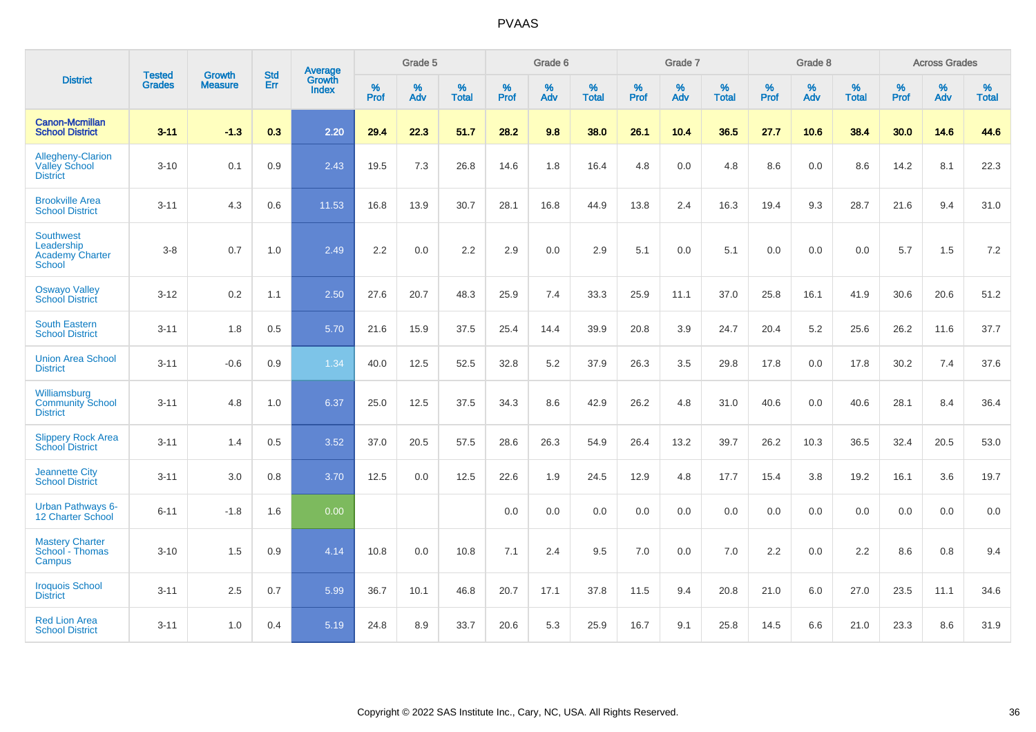# PVAAS

| District | Tested Grades | Growth Measure | Std Err | Average Growth Index | Grade 5 | | | Grade 6 | | | Grade 7 | | | Grade 8 | | | Across Grades | | |
|---|---|---|---|---|---|---|---|---|---|---|---|---|---|---|---|---|---|---|---|
| | | | | | % Prof | % Adv | % Total | % Prof | % Adv | % Total | % Prof | % Adv | % Total | % Prof | % Adv | % Total | % Prof | % Adv | % Total |
| **Canon-Mcmillan School District** | **3-11** | **-1.3** | **0.3** | **2.20** | **29.4** | **22.3** | **51.7** | **28.2** | **9.8** | **38.0** | **26.1** | **10.4** | **36.5** | **27.7** | **10.6** | **38.4** | **30.0** | **14.6** | **44.6** |
| Allegheny-Clarion Valley School District | 3-10 | 0.1 | 0.9 | 2.43 | 19.5 | 7.3 | 26.8 | 14.6 | 1.8 | 16.4 | 4.8 | 0.0 | 4.8 | 8.6 | 0.0 | 8.6 | 14.2 | 8.1 | 22.3 |
| Brookville Area School District | 3-11 | 4.3 | 0.6 | 11.53 | 16.8 | 13.9 | 30.7 | 28.1 | 16.8 | 44.9 | 13.8 | 2.4 | 16.3 | 19.4 | 9.3 | 28.7 | 21.6 | 9.4 | 31.0 |
| Southwest Leadership Academy Charter School | 3-8 | 0.7 | 1.0 | 2.49 | 2.2 | 0.0 | 2.2 | 2.9 | 0.0 | 2.9 | 5.1 | 0.0 | 5.1 | 0.0 | 0.0 | 0.0 | 5.7 | 1.5 | 7.2 |
| Oswayo Valley School District | 3-12 | 0.2 | 1.1 | 2.50 | 27.6 | 20.7 | 48.3 | 25.9 | 7.4 | 33.3 | 25.9 | 11.1 | 37.0 | 25.8 | 16.1 | 41.9 | 30.6 | 20.6 | 51.2 |
| South Eastern School District | 3-11 | 1.8 | 0.5 | 5.70 | 21.6 | 15.9 | 37.5 | 25.4 | 14.4 | 39.9 | 20.8 | 3.9 | 24.7 | 20.4 | 5.2 | 25.6 | 26.2 | 11.6 | 37.7 |
| Union Area School District | 3-11 | -0.6 | 0.9 | 1.34 | 40.0 | 12.5 | 52.5 | 32.8 | 5.2 | 37.9 | 26.3 | 3.5 | 29.8 | 17.8 | 0.0 | 17.8 | 30.2 | 7.4 | 37.6 |
| Williamsburg Community School District | 3-11 | 4.8 | 1.0 | 6.37 | 25.0 | 12.5 | 37.5 | 34.3 | 8.6 | 42.9 | 26.2 | 4.8 | 31.0 | 40.6 | 0.0 | 40.6 | 28.1 | 8.4 | 36.4 |
| Slippery Rock Area School District | 3-11 | 1.4 | 0.5 | 3.52 | 37.0 | 20.5 | 57.5 | 28.6 | 26.3 | 54.9 | 26.4 | 13.2 | 39.7 | 26.2 | 10.3 | 36.5 | 32.4 | 20.5 | 53.0 |
| Jeannette City School District | 3-11 | 3.0 | 0.8 | 3.70 | 12.5 | 0.0 | 12.5 | 22.6 | 1.9 | 24.5 | 12.9 | 4.8 | 17.7 | 15.4 | 3.8 | 19.2 | 16.1 | 3.6 | 19.7 |
| Urban Pathways 6-12 Charter School | 6-11 | -1.8 | 1.6 | 0.00 | | | | 0.0 | 0.0 | 0.0 | 0.0 | 0.0 | 0.0 | 0.0 | 0.0 | 0.0 | 0.0 | 0.0 | 0.0 |
| Mastery Charter School - Thomas Campus | 3-10 | 1.5 | 0.9 | 4.14 | 10.8 | 0.0 | 10.8 | 7.1 | 2.4 | 9.5 | 7.0 | 0.0 | 7.0 | 2.2 | 0.0 | 2.2 | 8.6 | 0.8 | 9.4 |
| Iroquois School District | 3-11 | 2.5 | 0.7 | 5.99 | 36.7 | 10.1 | 46.8 | 20.7 | 17.1 | 37.8 | 11.5 | 9.4 | 20.8 | 21.0 | 6.0 | 27.0 | 23.5 | 11.1 | 34.6 |
| Red Lion Area School District | 3-11 | 1.0 | 0.4 | 5.19 | 24.8 | 8.9 | 33.7 | 20.6 | 5.3 | 25.9 | 16.7 | 9.1 | 25.8 | 14.5 | 6.6 | 21.0 | 23.3 | 8.6 | 31.9 |

Copyright © 2022 SAS Institute Inc., Cary, NC, USA. All Rights Reserved.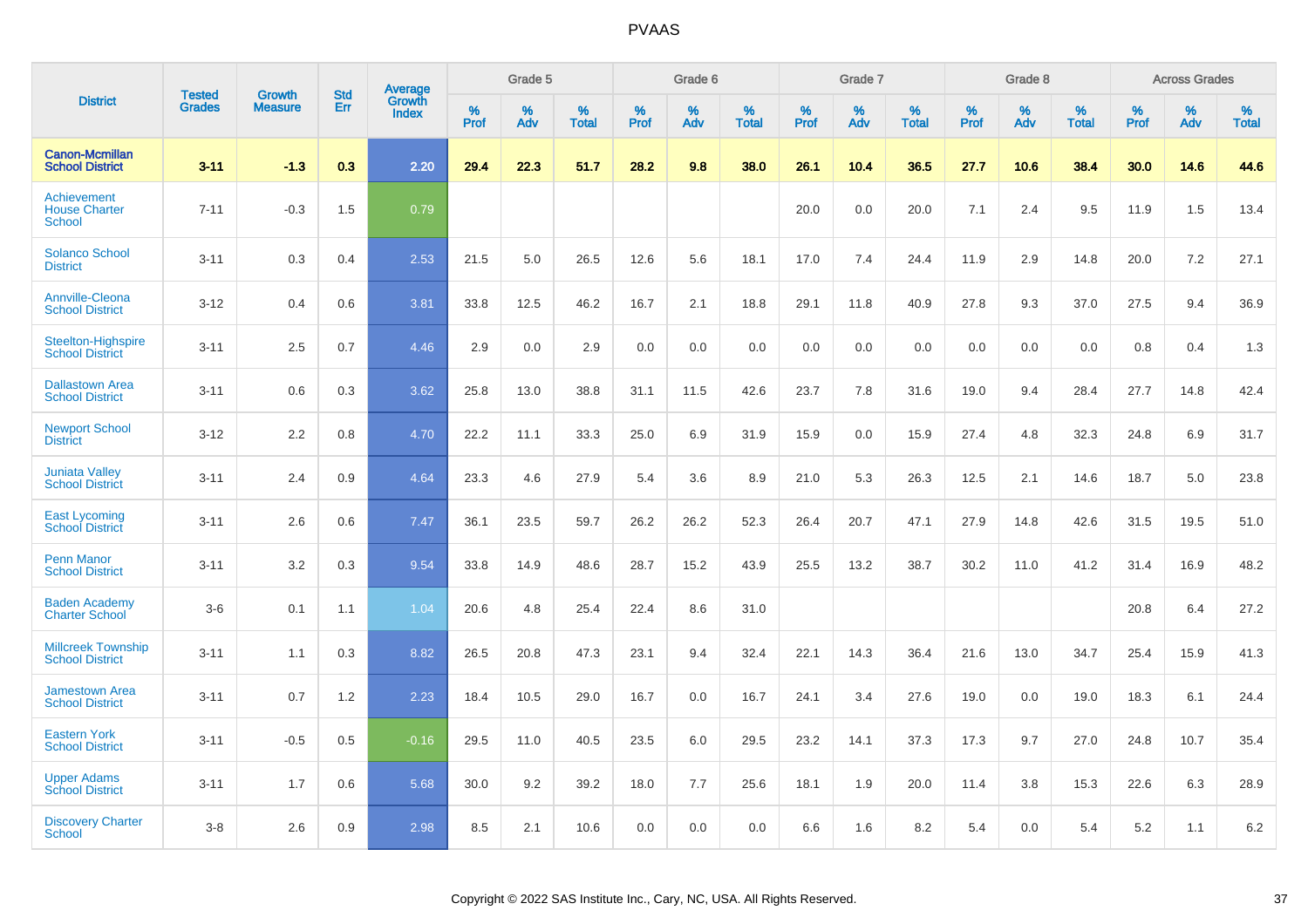# PVAAS

| District | Tested Grades | Growth Measure | Std Err | Average Growth Index | Grade 5 | | | Grade 6 | | | Grade 7 | | | Grade 8 | | | Across Grades | | |
|---|---|---|---|---|---|---|---|---|---|---|---|---|---|---|---|---|---|---|---|
| | | | | | % Prof | % Adv | % Total | % Prof | % Adv | % Total | % Prof | % Adv | % Total | % Prof | % Adv | % Total | % Prof | % Adv | % Total |
| **Canon-Mcmillan School District** | **3-11** | **-1.3** | **0.3** | **2.20** | **29.4** | **22.3** | **51.7** | **28.2** | **9.8** | **38.0** | **26.1** | **10.4** | **36.5** | **27.7** | **10.6** | **38.4** | **30.0** | **14.6** | **44.6** |
| Achievement House Charter School | 7-11 | -0.3 | 1.5 | 0.79 | | | | | | | 20.0 | 0.0 | 20.0 | 7.1 | 2.4 | 9.5 | 11.9 | 1.5 | 13.4 |
| Solanco School District | 3-11 | 0.3 | 0.4 | 2.53 | 21.5 | 5.0 | 26.5 | 12.6 | 5.6 | 18.1 | 17.0 | 7.4 | 24.4 | 11.9 | 2.9 | 14.8 | 20.0 | 7.2 | 27.1 |
| Annville-Cleona School District | 3-12 | 0.4 | 0.6 | 3.81 | 33.8 | 12.5 | 46.2 | 16.7 | 2.1 | 18.8 | 29.1 | 11.8 | 40.9 | 27.8 | 9.3 | 37.0 | 27.5 | 9.4 | 36.9 |
| Steelton-Highspire School District | 3-11 | 2.5 | 0.7 | 4.46 | 2.9 | 0.0 | 2.9 | 0.0 | 0.0 | 0.0 | 0.0 | 0.0 | 0.0 | 0.0 | 0.0 | 0.0 | 0.8 | 0.4 | 1.3 |
| Dallastown Area School District | 3-11 | 0.6 | 0.3 | 3.62 | 25.8 | 13.0 | 38.8 | 31.1 | 11.5 | 42.6 | 23.7 | 7.8 | 31.6 | 19.0 | 9.4 | 28.4 | 27.7 | 14.8 | 42.4 |
| Newport School District | 3-12 | 2.2 | 0.8 | 4.70 | 22.2 | 11.1 | 33.3 | 25.0 | 6.9 | 31.9 | 15.9 | 0.0 | 15.9 | 27.4 | 4.8 | 32.3 | 24.8 | 6.9 | 31.7 |
| Juniata Valley School District | 3-11 | 2.4 | 0.9 | 4.64 | 23.3 | 4.6 | 27.9 | 5.4 | 3.6 | 8.9 | 21.0 | 5.3 | 26.3 | 12.5 | 2.1 | 14.6 | 18.7 | 5.0 | 23.8 |
| East Lycoming School District | 3-11 | 2.6 | 0.6 | 7.47 | 36.1 | 23.5 | 59.7 | 26.2 | 26.2 | 52.3 | 26.4 | 20.7 | 47.1 | 27.9 | 14.8 | 42.6 | 31.5 | 19.5 | 51.0 |
| Penn Manor School District | 3-11 | 3.2 | 0.3 | 9.54 | 33.8 | 14.9 | 48.6 | 28.7 | 15.2 | 43.9 | 25.5 | 13.2 | 38.7 | 30.2 | 11.0 | 41.2 | 31.4 | 16.9 | 48.2 |
| Baden Academy Charter School | 3-6 | 0.1 | 1.1 | 1.04 | 20.6 | 4.8 | 25.4 | 22.4 | 8.6 | 31.0 | | | | | | | 20.8 | 6.4 | 27.2 |
| Millcreek Township School District | 3-11 | 1.1 | 0.3 | 8.82 | 26.5 | 20.8 | 47.3 | 23.1 | 9.4 | 32.4 | 22.1 | 14.3 | 36.4 | 21.6 | 13.0 | 34.7 | 25.4 | 15.9 | 41.3 |
| Jamestown Area School District | 3-11 | 0.7 | 1.2 | 2.23 | 18.4 | 10.5 | 29.0 | 16.7 | 0.0 | 16.7 | 24.1 | 3.4 | 27.6 | 19.0 | 0.0 | 19.0 | 18.3 | 6.1 | 24.4 |
| Eastern York School District | 3-11 | -0.5 | 0.5 | -0.16 | 29.5 | 11.0 | 40.5 | 23.5 | 6.0 | 29.5 | 23.2 | 14.1 | 37.3 | 17.3 | 9.7 | 27.0 | 24.8 | 10.7 | 35.4 |
| Upper Adams School District | 3-11 | 1.7 | 0.6 | 5.68 | 30.0 | 9.2 | 39.2 | 18.0 | 7.7 | 25.6 | 18.1 | 1.9 | 20.0 | 11.4 | 3.8 | 15.3 | 22.6 | 6.3 | 28.9 |
| Discovery Charter School | 3-8 | 2.6 | 0.9 | 2.98 | 8.5 | 2.1 | 10.6 | 0.0 | 0.0 | 0.0 | 6.6 | 1.6 | 8.2 | 5.4 | 0.0 | 5.4 | 5.2 | 1.1 | 6.2 |

Copyright © 2022 SAS Institute Inc., Cary, NC, USA. All Rights Reserved.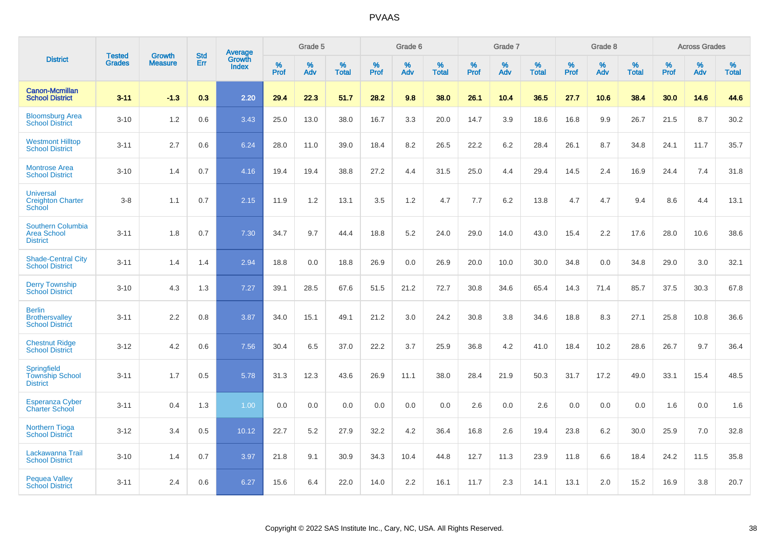# PVAAS

| District | Tested Grades | Growth Measure | Std Err | Average Growth Index | Grade 5 | | | Grade 6 | | | Grade 7 | | | Grade 8 | | | Across Grades | | |
|---|---|---|---|---|---|---|---|---|---|---|---|---|---|---|---|---|---|---|---|
| | | | | | % Prof | % Adv | % Total | % Prof | % Adv | % Total | % Prof | % Adv | % Total | % Prof | % Adv | % Total | % Prof | % Adv | % Total |
| **Canon-Mcmillan School District** | **3-11** | **-1.3** | **0.3** | **2.20** | **29.4** | **22.3** | **51.7** | **28.2** | **9.8** | **38.0** | **26.1** | **10.4** | **36.5** | **27.7** | **10.6** | **38.4** | **30.0** | **14.6** | **44.6** |
| Bloomsburg Area School District | 3-10 | 1.2 | 0.6 | 3.43 | 25.0 | 13.0 | 38.0 | 16.7 | 3.3 | 20.0 | 14.7 | 3.9 | 18.6 | 16.8 | 9.9 | 26.7 | 21.5 | 8.7 | 30.2 |
| Westmont Hilltop School District | 3-11 | 2.7 | 0.6 | 6.24 | 28.0 | 11.0 | 39.0 | 18.4 | 8.2 | 26.5 | 22.2 | 6.2 | 28.4 | 26.1 | 8.7 | 34.8 | 24.1 | 11.7 | 35.7 |
| Montrose Area School District | 3-10 | 1.4 | 0.7 | 4.16 | 19.4 | 19.4 | 38.8 | 27.2 | 4.4 | 31.5 | 25.0 | 4.4 | 29.4 | 14.5 | 2.4 | 16.9 | 24.4 | 7.4 | 31.8 |
| Universal Creighton Charter School | 3-8 | 1.1 | 0.7 | 2.15 | 11.9 | 1.2 | 13.1 | 3.5 | 1.2 | 4.7 | 7.7 | 6.2 | 13.8 | 4.7 | 4.7 | 9.4 | 8.6 | 4.4 | 13.1 |
| Southern Columbia Area School District | 3-11 | 1.8 | 0.7 | 7.30 | 34.7 | 9.7 | 44.4 | 18.8 | 5.2 | 24.0 | 29.0 | 14.0 | 43.0 | 15.4 | 2.2 | 17.6 | 28.0 | 10.6 | 38.6 |
| Shade-Central City School District | 3-11 | 1.4 | 1.4 | 2.94 | 18.8 | 0.0 | 18.8 | 26.9 | 0.0 | 26.9 | 20.0 | 10.0 | 30.0 | 34.8 | 0.0 | 34.8 | 29.0 | 3.0 | 32.1 |
| Derry Township School District | 3-10 | 4.3 | 1.3 | 7.27 | 39.1 | 28.5 | 67.6 | 51.5 | 21.2 | 72.7 | 30.8 | 34.6 | 65.4 | 14.3 | 71.4 | 85.7 | 37.5 | 30.3 | 67.8 |
| Berlin Brothersvalley School District | 3-11 | 2.2 | 0.8 | 3.87 | 34.0 | 15.1 | 49.1 | 21.2 | 3.0 | 24.2 | 30.8 | 3.8 | 34.6 | 18.8 | 8.3 | 27.1 | 25.8 | 10.8 | 36.6 |
| Chestnut Ridge School District | 3-12 | 4.2 | 0.6 | 7.56 | 30.4 | 6.5 | 37.0 | 22.2 | 3.7 | 25.9 | 36.8 | 4.2 | 41.0 | 18.4 | 10.2 | 28.6 | 26.7 | 9.7 | 36.4 |
| Springfield Township School District | 3-11 | 1.7 | 0.5 | 5.78 | 31.3 | 12.3 | 43.6 | 26.9 | 11.1 | 38.0 | 28.4 | 21.9 | 50.3 | 31.7 | 17.2 | 49.0 | 33.1 | 15.4 | 48.5 |
| Esperanza Cyber Charter School | 3-11 | 0.4 | 1.3 | 1.00 | 0.0 | 0.0 | 0.0 | 0.0 | 0.0 | 0.0 | 2.6 | 0.0 | 2.6 | 0.0 | 0.0 | 0.0 | 1.6 | 0.0 | 1.6 |
| Northern Tioga School District | 3-12 | 3.4 | 0.5 | 10.12 | 22.7 | 5.2 | 27.9 | 32.2 | 4.2 | 36.4 | 16.8 | 2.6 | 19.4 | 23.8 | 6.2 | 30.0 | 25.9 | 7.0 | 32.8 |
| Lackawanna Trail School District | 3-10 | 1.4 | 0.7 | 3.97 | 21.8 | 9.1 | 30.9 | 34.3 | 10.4 | 44.8 | 12.7 | 11.3 | 23.9 | 11.8 | 6.6 | 18.4 | 24.2 | 11.5 | 35.8 |
| Pequea Valley School District | 3-11 | 2.4 | 0.6 | 6.27 | 15.6 | 6.4 | 22.0 | 14.0 | 2.2 | 16.1 | 11.7 | 2.3 | 14.1 | 13.1 | 2.0 | 15.2 | 16.9 | 3.8 | 20.7 |

Copyright © 2022 SAS Institute Inc., Cary, NC, USA. All Rights Reserved.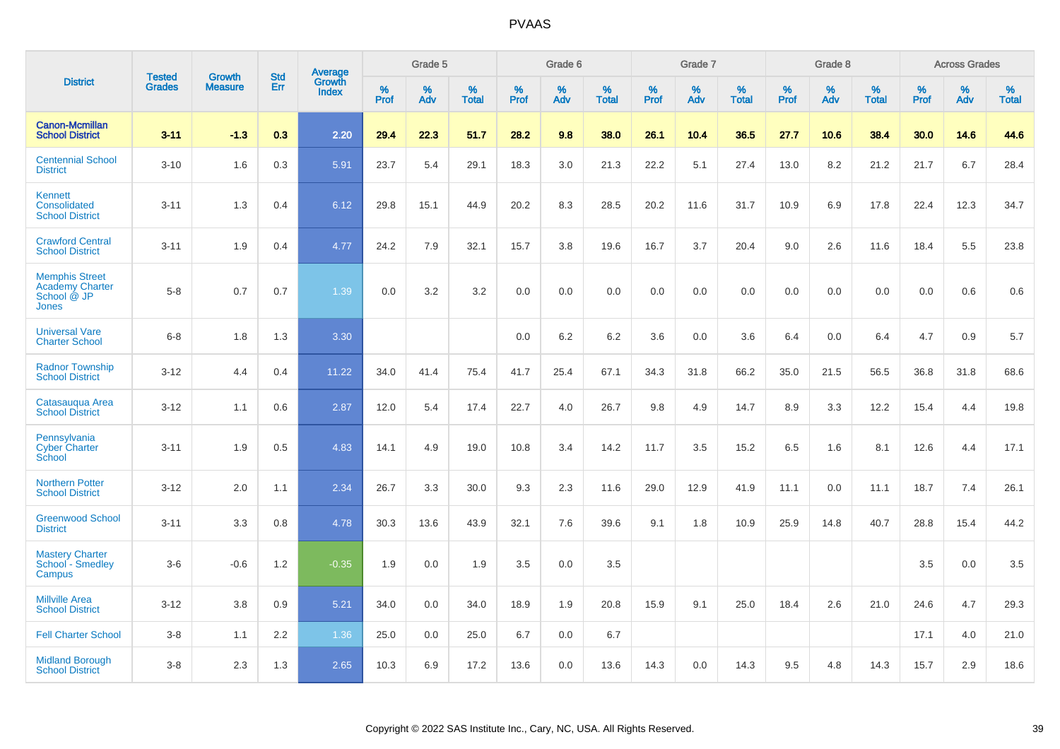# PVAAS

| District | Tested Grades | Growth Measure | Std Err | Average Growth Index | Grade 5 | | | Grade 6 | | | Grade 7 | | | Grade 8 | | | Across Grades | | |
|---|---|---|---|---|---|---|---|---|---|---|---|---|---|---|---|---|---|---|---|
| | | | | | % Prof | % Adv | % Total | % Prof | % Adv | % Total | % Prof | % Adv | % Total | % Prof | % Adv | % Total | % Prof | % Adv | % Total |
| **Canon-Mcmillan School District** | **3-11** | **-1.3** | **0.3** | **2.20** | **29.4** | **22.3** | **51.7** | **28.2** | **9.8** | **38.0** | **26.1** | **10.4** | **36.5** | **27.7** | **10.6** | **38.4** | **30.0** | **14.6** | **44.6** |
| Centennial School District | 3-10 | 1.6 | 0.3 | 5.91 | 23.7 | 5.4 | 29.1 | 18.3 | 3.0 | 21.3 | 22.2 | 5.1 | 27.4 | 13.0 | 8.2 | 21.2 | 21.7 | 6.7 | 28.4 |
| Kennett Consolidated School District | 3-11 | 1.3 | 0.4 | 6.12 | 29.8 | 15.1 | 44.9 | 20.2 | 8.3 | 28.5 | 20.2 | 11.6 | 31.7 | 10.9 | 6.9 | 17.8 | 22.4 | 12.3 | 34.7 |
| Crawford Central School District | 3-11 | 1.9 | 0.4 | 4.77 | 24.2 | 7.9 | 32.1 | 15.7 | 3.8 | 19.6 | 16.7 | 3.7 | 20.4 | 9.0 | 2.6 | 11.6 | 18.4 | 5.5 | 23.8 |
| Memphis Street Academy Charter School @ JP Jones | 5-8 | 0.7 | 0.7 | 1.39 | 0.0 | 3.2 | 3.2 | 0.0 | 0.0 | 0.0 | 0.0 | 0.0 | 0.0 | 0.0 | 0.0 | 0.0 | 0.0 | 0.6 | 0.6 |
| Universal Vare Charter School | 6-8 | 1.8 | 1.3 | 3.30 | | | | 0.0 | 6.2 | 6.2 | 3.6 | 0.0 | 3.6 | 6.4 | 0.0 | 6.4 | 4.7 | 0.9 | 5.7 |
| Radnor Township School District | 3-12 | 4.4 | 0.4 | 11.22 | 34.0 | 41.4 | 75.4 | 41.7 | 25.4 | 67.1 | 34.3 | 31.8 | 66.2 | 35.0 | 21.5 | 56.5 | 36.8 | 31.8 | 68.6 |
| Catasauqua Area School District | 3-12 | 1.1 | 0.6 | 2.87 | 12.0 | 5.4 | 17.4 | 22.7 | 4.0 | 26.7 | 9.8 | 4.9 | 14.7 | 8.9 | 3.3 | 12.2 | 15.4 | 4.4 | 19.8 |
| Pennsylvania Cyber Charter School | 3-11 | 1.9 | 0.5 | 4.83 | 14.1 | 4.9 | 19.0 | 10.8 | 3.4 | 14.2 | 11.7 | 3.5 | 15.2 | 6.5 | 1.6 | 8.1 | 12.6 | 4.4 | 17.1 |
| Northern Potter School District | 3-12 | 2.0 | 1.1 | 2.34 | 26.7 | 3.3 | 30.0 | 9.3 | 2.3 | 11.6 | 29.0 | 12.9 | 41.9 | 11.1 | 0.0 | 11.1 | 18.7 | 7.4 | 26.1 |
| Greenwood School District | 3-11 | 3.3 | 0.8 | 4.78 | 30.3 | 13.6 | 43.9 | 32.1 | 7.6 | 39.6 | 9.1 | 1.8 | 10.9 | 25.9 | 14.8 | 40.7 | 28.8 | 15.4 | 44.2 |
| Mastery Charter School - Smedley Campus | 3-6 | -0.6 | 1.2 | -0.35 | 1.9 | 0.0 | 1.9 | 3.5 | 0.0 | 3.5 | | | | | | | 3.5 | 0.0 | 3.5 |
| Millville Area School District | 3-12 | 3.8 | 0.9 | 5.21 | 34.0 | 0.0 | 34.0 | 18.9 | 1.9 | 20.8 | 15.9 | 9.1 | 25.0 | 18.4 | 2.6 | 21.0 | 24.6 | 4.7 | 29.3 |
| Fell Charter School | 3-8 | 1.1 | 2.2 | 1.36 | 25.0 | 0.0 | 25.0 | 6.7 | 0.0 | 6.7 | | | | | | | 17.1 | 4.0 | 21.0 |
| Midland Borough School District | 3-8 | 2.3 | 1.3 | 2.65 | 10.3 | 6.9 | 17.2 | 13.6 | 0.0 | 13.6 | 14.3 | 0.0 | 14.3 | 9.5 | 4.8 | 14.3 | 15.7 | 2.9 | 18.6 |

Copyright © 2022 SAS Institute Inc., Cary, NC, USA. All Rights Reserved.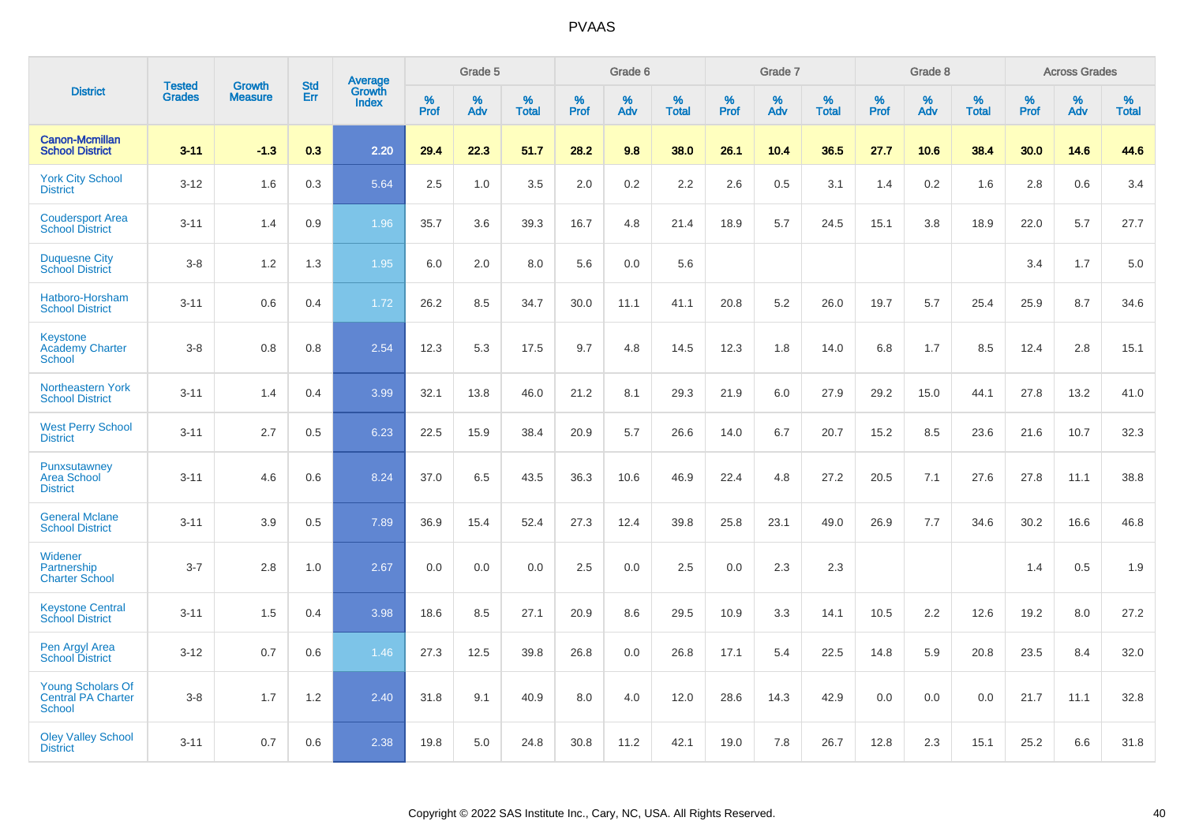# PVAAS

| District | Tested Grades | Growth Measure | Std Err | Average Growth Index | Grade 5 | | | Grade 6 | | | Grade 7 | | | Grade 8 | | | Across Grades | | |
|---|---|---|---|---|---|---|---|---|---|---|---|---|---|---|---|---|---|---|---|
| | | | | | % Prof | % Adv | % Total | % Prof | % Adv | % Total | % Prof | % Adv | % Total | % Prof | % Adv | % Total | % Prof | % Adv | % Total |
| **Canon-Mcmillan School District** | **3-11** | **-1.3** | **0.3** | **2.20** | **29.4** | **22.3** | **51.7** | **28.2** | **9.8** | **38.0** | **26.1** | **10.4** | **36.5** | **27.7** | **10.6** | **38.4** | **30.0** | **14.6** | **44.6** |
| York City School District | 3-12 | 1.6 | 0.3 | 5.64 | 2.5 | 1.0 | 3.5 | 2.0 | 0.2 | 2.2 | 2.6 | 0.5 | 3.1 | 1.4 | 0.2 | 1.6 | 2.8 | 0.6 | 3.4 |
| Coudersport Area School District | 3-11 | 1.4 | 0.9 | 1.96 | 35.7 | 3.6 | 39.3 | 16.7 | 4.8 | 21.4 | 18.9 | 5.7 | 24.5 | 15.1 | 3.8 | 18.9 | 22.0 | 5.7 | 27.7 |
| Duquesne City School District | 3-8 | 1.2 | 1.3 | 1.95 | 6.0 | 2.0 | 8.0 | 5.6 | 0.0 | 5.6 | | | | | | | 3.4 | 1.7 | 5.0 |
| Hatboro-Horsham School District | 3-11 | 0.6 | 0.4 | 1.72 | 26.2 | 8.5 | 34.7 | 30.0 | 11.1 | 41.1 | 20.8 | 5.2 | 26.0 | 19.7 | 5.7 | 25.4 | 25.9 | 8.7 | 34.6 |
| Keystone Academy Charter School | 3-8 | 0.8 | 0.8 | 2.54 | 12.3 | 5.3 | 17.5 | 9.7 | 4.8 | 14.5 | 12.3 | 1.8 | 14.0 | 6.8 | 1.7 | 8.5 | 12.4 | 2.8 | 15.1 |
| Northeastern York School District | 3-11 | 1.4 | 0.4 | 3.99 | 32.1 | 13.8 | 46.0 | 21.2 | 8.1 | 29.3 | 21.9 | 6.0 | 27.9 | 29.2 | 15.0 | 44.1 | 27.8 | 13.2 | 41.0 |
| West Perry School District | 3-11 | 2.7 | 0.5 | 6.23 | 22.5 | 15.9 | 38.4 | 20.9 | 5.7 | 26.6 | 14.0 | 6.7 | 20.7 | 15.2 | 8.5 | 23.6 | 21.6 | 10.7 | 32.3 |
| Punxsutawney Area School District | 3-11 | 4.6 | 0.6 | 8.24 | 37.0 | 6.5 | 43.5 | 36.3 | 10.6 | 46.9 | 22.4 | 4.8 | 27.2 | 20.5 | 7.1 | 27.6 | 27.8 | 11.1 | 38.8 |
| General Mclane School District | 3-11 | 3.9 | 0.5 | 7.89 | 36.9 | 15.4 | 52.4 | 27.3 | 12.4 | 39.8 | 25.8 | 23.1 | 49.0 | 26.9 | 7.7 | 34.6 | 30.2 | 16.6 | 46.8 |
| Widener Partnership Charter School | 3-7 | 2.8 | 1.0 | 2.67 | 0.0 | 0.0 | 0.0 | 2.5 | 0.0 | 2.5 | 0.0 | 2.3 | 2.3 | | | | 1.4 | 0.5 | 1.9 |
| Keystone Central School District | 3-11 | 1.5 | 0.4 | 3.98 | 18.6 | 8.5 | 27.1 | 20.9 | 8.6 | 29.5 | 10.9 | 3.3 | 14.1 | 10.5 | 2.2 | 12.6 | 19.2 | 8.0 | 27.2 |
| Pen Argyl Area School District | 3-12 | 0.7 | 0.6 | 1.46 | 27.3 | 12.5 | 39.8 | 26.8 | 0.0 | 26.8 | 17.1 | 5.4 | 22.5 | 14.8 | 5.9 | 20.8 | 23.5 | 8.4 | 32.0 |
| Young Scholars Of Central PA Charter School | 3-8 | 1.7 | 1.2 | 2.40 | 31.8 | 9.1 | 40.9 | 8.0 | 4.0 | 12.0 | 28.6 | 14.3 | 42.9 | 0.0 | 0.0 | 0.0 | 21.7 | 11.1 | 32.8 |
| Oley Valley School District | 3-11 | 0.7 | 0.6 | 2.38 | 19.8 | 5.0 | 24.8 | 30.8 | 11.2 | 42.1 | 19.0 | 7.8 | 26.7 | 12.8 | 2.3 | 15.1 | 25.2 | 6.6 | 31.8 |

Copyright © 2022 SAS Institute Inc., Cary, NC, USA. All Rights Reserved.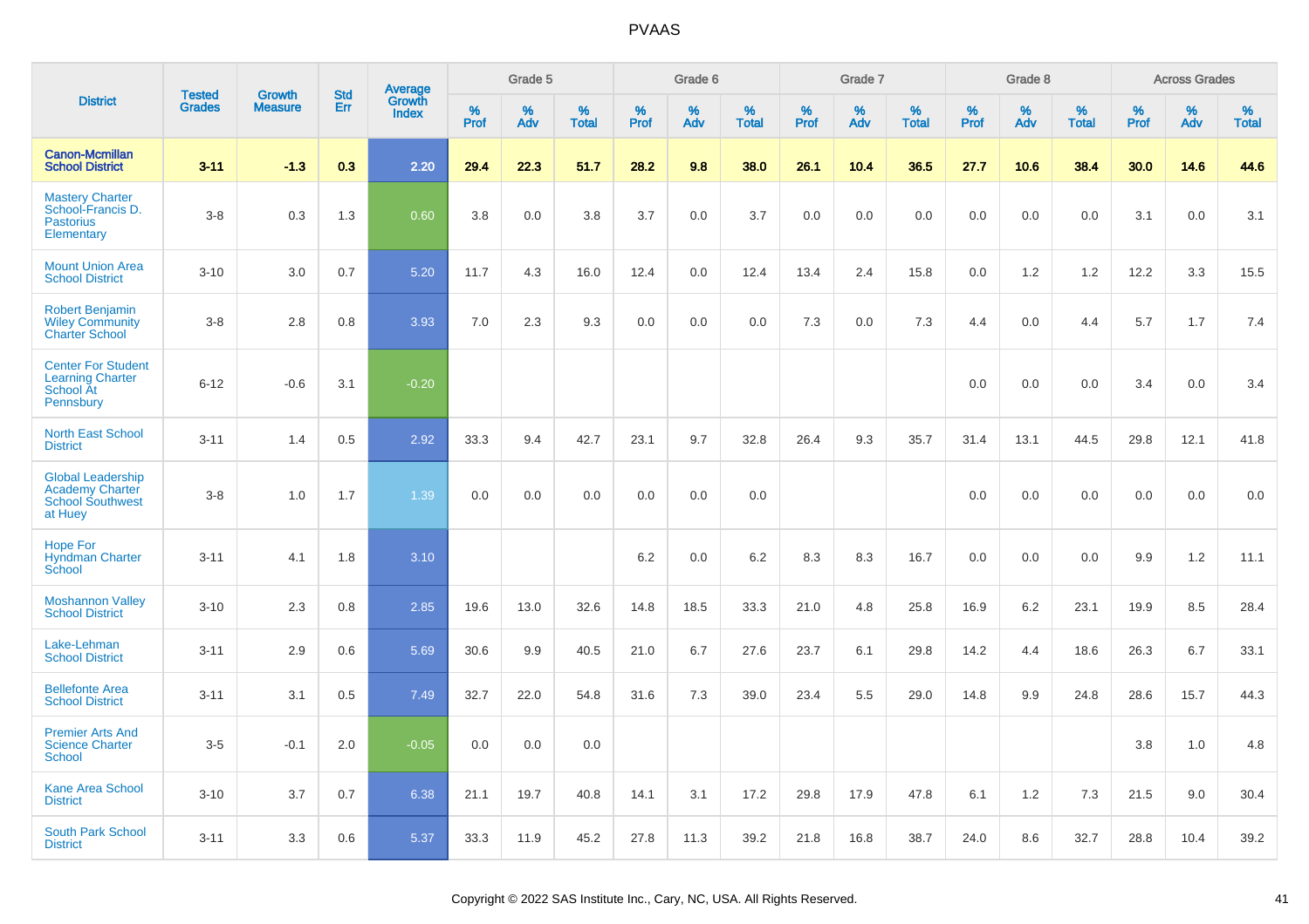# PVAAS

| District | Tested Grades | Growth Measure | Std Err | Average Growth Index | Grade 5 | | | Grade 6 | | | Grade 7 | | | Grade 8 | | | Across Grades | | |
|---|---|---|---|---|---|---|---|---|---|---|---|---|---|---|---|---|---|---|---|
| | | | | | % Prof | % Adv | % Total | % Prof | % Adv | % Total | % Prof | % Adv | % Total | % Prof | % Adv | % Total | % Prof | % Adv | % Total |
| **Canon-Mcmillan School District** | **3-11** | **-1.3** | **0.3** | **2.20** | **29.4** | **22.3** | **51.7** | **28.2** | **9.8** | **38.0** | **26.1** | **10.4** | **36.5** | **27.7** | **10.6** | **38.4** | **30.0** | **14.6** | **44.6** |
| Mastery Charter School-Francis D. Pastorius Elementary | 3-8 | 0.3 | 1.3 | 0.60 | 3.8 | 0.0 | 3.8 | 3.7 | 0.0 | 3.7 | 0.0 | 0.0 | 0.0 | 0.0 | 0.0 | 0.0 | 3.1 | 0.0 | 3.1 |
| Mount Union Area School District | 3-10 | 3.0 | 0.7 | 5.20 | 11.7 | 4.3 | 16.0 | 12.4 | 0.0 | 12.4 | 13.4 | 2.4 | 15.8 | 0.0 | 1.2 | 1.2 | 12.2 | 3.3 | 15.5 |
| Robert Benjamin Wiley Community Charter School | 3-8 | 2.8 | 0.8 | 3.93 | 7.0 | 2.3 | 9.3 | 0.0 | 0.0 | 0.0 | 7.3 | 0.0 | 7.3 | 4.4 | 0.0 | 4.4 | 5.7 | 1.7 | 7.4 |
| Center For Student Learning Charter School At Pennsbury | 6-12 | -0.6 | 3.1 | -0.20 | | | | | | | | | | 0.0 | 0.0 | 0.0 | 3.4 | 0.0 | 3.4 |
| North East School District | 3-11 | 1.4 | 0.5 | 2.92 | 33.3 | 9.4 | 42.7 | 23.1 | 9.7 | 32.8 | 26.4 | 9.3 | 35.7 | 31.4 | 13.1 | 44.5 | 29.8 | 12.1 | 41.8 |
| Global Leadership Academy Charter School Southwest at Huey | 3-8 | 1.0 | 1.7 | 1.39 | 0.0 | 0.0 | 0.0 | 0.0 | 0.0 | 0.0 | | | | 0.0 | 0.0 | 0.0 | 0.0 | 0.0 | 0.0 |
| Hope For Hyndman Charter School | 3-11 | 4.1 | 1.8 | 3.10 | | | | 6.2 | 0.0 | 6.2 | 8.3 | 8.3 | 16.7 | 0.0 | 0.0 | 0.0 | 9.9 | 1.2 | 11.1 |
| Moshannon Valley School District | 3-10 | 2.3 | 0.8 | 2.85 | 19.6 | 13.0 | 32.6 | 14.8 | 18.5 | 33.3 | 21.0 | 4.8 | 25.8 | 16.9 | 6.2 | 23.1 | 19.9 | 8.5 | 28.4 |
| Lake-Lehman School District | 3-11 | 2.9 | 0.6 | 5.69 | 30.6 | 9.9 | 40.5 | 21.0 | 6.7 | 27.6 | 23.7 | 6.1 | 29.8 | 14.2 | 4.4 | 18.6 | 26.3 | 6.7 | 33.1 |
| Bellefonte Area School District | 3-11 | 3.1 | 0.5 | 7.49 | 32.7 | 22.0 | 54.8 | 31.6 | 7.3 | 39.0 | 23.4 | 5.5 | 29.0 | 14.8 | 9.9 | 24.8 | 28.6 | 15.7 | 44.3 |
| Premier Arts And Science Charter School | 3-5 | -0.1 | 2.0 | -0.05 | 0.0 | 0.0 | 0.0 | | | | | | | | | | 3.8 | 1.0 | 4.8 |
| Kane Area School District | 3-10 | 3.7 | 0.7 | 6.38 | 21.1 | 19.7 | 40.8 | 14.1 | 3.1 | 17.2 | 29.8 | 17.9 | 47.8 | 6.1 | 1.2 | 7.3 | 21.5 | 9.0 | 30.4 |
| South Park School District | 3-11 | 3.3 | 0.6 | 5.37 | 33.3 | 11.9 | 45.2 | 27.8 | 11.3 | 39.2 | 21.8 | 16.8 | 38.7 | 24.0 | 8.6 | 32.7 | 28.8 | 10.4 | 39.2 |

Copyright © 2022 SAS Institute Inc., Cary, NC, USA. All Rights Reserved.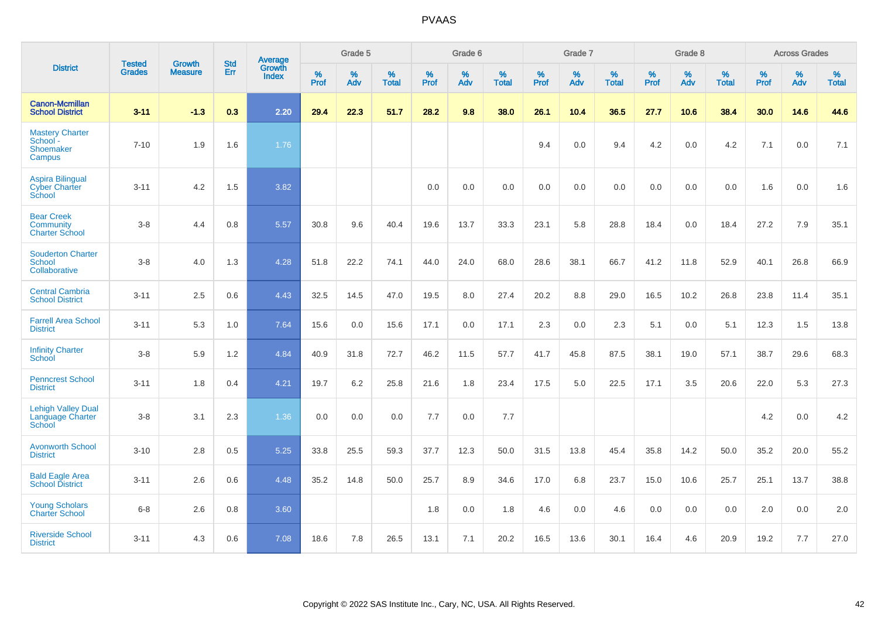# PVAAS

| District | Tested Grades | Growth Measure | Std Err | Average Growth Index | Grade 5 | | | Grade 6 | | | Grade 7 | | | Grade 8 | | | Across Grades | | |
|---|---|---|---|---|---|---|---|---|---|---|---|---|---|---|---|---|---|---|---|
| | | | | | % Prof | % Adv | % Total | % Prof | % Adv | % Total | % Prof | % Adv | % Total | % Prof | % Adv | % Total | % Prof | % Adv | % Total |
| **Canon-Mcmillan School District** | **3-11** | **-1.3** | **0.3** | **2.20** | **29.4** | **22.3** | **51.7** | **28.2** | **9.8** | **38.0** | **26.1** | **10.4** | **36.5** | **27.7** | **10.6** | **38.4** | **30.0** | **14.6** | **44.6** |
| Mastery Charter School - Shoemaker Campus | 7-10 | 1.9 | 1.6 | 1.76 | | | | | | | 9.4 | 0.0 | 9.4 | 4.2 | 0.0 | 4.2 | 7.1 | 0.0 | 7.1 |
| Aspira Bilingual Cyber Charter School | 3-11 | 4.2 | 1.5 | 3.82 | | | | 0.0 | 0.0 | 0.0 | 0.0 | 0.0 | 0.0 | 0.0 | 0.0 | 0.0 | 1.6 | 0.0 | 1.6 |
| Bear Creek Community Charter School | 3-8 | 4.4 | 0.8 | 5.57 | 30.8 | 9.6 | 40.4 | 19.6 | 13.7 | 33.3 | 23.1 | 5.8 | 28.8 | 18.4 | 0.0 | 18.4 | 27.2 | 7.9 | 35.1 |
| Souderton Charter School Collaborative | 3-8 | 4.0 | 1.3 | 4.28 | 51.8 | 22.2 | 74.1 | 44.0 | 24.0 | 68.0 | 28.6 | 38.1 | 66.7 | 41.2 | 11.8 | 52.9 | 40.1 | 26.8 | 66.9 |
| Central Cambria School District | 3-11 | 2.5 | 0.6 | 4.43 | 32.5 | 14.5 | 47.0 | 19.5 | 8.0 | 27.4 | 20.2 | 8.8 | 29.0 | 16.5 | 10.2 | 26.8 | 23.8 | 11.4 | 35.1 |
| Farrell Area School District | 3-11 | 5.3 | 1.0 | 7.64 | 15.6 | 0.0 | 15.6 | 17.1 | 0.0 | 17.1 | 2.3 | 0.0 | 2.3 | 5.1 | 0.0 | 5.1 | 12.3 | 1.5 | 13.8 |
| Infinity Charter School | 3-8 | 5.9 | 1.2 | 4.84 | 40.9 | 31.8 | 72.7 | 46.2 | 11.5 | 57.7 | 41.7 | 45.8 | 87.5 | 38.1 | 19.0 | 57.1 | 38.7 | 29.6 | 68.3 |
| Penncrest School District | 3-11 | 1.8 | 0.4 | 4.21 | 19.7 | 6.2 | 25.8 | 21.6 | 1.8 | 23.4 | 17.5 | 5.0 | 22.5 | 17.1 | 3.5 | 20.6 | 22.0 | 5.3 | 27.3 |
| Lehigh Valley Dual Language Charter School | 3-8 | 3.1 | 2.3 | 1.36 | 0.0 | 0.0 | 0.0 | 7.7 | 0.0 | 7.7 | | | | | | | 4.2 | 0.0 | 4.2 |
| Avonworth School District | 3-10 | 2.8 | 0.5 | 5.25 | 33.8 | 25.5 | 59.3 | 37.7 | 12.3 | 50.0 | 31.5 | 13.8 | 45.4 | 35.8 | 14.2 | 50.0 | 35.2 | 20.0 | 55.2 |
| Bald Eagle Area School District | 3-11 | 2.6 | 0.6 | 4.48 | 35.2 | 14.8 | 50.0 | 25.7 | 8.9 | 34.6 | 17.0 | 6.8 | 23.7 | 15.0 | 10.6 | 25.7 | 25.1 | 13.7 | 38.8 |
| Young Scholars Charter School | 6-8 | 2.6 | 0.8 | 3.60 | | | | 1.8 | 0.0 | 1.8 | 4.6 | 0.0 | 4.6 | 0.0 | 0.0 | 0.0 | 2.0 | 0.0 | 2.0 |
| Riverside School District | 3-11 | 4.3 | 0.6 | 7.08 | 18.6 | 7.8 | 26.5 | 13.1 | 7.1 | 20.2 | 16.5 | 13.6 | 30.1 | 16.4 | 4.6 | 20.9 | 19.2 | 7.7 | 27.0 |

Copyright © 2022 SAS Institute Inc., Cary, NC, USA. All Rights Reserved.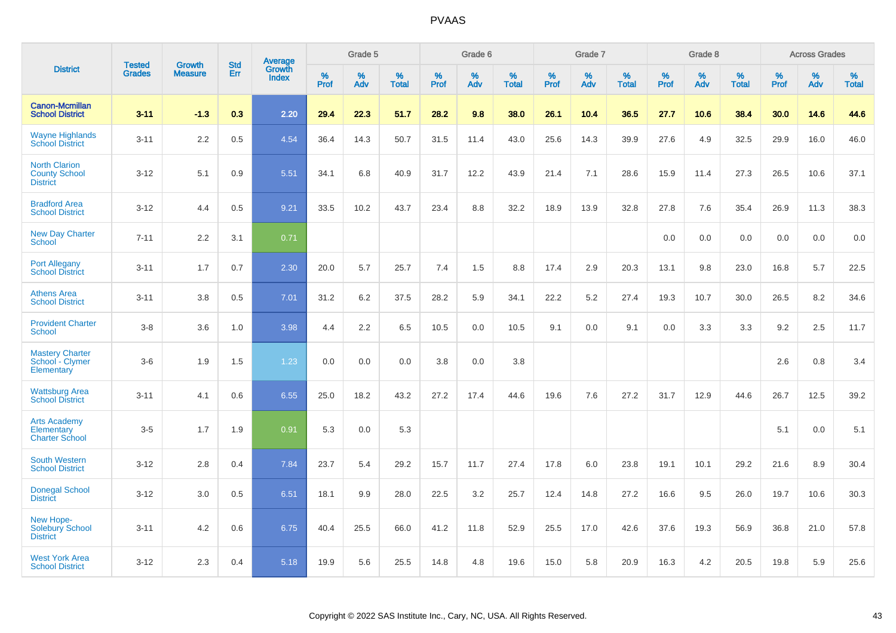# PVAAS

| District | Tested Grades | Growth Measure | Std Err | Average Growth Index | Grade 5 | | | Grade 6 | | | Grade 7 | | | Grade 8 | | | Across Grades | | |
|---|---|---|---|---|---|---|---|---|---|---|---|---|---|---|---|---|---|---|---|
| | | | | | % Prof | % Adv | % Total | % Prof | % Adv | % Total | % Prof | % Adv | % Total | % Prof | % Adv | % Total | % Prof | % Adv | % Total |
| **Canon-Mcmillan School District** | **3-11** | **-1.3** | **0.3** | **2.20** | **29.4** | **22.3** | **51.7** | **28.2** | **9.8** | **38.0** | **26.1** | **10.4** | **36.5** | **27.7** | **10.6** | **38.4** | **30.0** | **14.6** | **44.6** |
| Wayne Highlands School District | 3-11 | 2.2 | 0.5 | 4.54 | 36.4 | 14.3 | 50.7 | 31.5 | 11.4 | 43.0 | 25.6 | 14.3 | 39.9 | 27.6 | 4.9 | 32.5 | 29.9 | 16.0 | 46.0 |
| North Clarion County School District | 3-12 | 5.1 | 0.9 | 5.51 | 34.1 | 6.8 | 40.9 | 31.7 | 12.2 | 43.9 | 21.4 | 7.1 | 28.6 | 15.9 | 11.4 | 27.3 | 26.5 | 10.6 | 37.1 |
| Bradford Area School District | 3-12 | 4.4 | 0.5 | 9.21 | 33.5 | 10.2 | 43.7 | 23.4 | 8.8 | 32.2 | 18.9 | 13.9 | 32.8 | 27.8 | 7.6 | 35.4 | 26.9 | 11.3 | 38.3 |
| New Day Charter School | 7-11 | 2.2 | 3.1 | 0.71 | | | | | | | | | | 0.0 | 0.0 | 0.0 | 0.0 | 0.0 | 0.0 |
| Port Allegany School District | 3-11 | 1.7 | 0.7 | 2.30 | 20.0 | 5.7 | 25.7 | 7.4 | 1.5 | 8.8 | 17.4 | 2.9 | 20.3 | 13.1 | 9.8 | 23.0 | 16.8 | 5.7 | 22.5 |
| Athens Area School District | 3-11 | 3.8 | 0.5 | 7.01 | 31.2 | 6.2 | 37.5 | 28.2 | 5.9 | 34.1 | 22.2 | 5.2 | 27.4 | 19.3 | 10.7 | 30.0 | 26.5 | 8.2 | 34.6 |
| Provident Charter School | 3-8 | 3.6 | 1.0 | 3.98 | 4.4 | 2.2 | 6.5 | 10.5 | 0.0 | 10.5 | 9.1 | 0.0 | 9.1 | 0.0 | 3.3 | 3.3 | 9.2 | 2.5 | 11.7 |
| Mastery Charter School - Clymer Elementary | 3-6 | 1.9 | 1.5 | 1.23 | 0.0 | 0.0 | 0.0 | 3.8 | 0.0 | 3.8 | | | | | | | 2.6 | 0.8 | 3.4 |
| Wattsburg Area School District | 3-11 | 4.1 | 0.6 | 6.55 | 25.0 | 18.2 | 43.2 | 27.2 | 17.4 | 44.6 | 19.6 | 7.6 | 27.2 | 31.7 | 12.9 | 44.6 | 26.7 | 12.5 | 39.2 |
| Arts Academy Elementary Charter School | 3-5 | 1.7 | 1.9 | 0.91 | 5.3 | 0.0 | 5.3 | | | | | | | | | | 5.1 | 0.0 | 5.1 |
| South Western School District | 3-12 | 2.8 | 0.4 | 7.84 | 23.7 | 5.4 | 29.2 | 15.7 | 11.7 | 27.4 | 17.8 | 6.0 | 23.8 | 19.1 | 10.1 | 29.2 | 21.6 | 8.9 | 30.4 |
| Donegal School District | 3-12 | 3.0 | 0.5 | 6.51 | 18.1 | 9.9 | 28.0 | 22.5 | 3.2 | 25.7 | 12.4 | 14.8 | 27.2 | 16.6 | 9.5 | 26.0 | 19.7 | 10.6 | 30.3 |
| New Hope-Solebury School District | 3-11 | 4.2 | 0.6 | 6.75 | 40.4 | 25.5 | 66.0 | 41.2 | 11.8 | 52.9 | 25.5 | 17.0 | 42.6 | 37.6 | 19.3 | 56.9 | 36.8 | 21.0 | 57.8 |
| West York Area School District | 3-12 | 2.3 | 0.4 | 5.18 | 19.9 | 5.6 | 25.5 | 14.8 | 4.8 | 19.6 | 15.0 | 5.8 | 20.9 | 16.3 | 4.2 | 20.5 | 19.8 | 5.9 | 25.6 |

Copyright © 2022 SAS Institute Inc., Cary, NC, USA. All Rights Reserved.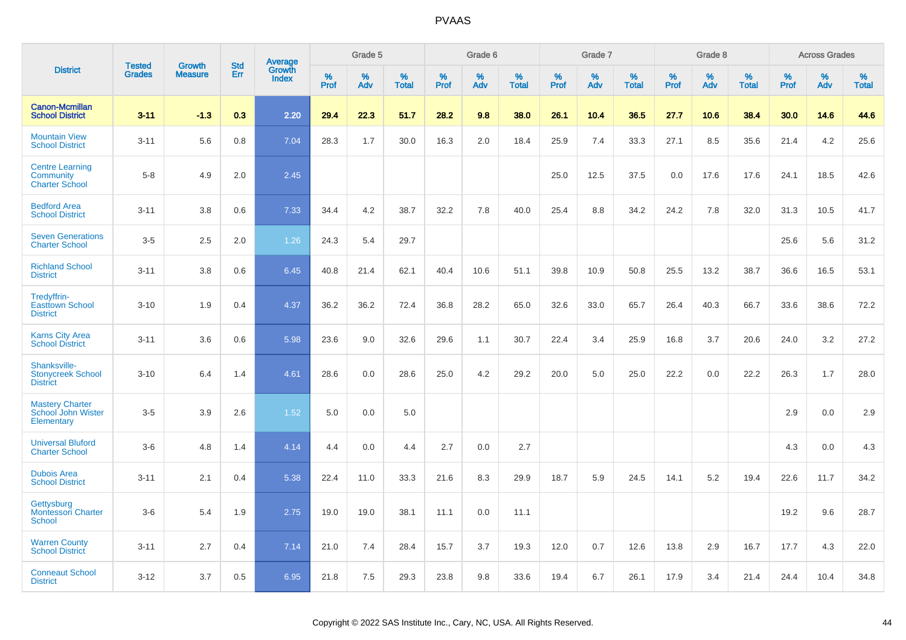# PVAAS

| District | Tested Grades | Growth Measure | Std Err | Average Growth Index | Grade 5 | | | Grade 6 | | | Grade 7 | | | Grade 8 | | | Across Grades | | |
|---|---|---|---|---|---|---|---|---|---|---|---|---|---|---|---|---|---|---|---|
| | | | | | % Prof | % Adv | % Total | % Prof | % Adv | % Total | % Prof | % Adv | % Total | % Prof | % Adv | % Total | % Prof | % Adv | % Total |
| **Canon-Mcmillan School District** | **3-11** | **-1.3** | **0.3** | **2.20** | **29.4** | **22.3** | **51.7** | **28.2** | **9.8** | **38.0** | **26.1** | **10.4** | **36.5** | **27.7** | **10.6** | **38.4** | **30.0** | **14.6** | **44.6** |
| Mountain View School District | 3-11 | 5.6 | 0.8 | 7.04 | 28.3 | 1.7 | 30.0 | 16.3 | 2.0 | 18.4 | 25.9 | 7.4 | 33.3 | 27.1 | 8.5 | 35.6 | 21.4 | 4.2 | 25.6 |
| Centre Learning Community Charter School | 5-8 | 4.9 | 2.0 | 2.45 | | | | | | | 25.0 | 12.5 | 37.5 | 0.0 | 17.6 | 17.6 | 24.1 | 18.5 | 42.6 |
| Bedford Area School District | 3-11 | 3.8 | 0.6 | 7.33 | 34.4 | 4.2 | 38.7 | 32.2 | 7.8 | 40.0 | 25.4 | 8.8 | 34.2 | 24.2 | 7.8 | 32.0 | 31.3 | 10.5 | 41.7 |
| Seven Generations Charter School | 3-5 | 2.5 | 2.0 | 1.26 | 24.3 | 5.4 | 29.7 | | | | | | | | | | 25.6 | 5.6 | 31.2 |
| Richland School District | 3-11 | 3.8 | 0.6 | 6.45 | 40.8 | 21.4 | 62.1 | 40.4 | 10.6 | 51.1 | 39.8 | 10.9 | 50.8 | 25.5 | 13.2 | 38.7 | 36.6 | 16.5 | 53.1 |
| Tredyffrin-Easttown School District | 3-10 | 1.9 | 0.4 | 4.37 | 36.2 | 36.2 | 72.4 | 36.8 | 28.2 | 65.0 | 32.6 | 33.0 | 65.7 | 26.4 | 40.3 | 66.7 | 33.6 | 38.6 | 72.2 |
| Karns City Area School District | 3-11 | 3.6 | 0.6 | 5.98 | 23.6 | 9.0 | 32.6 | 29.6 | 1.1 | 30.7 | 22.4 | 3.4 | 25.9 | 16.8 | 3.7 | 20.6 | 24.0 | 3.2 | 27.2 |
| Shanksville-Stonycreek School District | 3-10 | 6.4 | 1.4 | 4.61 | 28.6 | 0.0 | 28.6 | 25.0 | 4.2 | 29.2 | 20.0 | 5.0 | 25.0 | 22.2 | 0.0 | 22.2 | 26.3 | 1.7 | 28.0 |
| Mastery Charter School John Wister Elementary | 3-5 | 3.9 | 2.6 | 1.52 | 5.0 | 0.0 | 5.0 | | | | | | | | | | 2.9 | 0.0 | 2.9 |
| Universal Bluford Charter School | 3-6 | 4.8 | 1.4 | 4.14 | 4.4 | 0.0 | 4.4 | 2.7 | 0.0 | 2.7 | | | | | | | 4.3 | 0.0 | 4.3 |
| Dubois Area School District | 3-11 | 2.1 | 0.4 | 5.38 | 22.4 | 11.0 | 33.3 | 21.6 | 8.3 | 29.9 | 18.7 | 5.9 | 24.5 | 14.1 | 5.2 | 19.4 | 22.6 | 11.7 | 34.2 |
| Gettysburg Montessori Charter School | 3-6 | 5.4 | 1.9 | 2.75 | 19.0 | 19.0 | 38.1 | 11.1 | 0.0 | 11.1 | | | | | | | 19.2 | 9.6 | 28.7 |
| Warren County School District | 3-11 | 2.7 | 0.4 | 7.14 | 21.0 | 7.4 | 28.4 | 15.7 | 3.7 | 19.3 | 12.0 | 0.7 | 12.6 | 13.8 | 2.9 | 16.7 | 17.7 | 4.3 | 22.0 |
| Conneaut School District | 3-12 | 3.7 | 0.5 | 6.95 | 21.8 | 7.5 | 29.3 | 23.8 | 9.8 | 33.6 | 19.4 | 6.7 | 26.1 | 17.9 | 3.4 | 21.4 | 24.4 | 10.4 | 34.8 |

Copyright © 2022 SAS Institute Inc., Cary, NC, USA. All Rights Reserved.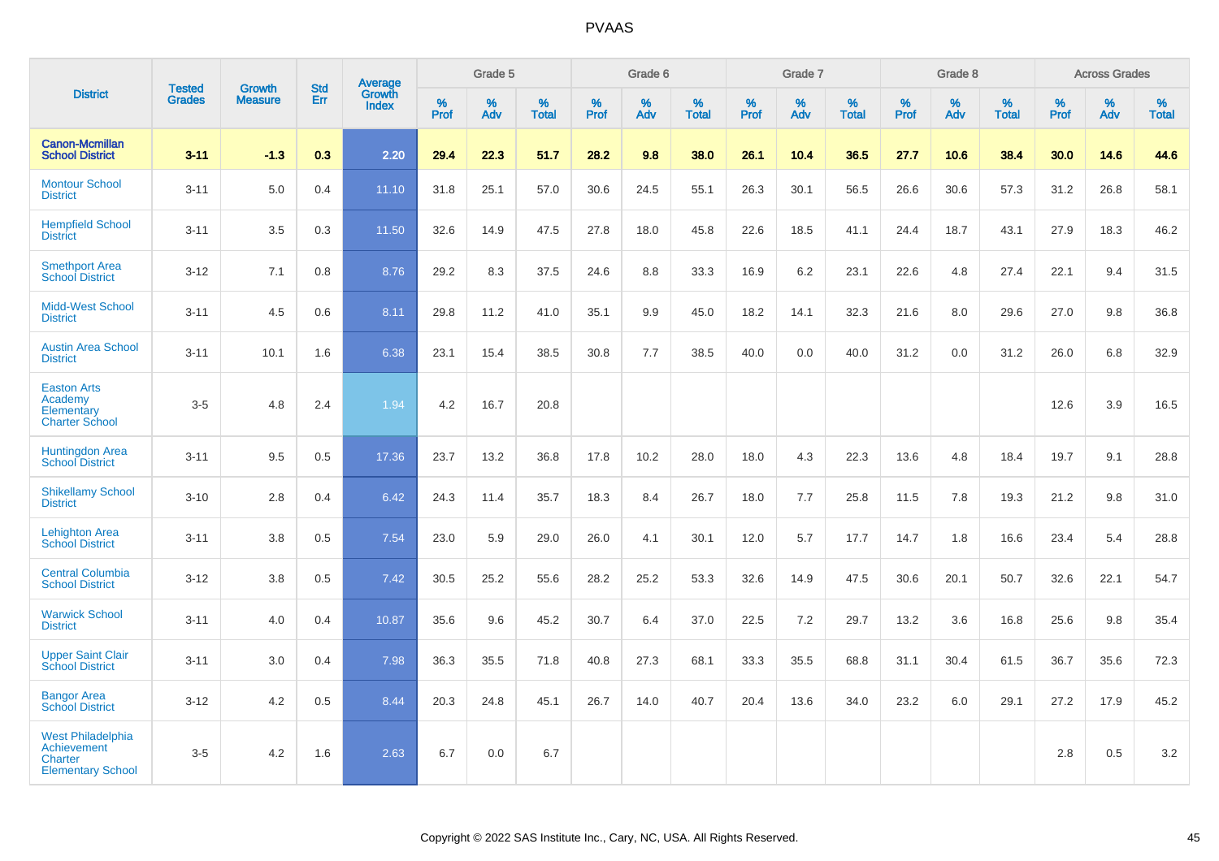| District | Tested Grades | Growth Measure | Std Err | Average Growth Index | Grade 5 | | | Grade 6 | | | Grade 7 | | | Grade 8 | | | Across Grades | | |
|---|---|---|---|---|---|---|---|---|---|---|---|---|---|---|---|---|---|---|---|
| | | | | | % Prof | % Adv | % Total | % Prof | % Adv | % Total | % Prof | % Adv | % Total | % Prof | % Adv | % Total | % Prof | % Adv | % Total |
| **Canon-Mcmillan School District** | **3-11** | **-1.3** | **0.3** | **2.20** | **29.4** | **22.3** | **51.7** | **28.2** | **9.8** | **38.0** | **26.1** | **10.4** | **36.5** | **27.7** | **10.6** | **38.4** | **30.0** | **14.6** | **44.6** |
| Montour School District | 3-11 | 5.0 | 0.4 | 11.10 | 31.8 | 25.1 | 57.0 | 30.6 | 24.5 | 55.1 | 26.3 | 30.1 | 56.5 | 26.6 | 30.6 | 57.3 | 31.2 | 26.8 | 58.1 |
| Hempfield School District | 3-11 | 3.5 | 0.3 | 11.50 | 32.6 | 14.9 | 47.5 | 27.8 | 18.0 | 45.8 | 22.6 | 18.5 | 41.1 | 24.4 | 18.7 | 43.1 | 27.9 | 18.3 | 46.2 |
| Smethport Area School District | 3-12 | 7.1 | 0.8 | 8.76 | 29.2 | 8.3 | 37.5 | 24.6 | 8.8 | 33.3 | 16.9 | 6.2 | 23.1 | 22.6 | 4.8 | 27.4 | 22.1 | 9.4 | 31.5 |
| Midd-West School District | 3-11 | 4.5 | 0.6 | 8.11 | 29.8 | 11.2 | 41.0 | 35.1 | 9.9 | 45.0 | 18.2 | 14.1 | 32.3 | 21.6 | 8.0 | 29.6 | 27.0 | 9.8 | 36.8 |
| Austin Area School District | 3-11 | 10.1 | 1.6 | 6.38 | 23.1 | 15.4 | 38.5 | 30.8 | 7.7 | 38.5 | 40.0 | 0.0 | 40.0 | 31.2 | 0.0 | 31.2 | 26.0 | 6.8 | 32.9 |
| Easton Arts Academy Elementary Charter School | 3-5 | 4.8 | 2.4 | 1.94 | 4.2 | 16.7 | 20.8 | | | | | | | | | | 12.6 | 3.9 | 16.5 |
| Huntingdon Area School District | 3-11 | 9.5 | 0.5 | 17.36 | 23.7 | 13.2 | 36.8 | 17.8 | 10.2 | 28.0 | 18.0 | 4.3 | 22.3 | 13.6 | 4.8 | 18.4 | 19.7 | 9.1 | 28.8 |
| Shikellamy School District | 3-10 | 2.8 | 0.4 | 6.42 | 24.3 | 11.4 | 35.7 | 18.3 | 8.4 | 26.7 | 18.0 | 7.7 | 25.8 | 11.5 | 7.8 | 19.3 | 21.2 | 9.8 | 31.0 |
| Lehighton Area School District | 3-11 | 3.8 | 0.5 | 7.54 | 23.0 | 5.9 | 29.0 | 26.0 | 4.1 | 30.1 | 12.0 | 5.7 | 17.7 | 14.7 | 1.8 | 16.6 | 23.4 | 5.4 | 28.8 |
| Central Columbia School District | 3-12 | 3.8 | 0.5 | 7.42 | 30.5 | 25.2 | 55.6 | 28.2 | 25.2 | 53.3 | 32.6 | 14.9 | 47.5 | 30.6 | 20.1 | 50.7 | 32.6 | 22.1 | 54.7 |
| Warwick School District | 3-11 | 4.0 | 0.4 | 10.87 | 35.6 | 9.6 | 45.2 | 30.7 | 6.4 | 37.0 | 22.5 | 7.2 | 29.7 | 13.2 | 3.6 | 16.8 | 25.6 | 9.8 | 35.4 |
| Upper Saint Clair School District | 3-11 | 3.0 | 0.4 | 7.98 | 36.3 | 35.5 | 71.8 | 40.8 | 27.3 | 68.1 | 33.3 | 35.5 | 68.8 | 31.1 | 30.4 | 61.5 | 36.7 | 35.6 | 72.3 |
| Bangor Area School District | 3-12 | 4.2 | 0.5 | 8.44 | 20.3 | 24.8 | 45.1 | 26.7 | 14.0 | 40.7 | 20.4 | 13.6 | 34.0 | 23.2 | 6.0 | 29.1 | 27.2 | 17.9 | 45.2 |
| West Philadelphia Achievement Charter Elementary School | 3-5 | 4.2 | 1.6 | 2.63 | 6.7 | 0.0 | 6.7 | | | | | | | | | | 2.8 | 0.5 | 3.2 |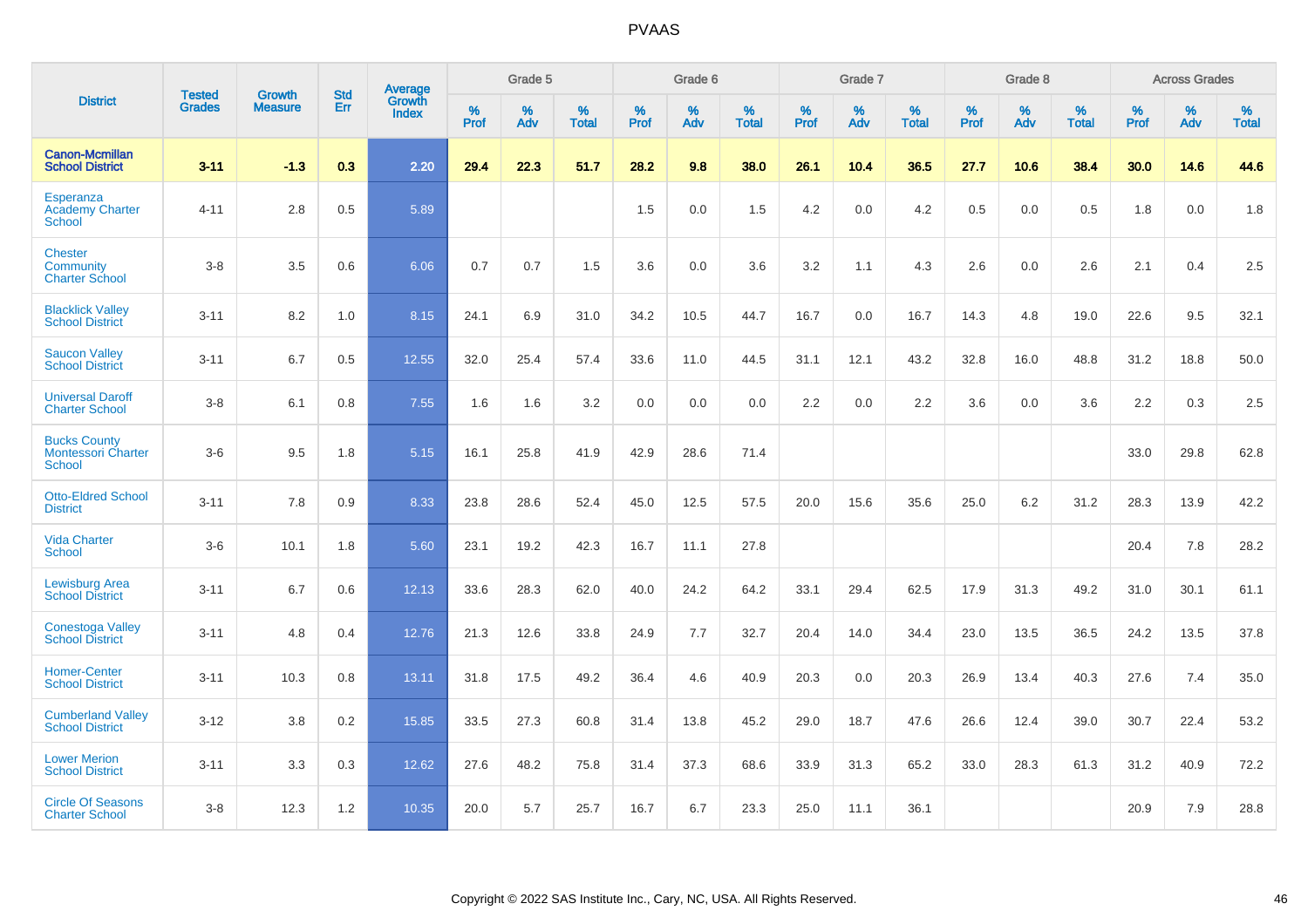# PVAAS

| District | Tested Grades | Growth Measure | Std Err | Average Growth Index | Grade 5 | | | Grade 6 | | | Grade 7 | | | Grade 8 | | | Across Grades | | |
|---|---|---|---|---|---|---|---|---|---|---|---|---|---|---|---|---|---|---|---|
| | | | | | % Prof | % Adv | % Total | % Prof | % Adv | % Total | % Prof | % Adv | % Total | % Prof | % Adv | % Total | % Prof | % Adv | % Total |
| **Canon-Mcmillan School District** | **3-11** | **-1.3** | **0.3** | **2.20** | **29.4** | **22.3** | **51.7** | **28.2** | **9.8** | **38.0** | **26.1** | **10.4** | **36.5** | **27.7** | **10.6** | **38.4** | **30.0** | **14.6** | **44.6** |
| Esperanza Academy Charter School | 4-11 | 2.8 | 0.5 | 5.89 | | | | 1.5 | 0.0 | 1.5 | 4.2 | 0.0 | 4.2 | 0.5 | 0.0 | 0.5 | 1.8 | 0.0 | 1.8 |
| Chester Community Charter School | 3-8 | 3.5 | 0.6 | 6.06 | 0.7 | 0.7 | 1.5 | 3.6 | 0.0 | 3.6 | 3.2 | 1.1 | 4.3 | 2.6 | 0.0 | 2.6 | 2.1 | 0.4 | 2.5 |
| Blacklick Valley School District | 3-11 | 8.2 | 1.0 | 8.15 | 24.1 | 6.9 | 31.0 | 34.2 | 10.5 | 44.7 | 16.7 | 0.0 | 16.7 | 14.3 | 4.8 | 19.0 | 22.6 | 9.5 | 32.1 |
| Saucon Valley School District | 3-11 | 6.7 | 0.5 | 12.55 | 32.0 | 25.4 | 57.4 | 33.6 | 11.0 | 44.5 | 31.1 | 12.1 | 43.2 | 32.8 | 16.0 | 48.8 | 31.2 | 18.8 | 50.0 |
| Universal Daroff Charter School | 3-8 | 6.1 | 0.8 | 7.55 | 1.6 | 1.6 | 3.2 | 0.0 | 0.0 | 0.0 | 2.2 | 0.0 | 2.2 | 3.6 | 0.0 | 3.6 | 2.2 | 0.3 | 2.5 |
| Bucks County Montessori Charter School | 3-6 | 9.5 | 1.8 | 5.15 | 16.1 | 25.8 | 41.9 | 42.9 | 28.6 | 71.4 | | | | | | | 33.0 | 29.8 | 62.8 |
| Otto-Eldred School District | 3-11 | 7.8 | 0.9 | 8.33 | 23.8 | 28.6 | 52.4 | 45.0 | 12.5 | 57.5 | 20.0 | 15.6 | 35.6 | 25.0 | 6.2 | 31.2 | 28.3 | 13.9 | 42.2 |
| Vida Charter School | 3-6 | 10.1 | 1.8 | 5.60 | 23.1 | 19.2 | 42.3 | 16.7 | 11.1 | 27.8 | | | | | | | 20.4 | 7.8 | 28.2 |
| Lewisburg Area School District | 3-11 | 6.7 | 0.6 | 12.13 | 33.6 | 28.3 | 62.0 | 40.0 | 24.2 | 64.2 | 33.1 | 29.4 | 62.5 | 17.9 | 31.3 | 49.2 | 31.0 | 30.1 | 61.1 |
| Conestoga Valley School District | 3-11 | 4.8 | 0.4 | 12.76 | 21.3 | 12.6 | 33.8 | 24.9 | 7.7 | 32.7 | 20.4 | 14.0 | 34.4 | 23.0 | 13.5 | 36.5 | 24.2 | 13.5 | 37.8 |
| Homer-Center School District | 3-11 | 10.3 | 0.8 | 13.11 | 31.8 | 17.5 | 49.2 | 36.4 | 4.6 | 40.9 | 20.3 | 0.0 | 20.3 | 26.9 | 13.4 | 40.3 | 27.6 | 7.4 | 35.0 |
| Cumberland Valley School District | 3-12 | 3.8 | 0.2 | 15.85 | 33.5 | 27.3 | 60.8 | 31.4 | 13.8 | 45.2 | 29.0 | 18.7 | 47.6 | 26.6 | 12.4 | 39.0 | 30.7 | 22.4 | 53.2 |
| Lower Merion School District | 3-11 | 3.3 | 0.3 | 12.62 | 27.6 | 48.2 | 75.8 | 31.4 | 37.3 | 68.6 | 33.9 | 31.3 | 65.2 | 33.0 | 28.3 | 61.3 | 31.2 | 40.9 | 72.2 |
| Circle Of Seasons Charter School | 3-8 | 12.3 | 1.2 | 10.35 | 20.0 | 5.7 | 25.7 | 16.7 | 6.7 | 23.3 | 25.0 | 11.1 | 36.1 | | | | 20.9 | 7.9 | 28.8 |

Copyright © 2022 SAS Institute Inc., Cary, NC, USA. All Rights Reserved.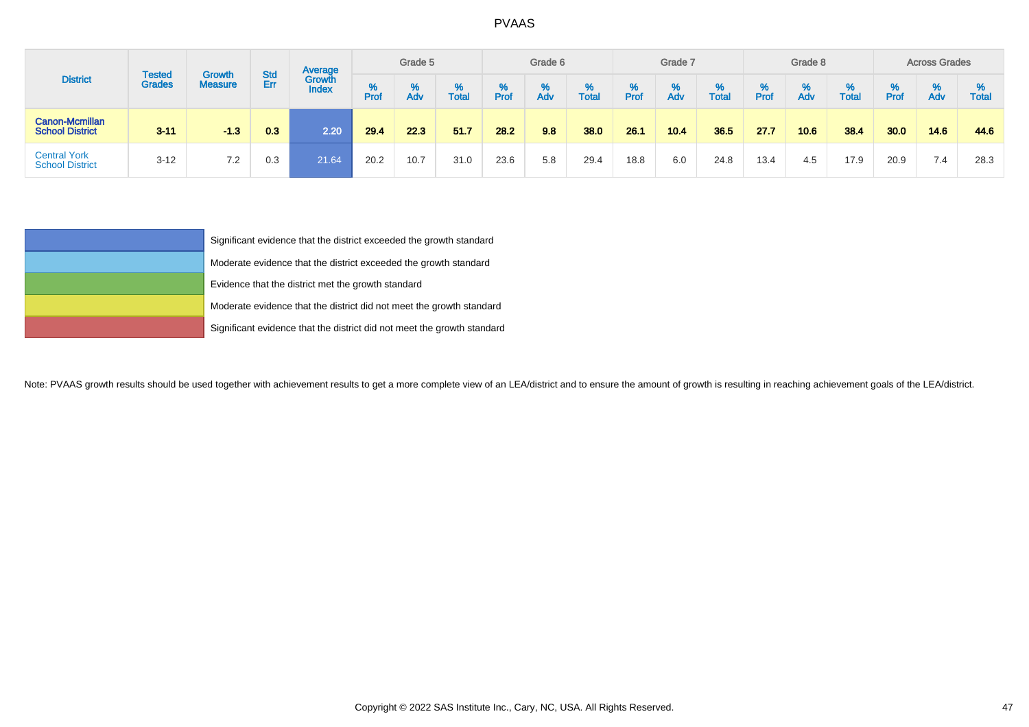# PVAAS

| District | Tested Grades | Growth Measure | Std Err | Average Growth Index | Grade 5 | | | Grade 6 | | | Grade 7 | | | Grade 8 | | | Across Grades | | |
|---|---|---|---|---|---|---|---|---|---|---|---|---|---|---|---|---|---|---|---|
| | | | | | % Prof | % Adv | % Total | % Prof | % Adv | % Total | % Prof | % Adv | % Total | % Prof | % Adv | % Total | % Prof | % Adv | % Total |
| **Canon-Mcmillan School District** | **3-11** | **-1.3** | **0.3** | **2.20** | **29.4** | **22.3** | **51.7** | **28.2** | **9.8** | **38.0** | **26.1** | **10.4** | **36.5** | **27.7** | **10.6** | **38.4** | **30.0** | **14.6** | **44.6** |
| Central York School District | 3-12 | 7.2 | 0.3 | 21.64 | 20.2 | 10.7 | 31.0 | 23.6 | 5.8 | 29.4 | 18.8 | 6.0 | 24.8 | 13.4 | 4.5 | 17.9 | 20.9 | 7.4 | 28.3 |

Significant evidence that the district exceeded the growth standard

Moderate evidence that the district exceeded the growth standard

Evidence that the district met the growth standard

Moderate evidence that the district did not meet the growth standard

Significant evidence that the district did not meet the growth standard

Note: PVAAS growth results should be used together with achievement results to get a more complete view of an LEA/district and to ensure the amount of growth is resulting in reaching achievement goals of the LEA/district.

Copyright © 2022 SAS Institute Inc., Cary, NC, USA. All Rights Reserved.